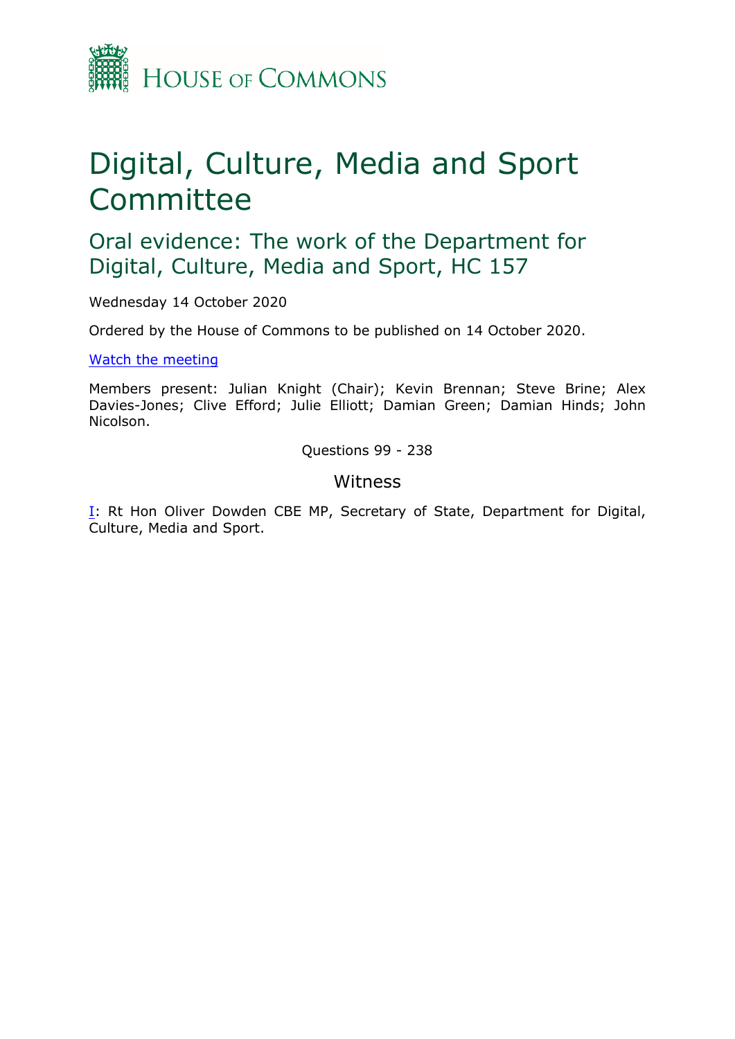HOUSE OF COMMONS

# Digital, Culture, Media and Sport Committee

## Oral evidence: The work of the Department for Digital, Culture, Media and Sport, HC 157

Wednesday 14 October 2020

Ordered by the House of Commons to be published on 14 October 2020.

[Watch the meeting]

Members present: Julian Knight (Chair); Kevin Brennan; Steve Brine; Alex Davies-Jones; Clive Efford; Julie Elliott; Damian Green; Damian Hinds; John Nicolson.

Questions 99 - 238

### Witness

[I]: Rt Hon Oliver Dowden CBE MP, Secretary of State, Department for Digital, Culture, Media and Sport.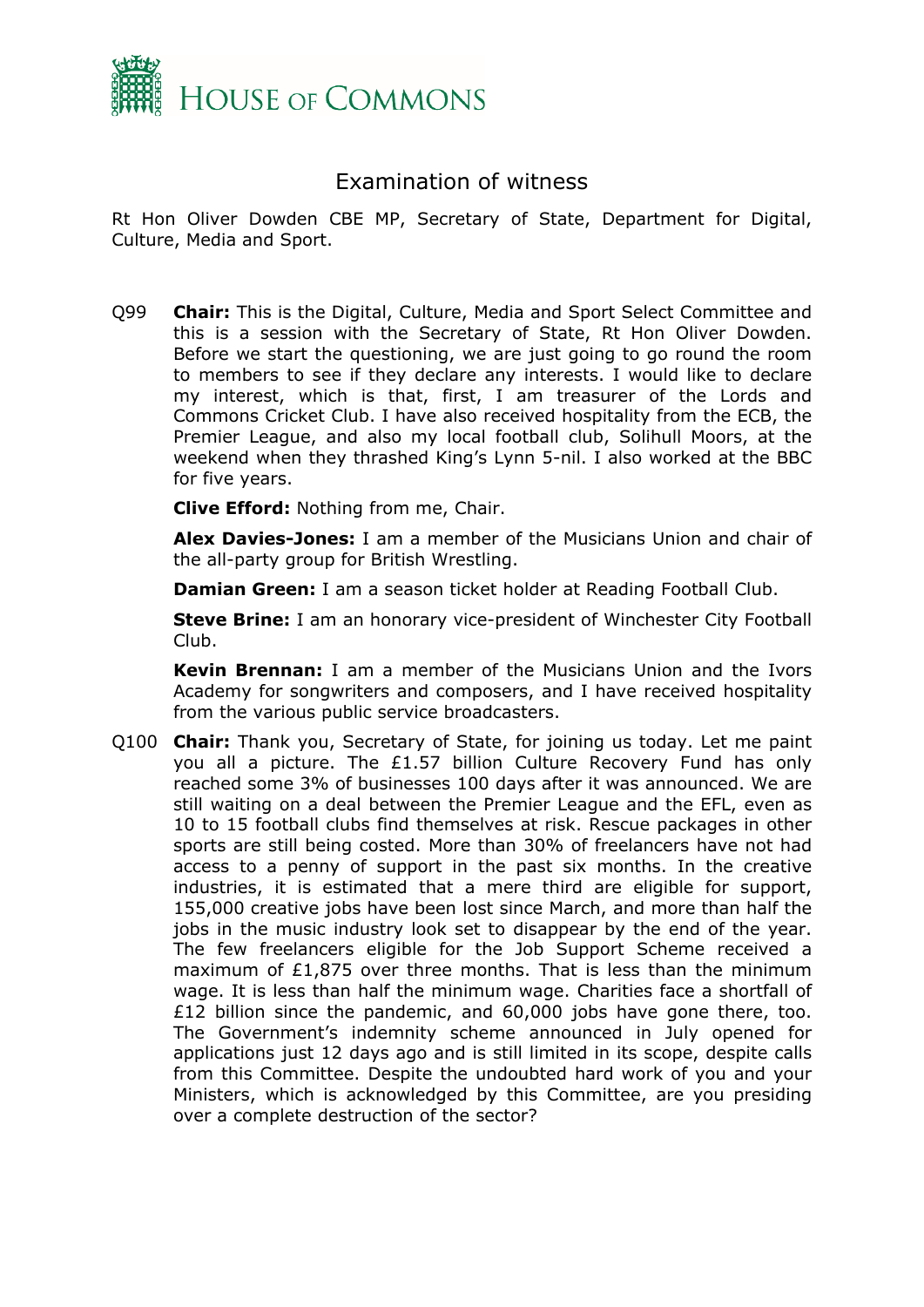HOUSE OF COMMONS

# Examination of witness

Rt Hon Oliver Dowden CBE MP, Secretary of State, Department for Digital, Culture, Media and Sport.

Q99 **Chair:** This is the Digital, Culture, Media and Sport Select Committee and this is a session with the Secretary of State, Rt Hon Oliver Dowden. Before we start the questioning, we are just going to go round the room to members to see if they declare any interests. I would like to declare my interest, which is that, first, I am treasurer of the Lords and Commons Cricket Club. I have also received hospitality from the ECB, the Premier League, and also my local football club, Solihull Moors, at the weekend when they thrashed King's Lynn 5-nil. I also worked at the BBC for five years.

**Clive Efford:** Nothing from me, Chair.

**Alex Davies-Jones:** I am a member of the Musicians Union and chair of the all-party group for British Wrestling.

**Damian Green:** I am a season ticket holder at Reading Football Club.

**Steve Brine:** I am an honorary vice-president of Winchester City Football Club.

**Kevin Brennan:** I am a member of the Musicians Union and the Ivors Academy for songwriters and composers, and I have received hospitality from the various public service broadcasters.

Q100 **Chair:** Thank you, Secretary of State, for joining us today. Let me paint you all a picture. The £1.57 billion Culture Recovery Fund has only reached some 3% of businesses 100 days after it was announced. We are still waiting on a deal between the Premier League and the EFL, even as 10 to 15 football clubs find themselves at risk. Rescue packages in other sports are still being costed. More than 30% of freelancers have not had access to a penny of support in the past six months. In the creative industries, it is estimated that a mere third are eligible for support, 155,000 creative jobs have been lost since March, and more than half the jobs in the music industry look set to disappear by the end of the year. The few freelancers eligible for the Job Support Scheme received a maximum of £1,875 over three months. That is less than the minimum wage. It is less than half the minimum wage. Charities face a shortfall of £12 billion since the pandemic, and 60,000 jobs have gone there, too. The Government's indemnity scheme announced in July opened for applications just 12 days ago and is still limited in its scope, despite calls from this Committee. Despite the undoubted hard work of you and your Ministers, which is acknowledged by this Committee, are you presiding over a complete destruction of the sector?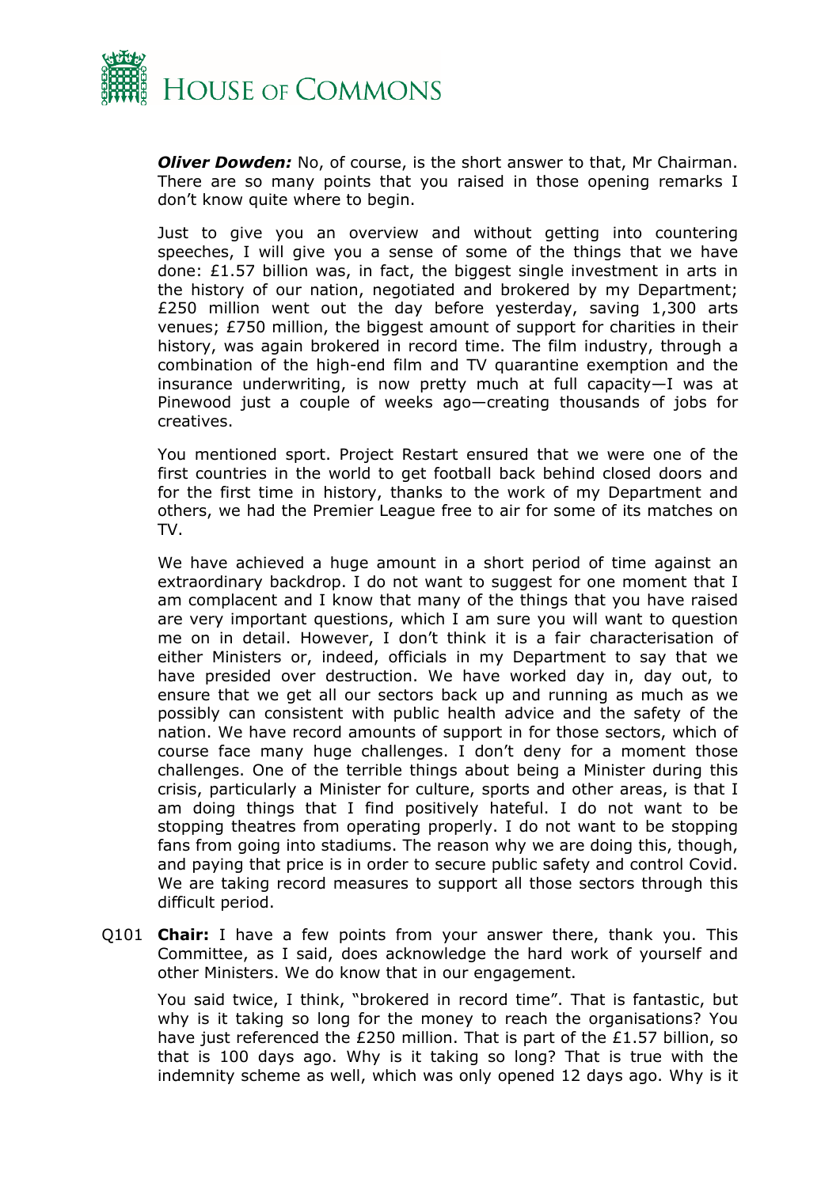***Oliver Dowden:*** No, of course, is the short answer to that, Mr Chairman. There are so many points that you raised in those opening remarks I don't know quite where to begin.

Just to give you an overview and without getting into countering speeches, I will give you a sense of some of the things that we have done: £1.57 billion was, in fact, the biggest single investment in arts in the history of our nation, negotiated and brokered by my Department; £250 million went out the day before yesterday, saving 1,300 arts venues; £750 million, the biggest amount of support for charities in their history, was again brokered in record time. The film industry, through a combination of the high-end film and TV quarantine exemption and the insurance underwriting, is now pretty much at full capacity—I was at Pinewood just a couple of weeks ago—creating thousands of jobs for creatives.

You mentioned sport. Project Restart ensured that we were one of the first countries in the world to get football back behind closed doors and for the first time in history, thanks to the work of my Department and others, we had the Premier League free to air for some of its matches on TV.

We have achieved a huge amount in a short period of time against an extraordinary backdrop. I do not want to suggest for one moment that I am complacent and I know that many of the things that you have raised are very important questions, which I am sure you will want to question me on in detail. However, I don't think it is a fair characterisation of either Ministers or, indeed, officials in my Department to say that we have presided over destruction. We have worked day in, day out, to ensure that we get all our sectors back up and running as much as we possibly can consistent with public health advice and the safety of the nation. We have record amounts of support in for those sectors, which of course face many huge challenges. I don't deny for a moment those challenges. One of the terrible things about being a Minister during this crisis, particularly a Minister for culture, sports and other areas, is that I am doing things that I find positively hateful. I do not want to be stopping theatres from operating properly. I do not want to be stopping fans from going into stadiums. The reason why we are doing this, though, and paying that price is in order to secure public safety and control Covid. We are taking record measures to support all those sectors through this difficult period.

Q101 **Chair:** I have a few points from your answer there, thank you. This Committee, as I said, does acknowledge the hard work of yourself and other Ministers. We do know that in our engagement.

You said twice, I think, "brokered in record time". That is fantastic, but why is it taking so long for the money to reach the organisations? You have just referenced the £250 million. That is part of the £1.57 billion, so that is 100 days ago. Why is it taking so long? That is true with the indemnity scheme as well, which was only opened 12 days ago. Why is it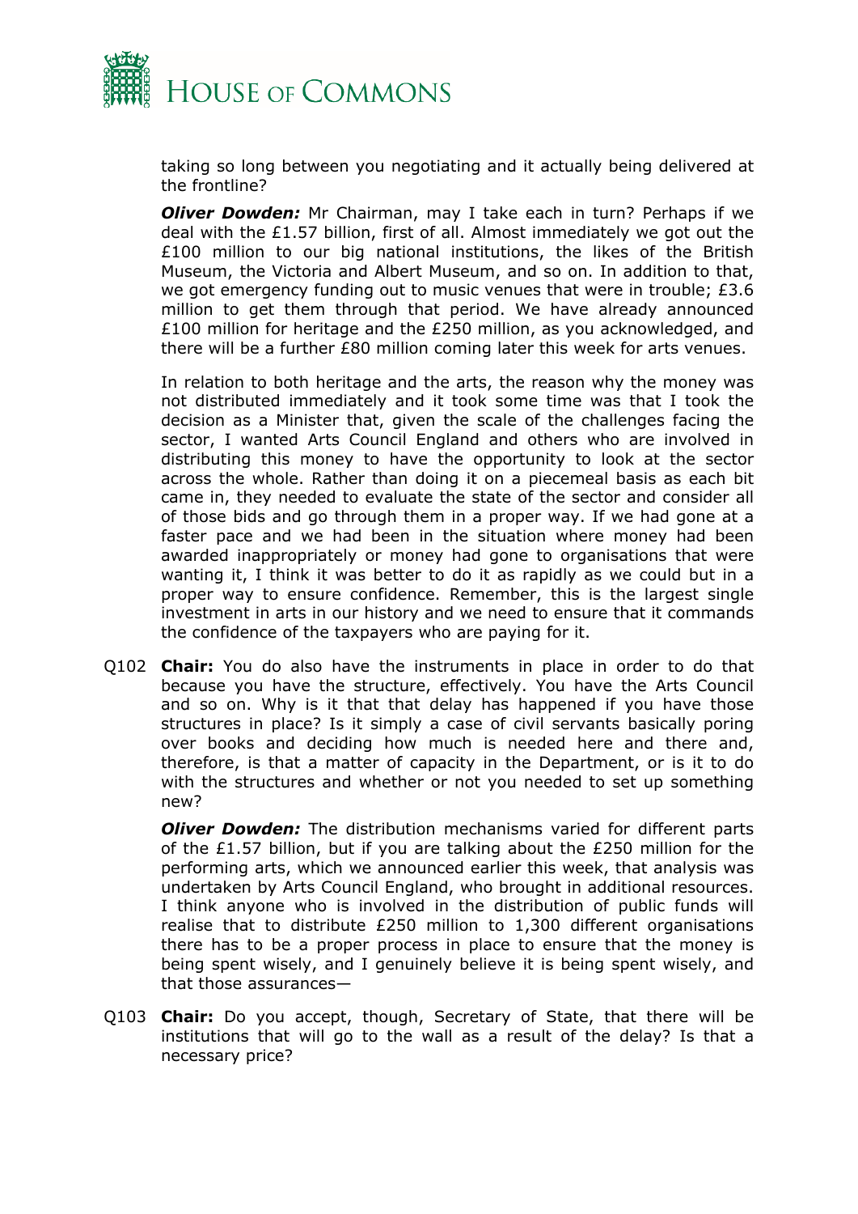taking so long between you negotiating and it actually being delivered at the frontline?

***Oliver Dowden:*** Mr Chairman, may I take each in turn? Perhaps if we deal with the £1.57 billion, first of all. Almost immediately we got out the £100 million to our big national institutions, the likes of the British Museum, the Victoria and Albert Museum, and so on. In addition to that, we got emergency funding out to music venues that were in trouble; £3.6 million to get them through that period. We have already announced £100 million for heritage and the £250 million, as you acknowledged, and there will be a further £80 million coming later this week for arts venues.

In relation to both heritage and the arts, the reason why the money was not distributed immediately and it took some time was that I took the decision as a Minister that, given the scale of the challenges facing the sector, I wanted Arts Council England and others who are involved in distributing this money to have the opportunity to look at the sector across the whole. Rather than doing it on a piecemeal basis as each bit came in, they needed to evaluate the state of the sector and consider all of those bids and go through them in a proper way. If we had gone at a faster pace and we had been in the situation where money had been awarded inappropriately or money had gone to organisations that were wanting it, I think it was better to do it as rapidly as we could but in a proper way to ensure confidence. Remember, this is the largest single investment in arts in our history and we need to ensure that it commands the confidence of the taxpayers who are paying for it.

Q102 **Chair:** You do also have the instruments in place in order to do that because you have the structure, effectively. You have the Arts Council and so on. Why is it that that delay has happened if you have those structures in place? Is it simply a case of civil servants basically poring over books and deciding how much is needed here and there and, therefore, is that a matter of capacity in the Department, or is it to do with the structures and whether or not you needed to set up something new?

***Oliver Dowden:*** The distribution mechanisms varied for different parts of the £1.57 billion, but if you are talking about the £250 million for the performing arts, which we announced earlier this week, that analysis was undertaken by Arts Council England, who brought in additional resources. I think anyone who is involved in the distribution of public funds will realise that to distribute £250 million to 1,300 different organisations there has to be a proper process in place to ensure that the money is being spent wisely, and I genuinely believe it is being spent wisely, and that those assurances—

Q103 **Chair:** Do you accept, though, Secretary of State, that there will be institutions that will go to the wall as a result of the delay? Is that a necessary price?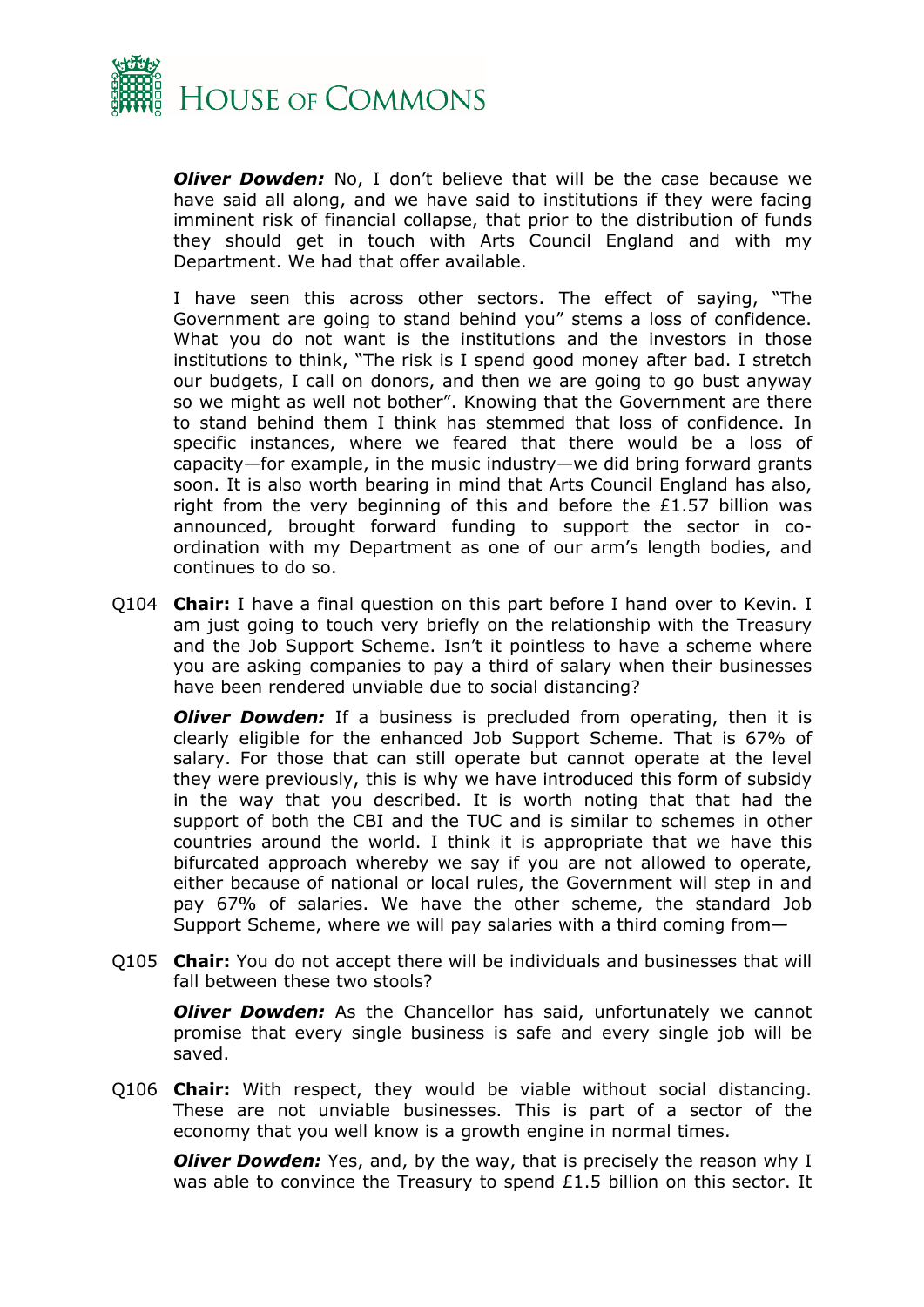***Oliver Dowden:*** No, I don't believe that will be the case because we have said all along, and we have said to institutions if they were facing imminent risk of financial collapse, that prior to the distribution of funds they should get in touch with Arts Council England and with my Department. We had that offer available.

I have seen this across other sectors. The effect of saying, "The Government are going to stand behind you" stems a loss of confidence. What you do not want is the institutions and the investors in those institutions to think, "The risk is I spend good money after bad. I stretch our budgets, I call on donors, and then we are going to go bust anyway so we might as well not bother". Knowing that the Government are there to stand behind them I think has stemmed that loss of confidence. In specific instances, where we feared that there would be a loss of capacity—for example, in the music industry—we did bring forward grants soon. It is also worth bearing in mind that Arts Council England has also, right from the very beginning of this and before the £1.57 billion was announced, brought forward funding to support the sector in co-ordination with my Department as one of our arm's length bodies, and continues to do so.

Q104 **Chair:** I have a final question on this part before I hand over to Kevin. I am just going to touch very briefly on the relationship with the Treasury and the Job Support Scheme. Isn't it pointless to have a scheme where you are asking companies to pay a third of salary when their businesses have been rendered unviable due to social distancing?

***Oliver Dowden:*** If a business is precluded from operating, then it is clearly eligible for the enhanced Job Support Scheme. That is 67% of salary. For those that can still operate but cannot operate at the level they were previously, this is why we have introduced this form of subsidy in the way that you described. It is worth noting that that had the support of both the CBI and the TUC and is similar to schemes in other countries around the world. I think it is appropriate that we have this bifurcated approach whereby we say if you are not allowed to operate, either because of national or local rules, the Government will step in and pay 67% of salaries. We have the other scheme, the standard Job Support Scheme, where we will pay salaries with a third coming from—

Q105 **Chair:** You do not accept there will be individuals and businesses that will fall between these two stools?

***Oliver Dowden:*** As the Chancellor has said, unfortunately we cannot promise that every single business is safe and every single job will be saved.

Q106 **Chair:** With respect, they would be viable without social distancing. These are not unviable businesses. This is part of a sector of the economy that you well know is a growth engine in normal times.

***Oliver Dowden:*** Yes, and, by the way, that is precisely the reason why I was able to convince the Treasury to spend £1.5 billion on this sector. It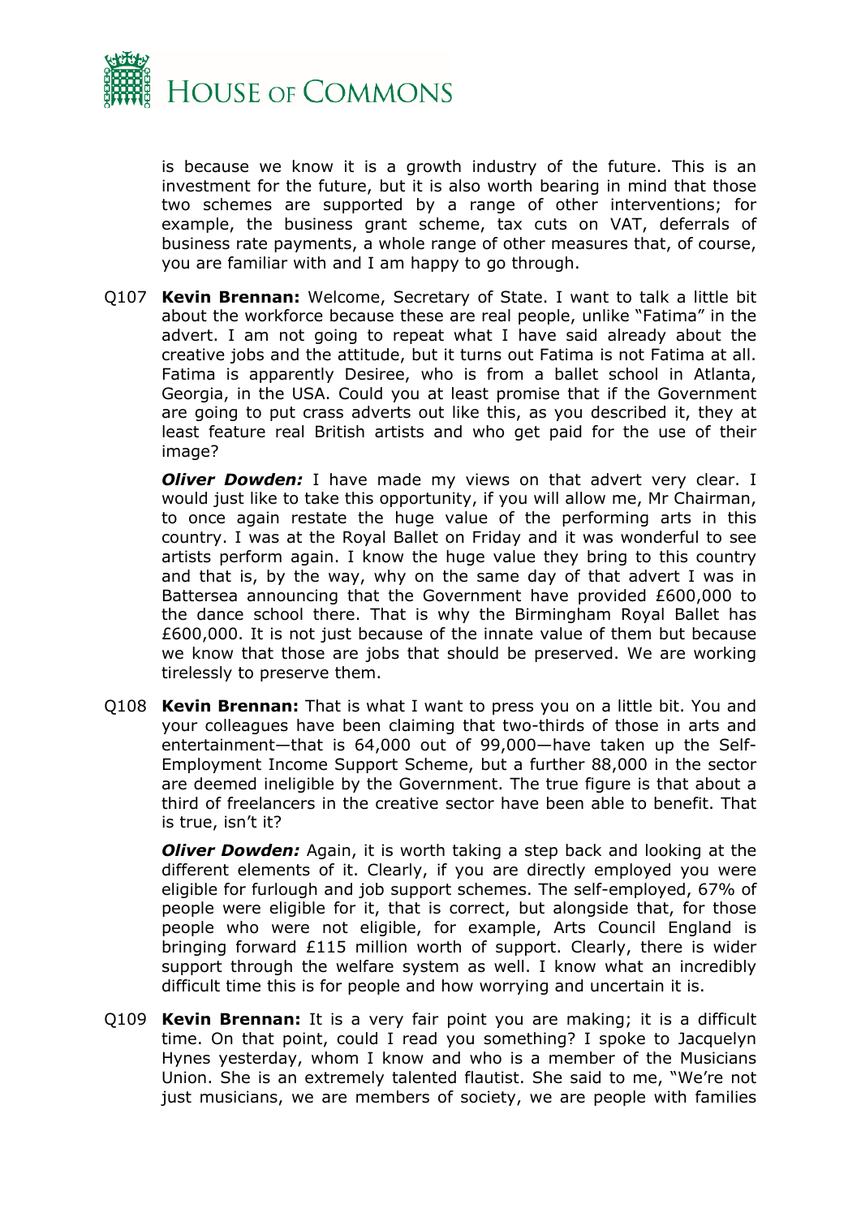is because we know it is a growth industry of the future. This is an investment for the future, but it is also worth bearing in mind that those two schemes are supported by a range of other interventions; for example, the business grant scheme, tax cuts on VAT, deferrals of business rate payments, a whole range of other measures that, of course, you are familiar with and I am happy to go through.

Q107 **Kevin Brennan:** Welcome, Secretary of State. I want to talk a little bit about the workforce because these are real people, unlike "Fatima" in the advert. I am not going to repeat what I have said already about the creative jobs and the attitude, but it turns out Fatima is not Fatima at all. Fatima is apparently Desiree, who is from a ballet school in Atlanta, Georgia, in the USA. Could you at least promise that if the Government are going to put crass adverts out like this, as you described it, they at least feature real British artists and who get paid for the use of their image?

***Oliver Dowden:*** I have made my views on that advert very clear. I would just like to take this opportunity, if you will allow me, Mr Chairman, to once again restate the huge value of the performing arts in this country. I was at the Royal Ballet on Friday and it was wonderful to see artists perform again. I know the huge value they bring to this country and that is, by the way, why on the same day of that advert I was in Battersea announcing that the Government have provided £600,000 to the dance school there. That is why the Birmingham Royal Ballet has £600,000. It is not just because of the innate value of them but because we know that those are jobs that should be preserved. We are working tirelessly to preserve them.

Q108 **Kevin Brennan:** That is what I want to press you on a little bit. You and your colleagues have been claiming that two-thirds of those in arts and entertainment—that is 64,000 out of 99,000—have taken up the Self-Employment Income Support Scheme, but a further 88,000 in the sector are deemed ineligible by the Government. The true figure is that about a third of freelancers in the creative sector have been able to benefit. That is true, isn't it?

***Oliver Dowden:*** Again, it is worth taking a step back and looking at the different elements of it. Clearly, if you are directly employed you were eligible for furlough and job support schemes. The self-employed, 67% of people were eligible for it, that is correct, but alongside that, for those people who were not eligible, for example, Arts Council England is bringing forward £115 million worth of support. Clearly, there is wider support through the welfare system as well. I know what an incredibly difficult time this is for people and how worrying and uncertain it is.

Q109 **Kevin Brennan:** It is a very fair point you are making; it is a difficult time. On that point, could I read you something? I spoke to Jacquelyn Hynes yesterday, whom I know and who is a member of the Musicians Union. She is an extremely talented flautist. She said to me, "We're not just musicians, we are members of society, we are people with families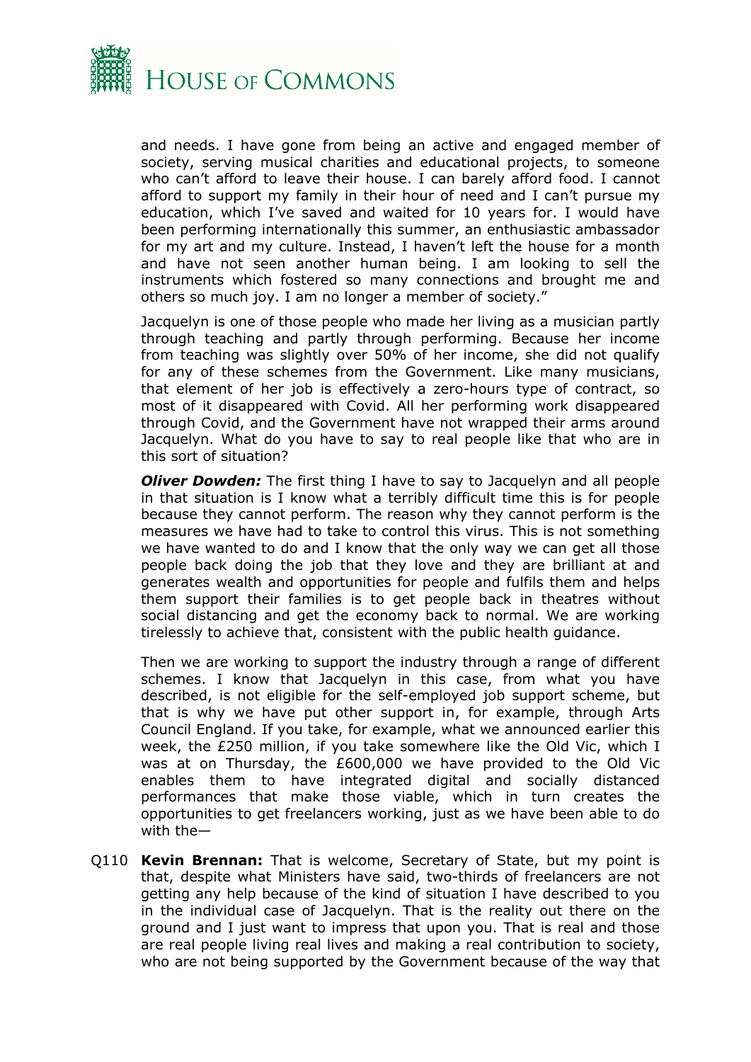and needs. I have gone from being an active and engaged member of society, serving musical charities and educational projects, to someone who can't afford to leave their house. I can barely afford food. I cannot afford to support my family in their hour of need and I can't pursue my education, which I've saved and waited for 10 years for. I would have been performing internationally this summer, an enthusiastic ambassador for my art and my culture. Instead, I haven't left the house for a month and have not seen another human being. I am looking to sell the instruments which fostered so many connections and brought me and others so much joy. I am no longer a member of society."

Jacquelyn is one of those people who made her living as a musician partly through teaching and partly through performing. Because her income from teaching was slightly over 50% of her income, she did not qualify for any of these schemes from the Government. Like many musicians, that element of her job is effectively a zero-hours type of contract, so most of it disappeared with Covid. All her performing work disappeared through Covid, and the Government have not wrapped their arms around Jacquelyn. What do you have to say to real people like that who are in this sort of situation?

***Oliver Dowden:*** The first thing I have to say to Jacquelyn and all people in that situation is I know what a terribly difficult time this is for people because they cannot perform. The reason why they cannot perform is the measures we have had to take to control this virus. This is not something we have wanted to do and I know that the only way we can get all those people back doing the job that they love and they are brilliant at and generates wealth and opportunities for people and fulfils them and helps them support their families is to get people back in theatres without social distancing and get the economy back to normal. We are working tirelessly to achieve that, consistent with the public health guidance.

Then we are working to support the industry through a range of different schemes. I know that Jacquelyn in this case, from what you have described, is not eligible for the self-employed job support scheme, but that is why we have put other support in, for example, through Arts Council England. If you take, for example, what we announced earlier this week, the £250 million, if you take somewhere like the Old Vic, which I was at on Thursday, the £600,000 we have provided to the Old Vic enables them to have integrated digital and socially distanced performances that make those viable, which in turn creates the opportunities to get freelancers working, just as we have been able to do with the—

Q110 **Kevin Brennan:** That is welcome, Secretary of State, but my point is that, despite what Ministers have said, two-thirds of freelancers are not getting any help because of the kind of situation I have described to you in the individual case of Jacquelyn. That is the reality out there on the ground and I just want to impress that upon you. That is real and those are real people living real lives and making a real contribution to society, who are not being supported by the Government because of the way that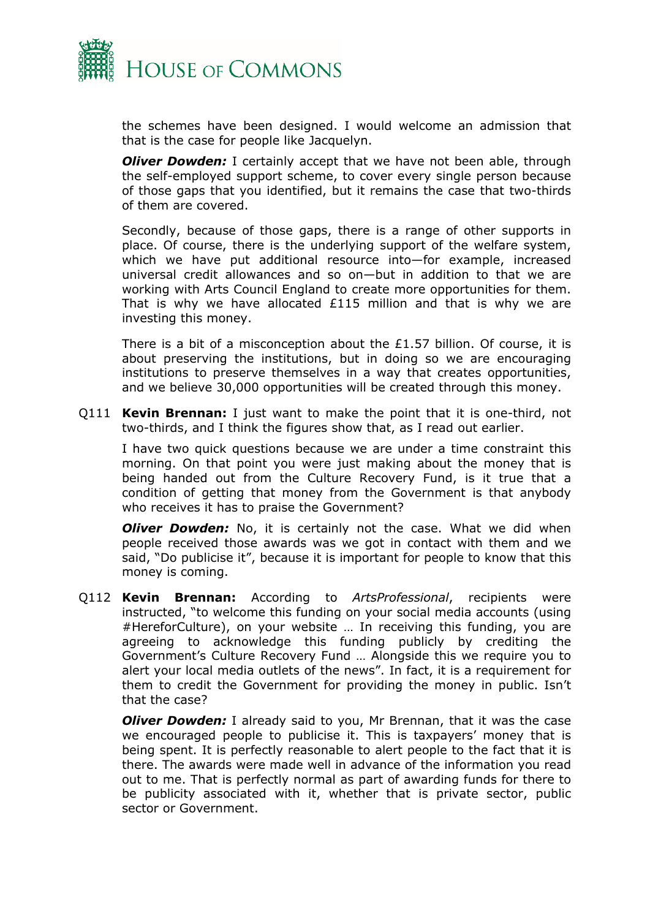the schemes have been designed. I would welcome an admission that that is the case for people like Jacquelyn.

***Oliver Dowden:*** I certainly accept that we have not been able, through the self-employed support scheme, to cover every single person because of those gaps that you identified, but it remains the case that two-thirds of them are covered.

Secondly, because of those gaps, there is a range of other supports in place. Of course, there is the underlying support of the welfare system, which we have put additional resource into—for example, increased universal credit allowances and so on—but in addition to that we are working with Arts Council England to create more opportunities for them. That is why we have allocated £115 million and that is why we are investing this money.

There is a bit of a misconception about the £1.57 billion. Of course, it is about preserving the institutions, but in doing so we are encouraging institutions to preserve themselves in a way that creates opportunities, and we believe 30,000 opportunities will be created through this money.

Q111 **Kevin Brennan:** I just want to make the point that it is one-third, not two-thirds, and I think the figures show that, as I read out earlier.

I have two quick questions because we are under a time constraint this morning. On that point you were just making about the money that is being handed out from the Culture Recovery Fund, is it true that a condition of getting that money from the Government is that anybody who receives it has to praise the Government?

***Oliver Dowden:*** No, it is certainly not the case. What we did when people received those awards was we got in contact with them and we said, "Do publicise it", because it is important for people to know that this money is coming.

Q112 **Kevin Brennan:** According to *ArtsProfessional*, recipients were instructed, "to welcome this funding on your social media accounts (using #HereforCulture), on your website … In receiving this funding, you are agreeing to acknowledge this funding publicly by crediting the Government's Culture Recovery Fund … Alongside this we require you to alert your local media outlets of the news". In fact, it is a requirement for them to credit the Government for providing the money in public. Isn't that the case?

***Oliver Dowden:*** I already said to you, Mr Brennan, that it was the case we encouraged people to publicise it. This is taxpayers' money that is being spent. It is perfectly reasonable to alert people to the fact that it is there. The awards were made well in advance of the information you read out to me. That is perfectly normal as part of awarding funds for there to be publicity associated with it, whether that is private sector, public sector or Government.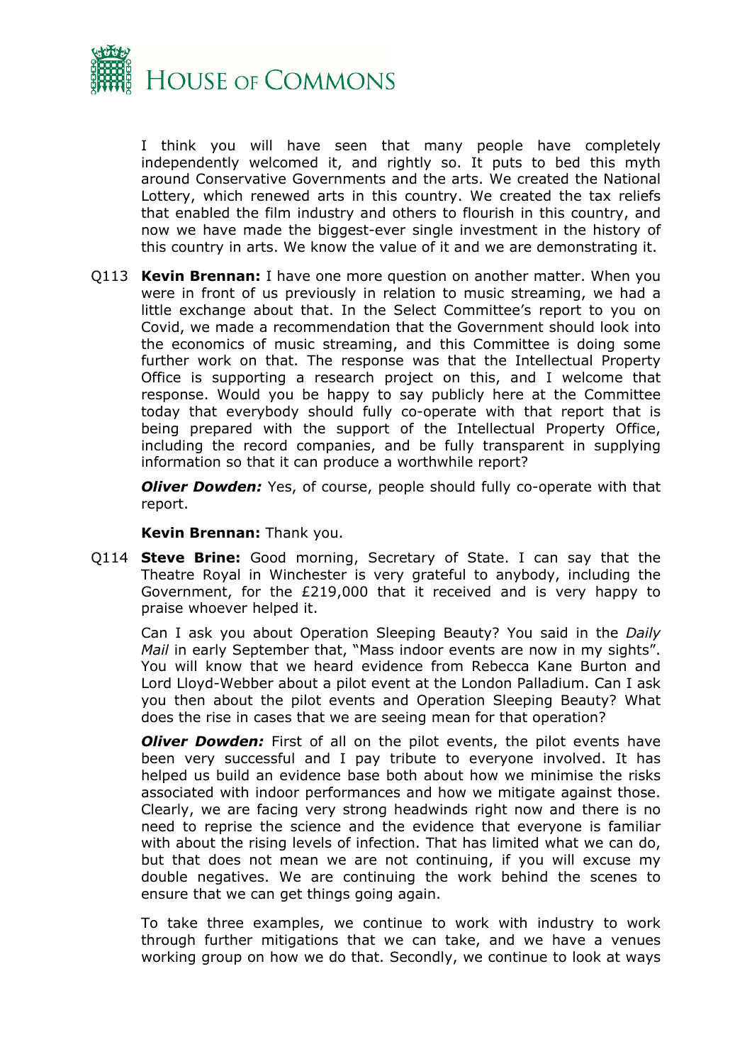I think you will have seen that many people have completely independently welcomed it, and rightly so. It puts to bed this myth around Conservative Governments and the arts. We created the National Lottery, which renewed arts in this country. We created the tax reliefs that enabled the film industry and others to flourish in this country, and now we have made the biggest-ever single investment in the history of this country in arts. We know the value of it and we are demonstrating it.

Q113 **Kevin Brennan:** I have one more question on another matter. When you were in front of us previously in relation to music streaming, we had a little exchange about that. In the Select Committee's report to you on Covid, we made a recommendation that the Government should look into the economics of music streaming, and this Committee is doing some further work on that. The response was that the Intellectual Property Office is supporting a research project on this, and I welcome that response. Would you be happy to say publicly here at the Committee today that everybody should fully co-operate with that report that is being prepared with the support of the Intellectual Property Office, including the record companies, and be fully transparent in supplying information so that it can produce a worthwhile report?

***Oliver Dowden:*** Yes, of course, people should fully co-operate with that report.

**Kevin Brennan:** Thank you.

Q114 **Steve Brine:** Good morning, Secretary of State. I can say that the Theatre Royal in Winchester is very grateful to anybody, including the Government, for the £219,000 that it received and is very happy to praise whoever helped it.

Can I ask you about Operation Sleeping Beauty? You said in the *Daily Mail* in early September that, "Mass indoor events are now in my sights". You will know that we heard evidence from Rebecca Kane Burton and Lord Lloyd-Webber about a pilot event at the London Palladium. Can I ask you then about the pilot events and Operation Sleeping Beauty? What does the rise in cases that we are seeing mean for that operation?

***Oliver Dowden:*** First of all on the pilot events, the pilot events have been very successful and I pay tribute to everyone involved. It has helped us build an evidence base both about how we minimise the risks associated with indoor performances and how we mitigate against those. Clearly, we are facing very strong headwinds right now and there is no need to reprise the science and the evidence that everyone is familiar with about the rising levels of infection. That has limited what we can do, but that does not mean we are not continuing, if you will excuse my double negatives. We are continuing the work behind the scenes to ensure that we can get things going again.

To take three examples, we continue to work with industry to work through further mitigations that we can take, and we have a venues working group on how we do that. Secondly, we continue to look at ways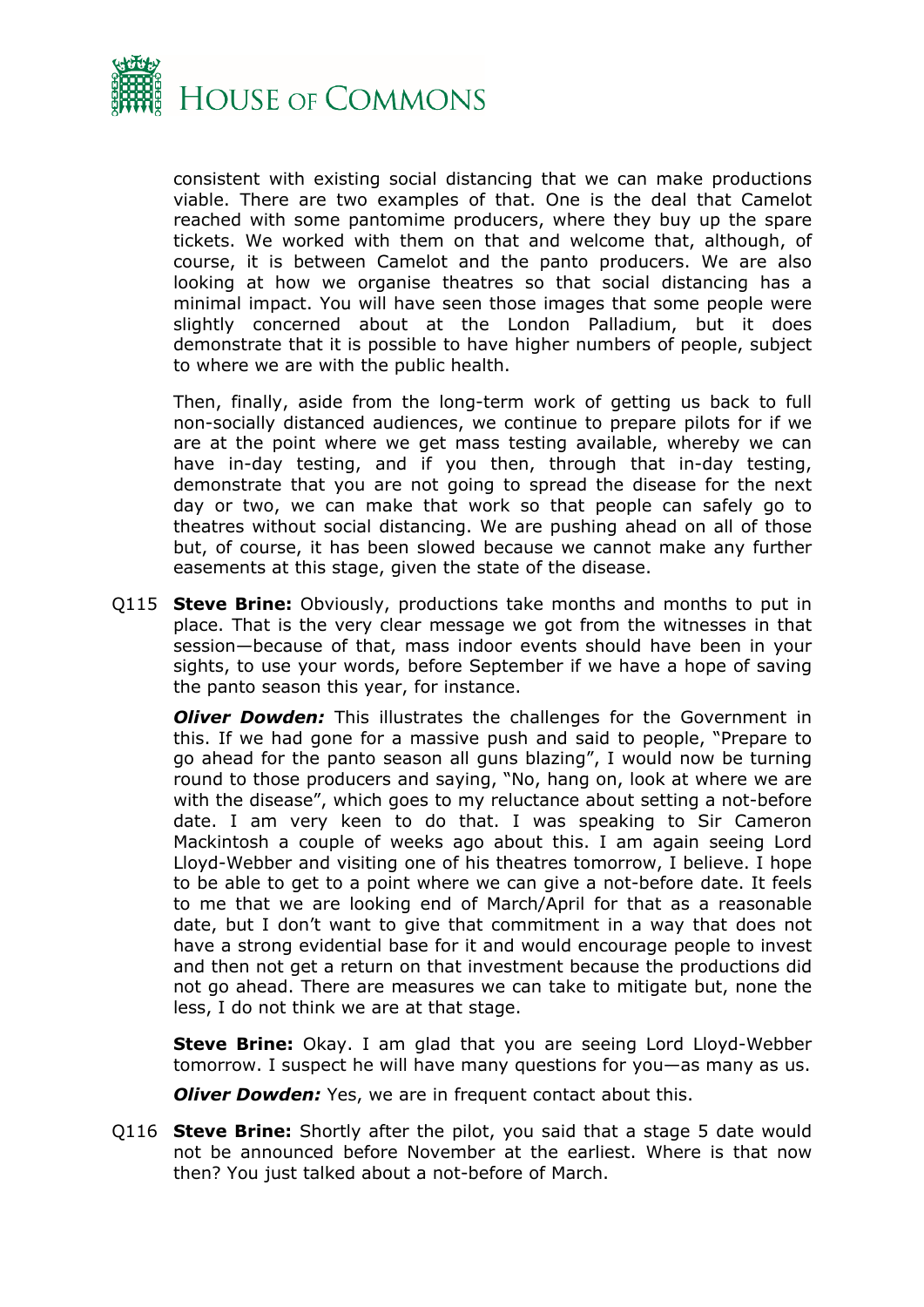consistent with existing social distancing that we can make productions viable. There are two examples of that. One is the deal that Camelot reached with some pantomime producers, where they buy up the spare tickets. We worked with them on that and welcome that, although, of course, it is between Camelot and the panto producers. We are also looking at how we organise theatres so that social distancing has a minimal impact. You will have seen those images that some people were slightly concerned about at the London Palladium, but it does demonstrate that it is possible to have higher numbers of people, subject to where we are with the public health.

Then, finally, aside from the long-term work of getting us back to full non-socially distanced audiences, we continue to prepare pilots for if we are at the point where we get mass testing available, whereby we can have in-day testing, and if you then, through that in-day testing, demonstrate that you are not going to spread the disease for the next day or two, we can make that work so that people can safely go to theatres without social distancing. We are pushing ahead on all of those but, of course, it has been slowed because we cannot make any further easements at this stage, given the state of the disease.

Q115 **Steve Brine:** Obviously, productions take months and months to put in place. That is the very clear message we got from the witnesses in that session—because of that, mass indoor events should have been in your sights, to use your words, before September if we have a hope of saving the panto season this year, for instance.

***Oliver Dowden:*** This illustrates the challenges for the Government in this. If we had gone for a massive push and said to people, "Prepare to go ahead for the panto season all guns blazing", I would now be turning round to those producers and saying, "No, hang on, look at where we are with the disease", which goes to my reluctance about setting a not-before date. I am very keen to do that. I was speaking to Sir Cameron Mackintosh a couple of weeks ago about this. I am again seeing Lord Lloyd-Webber and visiting one of his theatres tomorrow, I believe. I hope to be able to get to a point where we can give a not-before date. It feels to me that we are looking end of March/April for that as a reasonable date, but I don't want to give that commitment in a way that does not have a strong evidential base for it and would encourage people to invest and then not get a return on that investment because the productions did not go ahead. There are measures we can take to mitigate but, none the less, I do not think we are at that stage.

**Steve Brine:** Okay. I am glad that you are seeing Lord Lloyd-Webber tomorrow. I suspect he will have many questions for you—as many as us.

***Oliver Dowden:*** Yes, we are in frequent contact about this.

Q116 **Steve Brine:** Shortly after the pilot, you said that a stage 5 date would not be announced before November at the earliest. Where is that now then? You just talked about a not-before of March.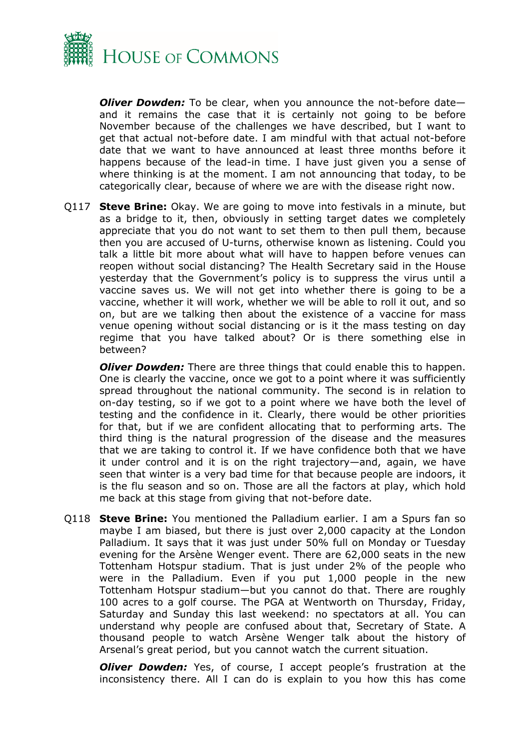***Oliver Dowden:*** To be clear, when you announce the not-before date—and it remains the case that it is certainly not going to be before November because of the challenges we have described, but I want to get that actual not-before date. I am mindful with that actual not-before date that we want to have announced at least three months before it happens because of the lead-in time. I have just given you a sense of where thinking is at the moment. I am not announcing that today, to be categorically clear, because of where we are with the disease right now.

Q117 **Steve Brine:** Okay. We are going to move into festivals in a minute, but as a bridge to it, then, obviously in setting target dates we completely appreciate that you do not want to set them to then pull them, because then you are accused of U-turns, otherwise known as listening. Could you talk a little bit more about what will have to happen before venues can reopen without social distancing? The Health Secretary said in the House yesterday that the Government's policy is to suppress the virus until a vaccine saves us. We will not get into whether there is going to be a vaccine, whether it will work, whether we will be able to roll it out, and so on, but are we talking then about the existence of a vaccine for mass venue opening without social distancing or is it the mass testing on day regime that you have talked about? Or is there something else in between?

***Oliver Dowden:*** There are three things that could enable this to happen. One is clearly the vaccine, once we got to a point where it was sufficiently spread throughout the national community. The second is in relation to on-day testing, so if we got to a point where we have both the level of testing and the confidence in it. Clearly, there would be other priorities for that, but if we are confident allocating that to performing arts. The third thing is the natural progression of the disease and the measures that we are taking to control it. If we have confidence both that we have it under control and it is on the right trajectory—and, again, we have seen that winter is a very bad time for that because people are indoors, it is the flu season and so on. Those are all the factors at play, which hold me back at this stage from giving that not-before date.

Q118 **Steve Brine:** You mentioned the Palladium earlier. I am a Spurs fan so maybe I am biased, but there is just over 2,000 capacity at the London Palladium. It says that it was just under 50% full on Monday or Tuesday evening for the Arsène Wenger event. There are 62,000 seats in the new Tottenham Hotspur stadium. That is just under 2% of the people who were in the Palladium. Even if you put 1,000 people in the new Tottenham Hotspur stadium—but you cannot do that. There are roughly 100 acres to a golf course. The PGA at Wentworth on Thursday, Friday, Saturday and Sunday this last weekend: no spectators at all. You can understand why people are confused about that, Secretary of State. A thousand people to watch Arsène Wenger talk about the history of Arsenal's great period, but you cannot watch the current situation.

***Oliver Dowden:*** Yes, of course, I accept people's frustration at the inconsistency there. All I can do is explain to you how this has come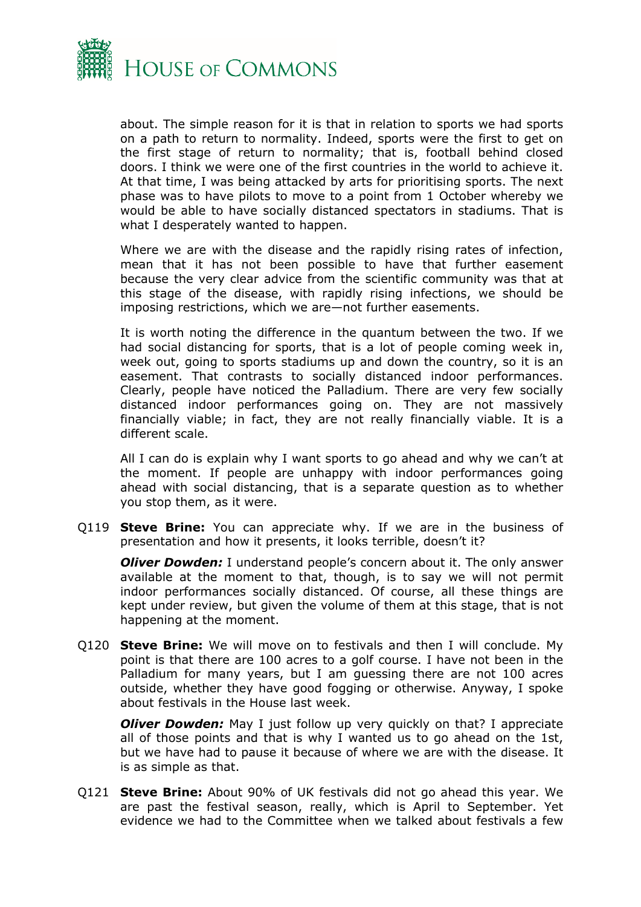about. The simple reason for it is that in relation to sports we had sports on a path to return to normality. Indeed, sports were the first to get on the first stage of return to normality; that is, football behind closed doors. I think we were one of the first countries in the world to achieve it. At that time, I was being attacked by arts for prioritising sports. The next phase was to have pilots to move to a point from 1 October whereby we would be able to have socially distanced spectators in stadiums. That is what I desperately wanted to happen.

Where we are with the disease and the rapidly rising rates of infection, mean that it has not been possible to have that further easement because the very clear advice from the scientific community was that at this stage of the disease, with rapidly rising infections, we should be imposing restrictions, which we are—not further easements.

It is worth noting the difference in the quantum between the two. If we had social distancing for sports, that is a lot of people coming week in, week out, going to sports stadiums up and down the country, so it is an easement. That contrasts to socially distanced indoor performances. Clearly, people have noticed the Palladium. There are very few socially distanced indoor performances going on. They are not massively financially viable; in fact, they are not really financially viable. It is a different scale.

All I can do is explain why I want sports to go ahead and why we can't at the moment. If people are unhappy with indoor performances going ahead with social distancing, that is a separate question as to whether you stop them, as it were.

Q119 **Steve Brine:** You can appreciate why. If we are in the business of presentation and how it presents, it looks terrible, doesn't it?

***Oliver Dowden:*** I understand people's concern about it. The only answer available at the moment to that, though, is to say we will not permit indoor performances socially distanced. Of course, all these things are kept under review, but given the volume of them at this stage, that is not happening at the moment.

Q120 **Steve Brine:** We will move on to festivals and then I will conclude. My point is that there are 100 acres to a golf course. I have not been in the Palladium for many years, but I am guessing there are not 100 acres outside, whether they have good fogging or otherwise. Anyway, I spoke about festivals in the House last week.

***Oliver Dowden:*** May I just follow up very quickly on that? I appreciate all of those points and that is why I wanted us to go ahead on the 1st, but we have had to pause it because of where we are with the disease. It is as simple as that.

Q121 **Steve Brine:** About 90% of UK festivals did not go ahead this year. We are past the festival season, really, which is April to September. Yet evidence we had to the Committee when we talked about festivals a few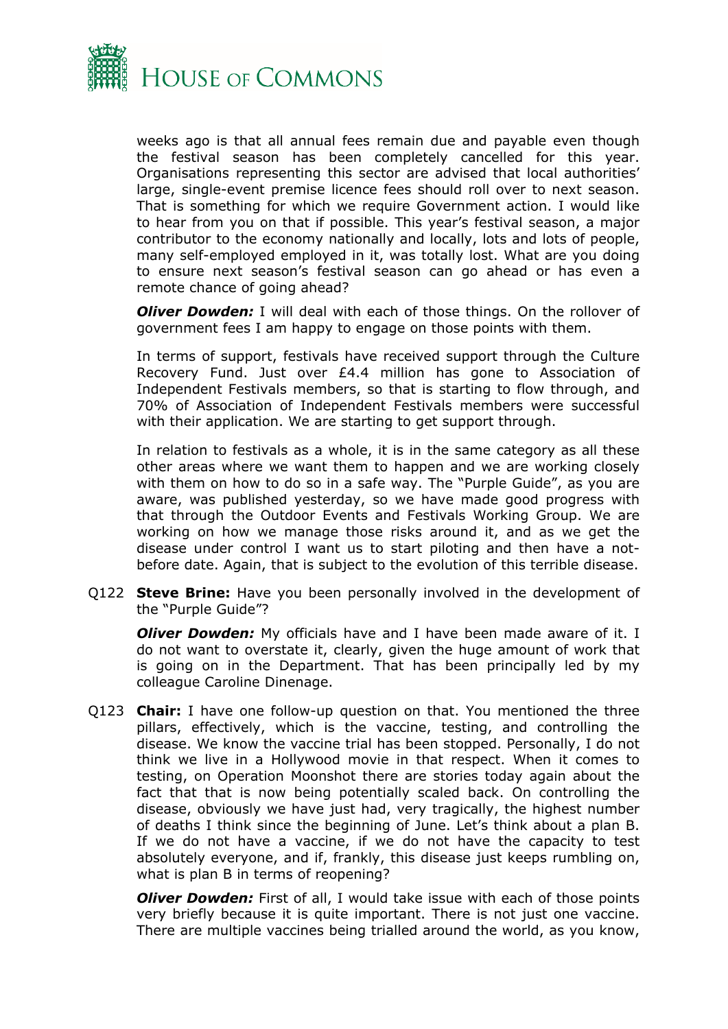weeks ago is that all annual fees remain due and payable even though the festival season has been completely cancelled for this year. Organisations representing this sector are advised that local authorities' large, single-event premise licence fees should roll over to next season. That is something for which we require Government action. I would like to hear from you on that if possible. This year's festival season, a major contributor to the economy nationally and locally, lots and lots of people, many self-employed employed in it, was totally lost. What are you doing to ensure next season's festival season can go ahead or has even a remote chance of going ahead?

***Oliver Dowden:*** I will deal with each of those things. On the rollover of government fees I am happy to engage on those points with them.

In terms of support, festivals have received support through the Culture Recovery Fund. Just over £4.4 million has gone to Association of Independent Festivals members, so that is starting to flow through, and 70% of Association of Independent Festivals members were successful with their application. We are starting to get support through.

In relation to festivals as a whole, it is in the same category as all these other areas where we want them to happen and we are working closely with them on how to do so in a safe way. The "Purple Guide", as you are aware, was published yesterday, so we have made good progress with that through the Outdoor Events and Festivals Working Group. We are working on how we manage those risks around it, and as we get the disease under control I want us to start piloting and then have a not-before date. Again, that is subject to the evolution of this terrible disease.

Q122 **Steve Brine:** Have you been personally involved in the development of the "Purple Guide"?

***Oliver Dowden:*** My officials have and I have been made aware of it. I do not want to overstate it, clearly, given the huge amount of work that is going on in the Department. That has been principally led by my colleague Caroline Dinenage.

Q123 **Chair:** I have one follow-up question on that. You mentioned the three pillars, effectively, which is the vaccine, testing, and controlling the disease. We know the vaccine trial has been stopped. Personally, I do not think we live in a Hollywood movie in that respect. When it comes to testing, on Operation Moonshot there are stories today again about the fact that that is now being potentially scaled back. On controlling the disease, obviously we have just had, very tragically, the highest number of deaths I think since the beginning of June. Let's think about a plan B. If we do not have a vaccine, if we do not have the capacity to test absolutely everyone, and if, frankly, this disease just keeps rumbling on, what is plan B in terms of reopening?

***Oliver Dowden:*** First of all, I would take issue with each of those points very briefly because it is quite important. There is not just one vaccine. There are multiple vaccines being trialled around the world, as you know,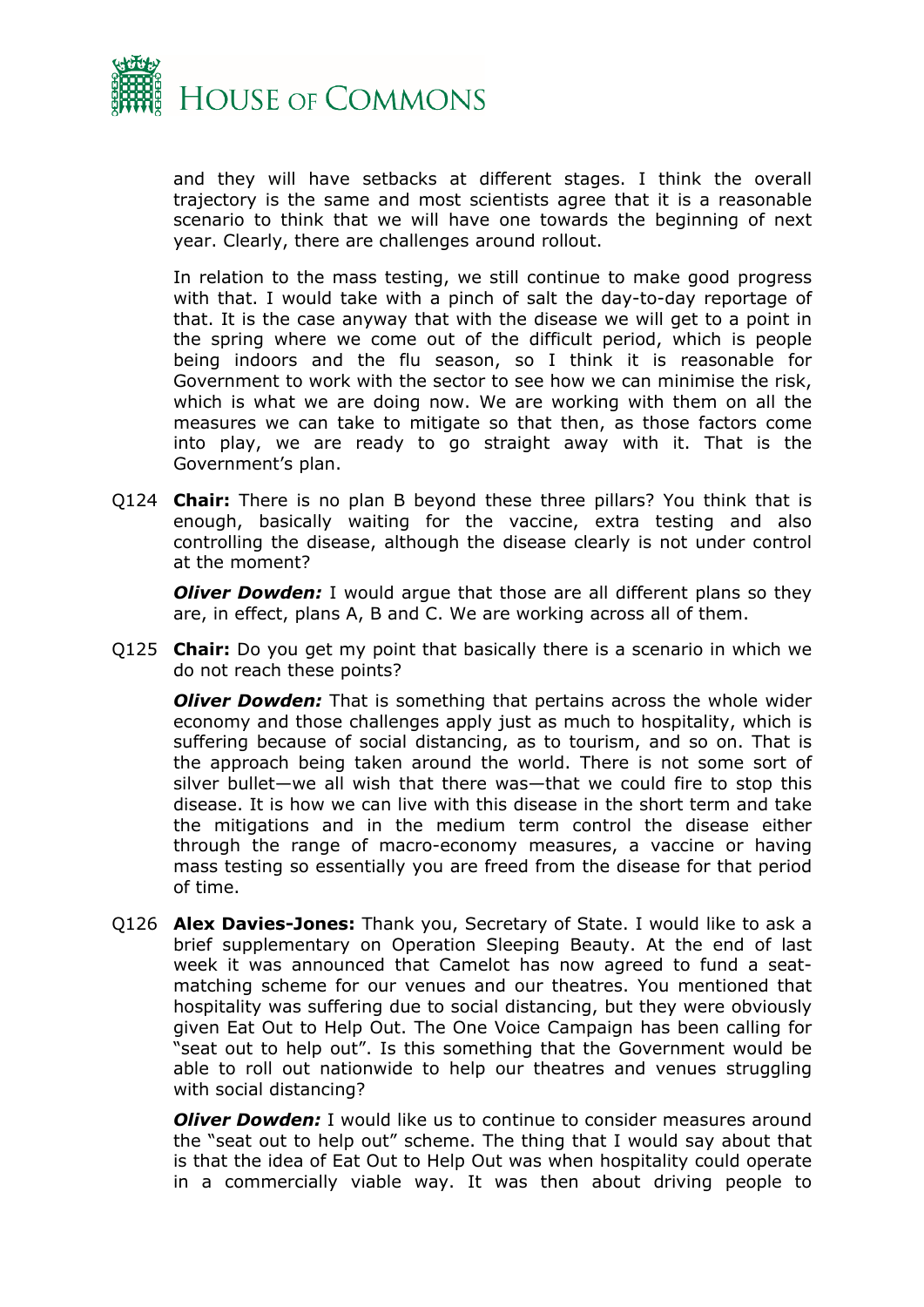and they will have setbacks at different stages. I think the overall trajectory is the same and most scientists agree that it is a reasonable scenario to think that we will have one towards the beginning of next year. Clearly, there are challenges around rollout.

In relation to the mass testing, we still continue to make good progress with that. I would take with a pinch of salt the day-to-day reportage of that. It is the case anyway that with the disease we will get to a point in the spring where we come out of the difficult period, which is people being indoors and the flu season, so I think it is reasonable for Government to work with the sector to see how we can minimise the risk, which is what we are doing now. We are working with them on all the measures we can take to mitigate so that then, as those factors come into play, we are ready to go straight away with it. That is the Government's plan.

Q124 **Chair:** There is no plan B beyond these three pillars? You think that is enough, basically waiting for the vaccine, extra testing and also controlling the disease, although the disease clearly is not under control at the moment?

***Oliver Dowden:*** I would argue that those are all different plans so they are, in effect, plans A, B and C. We are working across all of them.

Q125 **Chair:** Do you get my point that basically there is a scenario in which we do not reach these points?

***Oliver Dowden:*** That is something that pertains across the whole wider economy and those challenges apply just as much to hospitality, which is suffering because of social distancing, as to tourism, and so on. That is the approach being taken around the world. There is not some sort of silver bullet—we all wish that there was—that we could fire to stop this disease. It is how we can live with this disease in the short term and take the mitigations and in the medium term control the disease either through the range of macro-economy measures, a vaccine or having mass testing so essentially you are freed from the disease for that period of time.

Q126 **Alex Davies-Jones:** Thank you, Secretary of State. I would like to ask a brief supplementary on Operation Sleeping Beauty. At the end of last week it was announced that Camelot has now agreed to fund a seat-matching scheme for our venues and our theatres. You mentioned that hospitality was suffering due to social distancing, but they were obviously given Eat Out to Help Out. The One Voice Campaign has been calling for "seat out to help out". Is this something that the Government would be able to roll out nationwide to help our theatres and venues struggling with social distancing?

***Oliver Dowden:*** I would like us to continue to consider measures around the "seat out to help out" scheme. The thing that I would say about that is that the idea of Eat Out to Help Out was when hospitality could operate in a commercially viable way. It was then about driving people to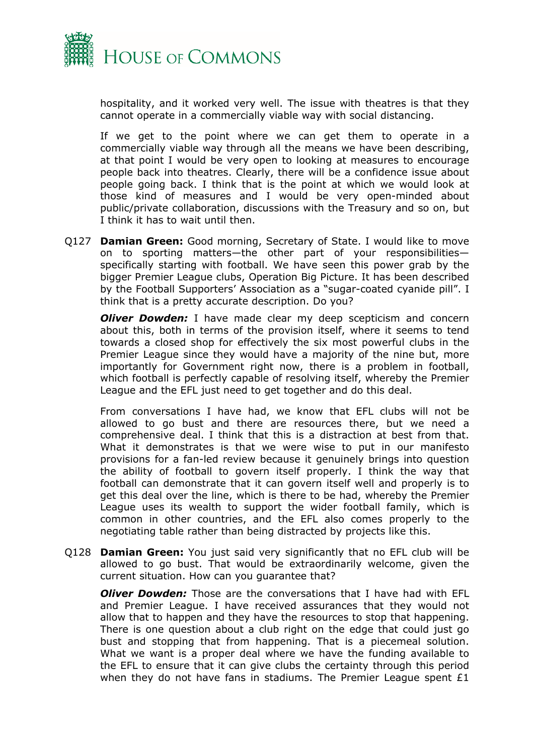hospitality, and it worked very well. The issue with theatres is that they cannot operate in a commercially viable way with social distancing.

If we get to the point where we can get them to operate in a commercially viable way through all the means we have been describing, at that point I would be very open to looking at measures to encourage people back into theatres. Clearly, there will be a confidence issue about people going back. I think that is the point at which we would look at those kind of measures and I would be very open-minded about public/private collaboration, discussions with the Treasury and so on, but I think it has to wait until then.

Q127 **Damian Green:** Good morning, Secretary of State. I would like to move on to sporting matters—the other part of your responsibilities—specifically starting with football. We have seen this power grab by the bigger Premier League clubs, Operation Big Picture. It has been described by the Football Supporters' Association as a "sugar-coated cyanide pill". I think that is a pretty accurate description. Do you?

***Oliver Dowden:*** I have made clear my deep scepticism and concern about this, both in terms of the provision itself, where it seems to tend towards a closed shop for effectively the six most powerful clubs in the Premier League since they would have a majority of the nine but, more importantly for Government right now, there is a problem in football, which football is perfectly capable of resolving itself, whereby the Premier League and the EFL just need to get together and do this deal.

From conversations I have had, we know that EFL clubs will not be allowed to go bust and there are resources there, but we need a comprehensive deal. I think that this is a distraction at best from that. What it demonstrates is that we were wise to put in our manifesto provisions for a fan-led review because it genuinely brings into question the ability of football to govern itself properly. I think the way that football can demonstrate that it can govern itself well and properly is to get this deal over the line, which is there to be had, whereby the Premier League uses its wealth to support the wider football family, which is common in other countries, and the EFL also comes properly to the negotiating table rather than being distracted by projects like this.

Q128 **Damian Green:** You just said very significantly that no EFL club will be allowed to go bust. That would be extraordinarily welcome, given the current situation. How can you guarantee that?

***Oliver Dowden:*** Those are the conversations that I have had with EFL and Premier League. I have received assurances that they would not allow that to happen and they have the resources to stop that happening. There is one question about a club right on the edge that could just go bust and stopping that from happening. That is a piecemeal solution. What we want is a proper deal where we have the funding available to the EFL to ensure that it can give clubs the certainty through this period when they do not have fans in stadiums. The Premier League spent £1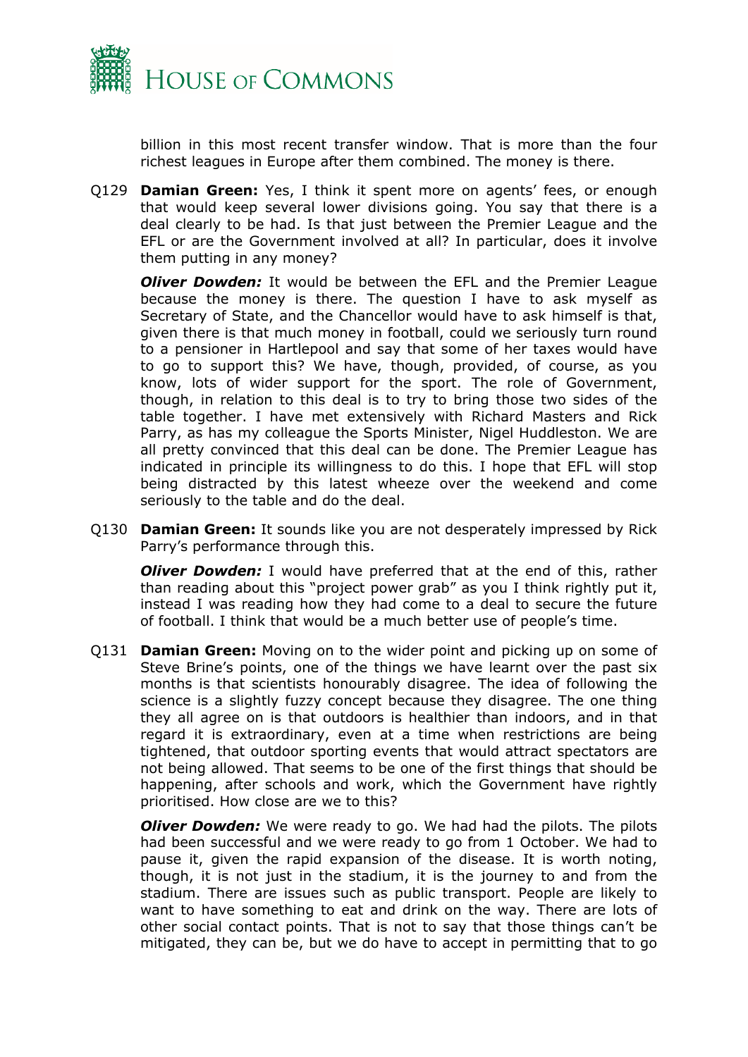billion in this most recent transfer window. That is more than the four richest leagues in Europe after them combined. The money is there.

Q129 **Damian Green:** Yes, I think it spent more on agents' fees, or enough that would keep several lower divisions going. You say that there is a deal clearly to be had. Is that just between the Premier League and the EFL or are the Government involved at all? In particular, does it involve them putting in any money?

***Oliver Dowden:*** It would be between the EFL and the Premier League because the money is there. The question I have to ask myself as Secretary of State, and the Chancellor would have to ask himself is that, given there is that much money in football, could we seriously turn round to a pensioner in Hartlepool and say that some of her taxes would have to go to support this? We have, though, provided, of course, as you know, lots of wider support for the sport. The role of Government, though, in relation to this deal is to try to bring those two sides of the table together. I have met extensively with Richard Masters and Rick Parry, as has my colleague the Sports Minister, Nigel Huddleston. We are all pretty convinced that this deal can be done. The Premier League has indicated in principle its willingness to do this. I hope that EFL will stop being distracted by this latest wheeze over the weekend and come seriously to the table and do the deal.

Q130 **Damian Green:** It sounds like you are not desperately impressed by Rick Parry's performance through this.

***Oliver Dowden:*** I would have preferred that at the end of this, rather than reading about this "project power grab" as you I think rightly put it, instead I was reading how they had come to a deal to secure the future of football. I think that would be a much better use of people's time.

Q131 **Damian Green:** Moving on to the wider point and picking up on some of Steve Brine's points, one of the things we have learnt over the past six months is that scientists honourably disagree. The idea of following the science is a slightly fuzzy concept because they disagree. The one thing they all agree on is that outdoors is healthier than indoors, and in that regard it is extraordinary, even at a time when restrictions are being tightened, that outdoor sporting events that would attract spectators are not being allowed. That seems to be one of the first things that should be happening, after schools and work, which the Government have rightly prioritised. How close are we to this?

***Oliver Dowden:*** We were ready to go. We had had the pilots. The pilots had been successful and we were ready to go from 1 October. We had to pause it, given the rapid expansion of the disease. It is worth noting, though, it is not just in the stadium, it is the journey to and from the stadium. There are issues such as public transport. People are likely to want to have something to eat and drink on the way. There are lots of other social contact points. That is not to say that those things can't be mitigated, they can be, but we do have to accept in permitting that to go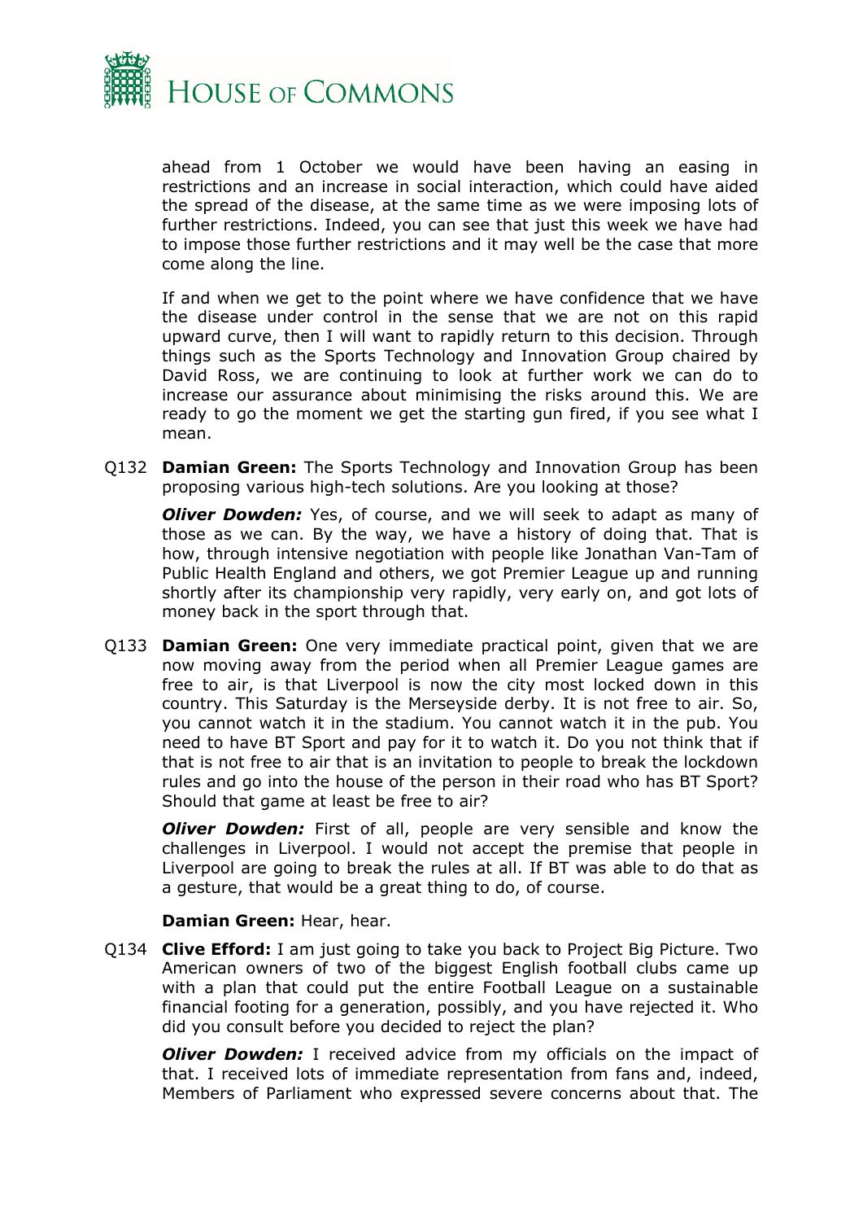ahead from 1 October we would have been having an easing in restrictions and an increase in social interaction, which could have aided the spread of the disease, at the same time as we were imposing lots of further restrictions. Indeed, you can see that just this week we have had to impose those further restrictions and it may well be the case that more come along the line.

If and when we get to the point where we have confidence that we have the disease under control in the sense that we are not on this rapid upward curve, then I will want to rapidly return to this decision. Through things such as the Sports Technology and Innovation Group chaired by David Ross, we are continuing to look at further work we can do to increase our assurance about minimising the risks around this. We are ready to go the moment we get the starting gun fired, if you see what I mean.

Q132 **Damian Green:** The Sports Technology and Innovation Group has been proposing various high-tech solutions. Are you looking at those?

***Oliver Dowden:*** Yes, of course, and we will seek to adapt as many of those as we can. By the way, we have a history of doing that. That is how, through intensive negotiation with people like Jonathan Van-Tam of Public Health England and others, we got Premier League up and running shortly after its championship very rapidly, very early on, and got lots of money back in the sport through that.

Q133 **Damian Green:** One very immediate practical point, given that we are now moving away from the period when all Premier League games are free to air, is that Liverpool is now the city most locked down in this country. This Saturday is the Merseyside derby. It is not free to air. So, you cannot watch it in the stadium. You cannot watch it in the pub. You need to have BT Sport and pay for it to watch it. Do you not think that if that is not free to air that is an invitation to people to break the lockdown rules and go into the house of the person in their road who has BT Sport? Should that game at least be free to air?

***Oliver Dowden:*** First of all, people are very sensible and know the challenges in Liverpool. I would not accept the premise that people in Liverpool are going to break the rules at all. If BT was able to do that as a gesture, that would be a great thing to do, of course.

**Damian Green:** Hear, hear.

Q134 **Clive Efford:** I am just going to take you back to Project Big Picture. Two American owners of two of the biggest English football clubs came up with a plan that could put the entire Football League on a sustainable financial footing for a generation, possibly, and you have rejected it. Who did you consult before you decided to reject the plan?

***Oliver Dowden:*** I received advice from my officials on the impact of that. I received lots of immediate representation from fans and, indeed, Members of Parliament who expressed severe concerns about that. The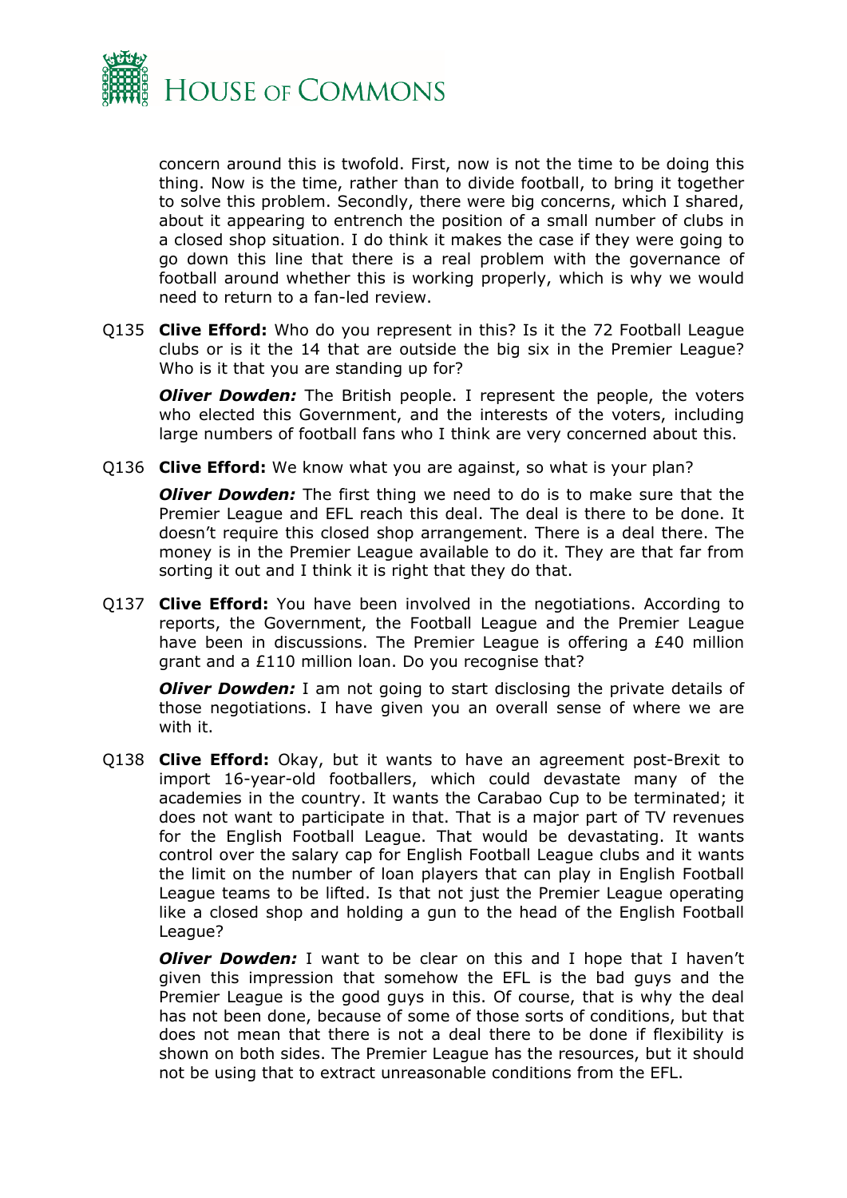concern around this is twofold. First, now is not the time to be doing this thing. Now is the time, rather than to divide football, to bring it together to solve this problem. Secondly, there were big concerns, which I shared, about it appearing to entrench the position of a small number of clubs in a closed shop situation. I do think it makes the case if they were going to go down this line that there is a real problem with the governance of football around whether this is working properly, which is why we would need to return to a fan-led review.

Q135 **Clive Efford:** Who do you represent in this? Is it the 72 Football League clubs or is it the 14 that are outside the big six in the Premier League? Who is it that you are standing up for?

***Oliver Dowden:*** The British people. I represent the people, the voters who elected this Government, and the interests of the voters, including large numbers of football fans who I think are very concerned about this.

Q136 **Clive Efford:** We know what you are against, so what is your plan?

***Oliver Dowden:*** The first thing we need to do is to make sure that the Premier League and EFL reach this deal. The deal is there to be done. It doesn't require this closed shop arrangement. There is a deal there. The money is in the Premier League available to do it. They are that far from sorting it out and I think it is right that they do that.

Q137 **Clive Efford:** You have been involved in the negotiations. According to reports, the Government, the Football League and the Premier League have been in discussions. The Premier League is offering a £40 million grant and a £110 million loan. Do you recognise that?

***Oliver Dowden:*** I am not going to start disclosing the private details of those negotiations. I have given you an overall sense of where we are with it.

Q138 **Clive Efford:** Okay, but it wants to have an agreement post-Brexit to import 16-year-old footballers, which could devastate many of the academies in the country. It wants the Carabao Cup to be terminated; it does not want to participate in that. That is a major part of TV revenues for the English Football League. That would be devastating. It wants control over the salary cap for English Football League clubs and it wants the limit on the number of loan players that can play in English Football League teams to be lifted. Is that not just the Premier League operating like a closed shop and holding a gun to the head of the English Football League?

***Oliver Dowden:*** I want to be clear on this and I hope that I haven't given this impression that somehow the EFL is the bad guys and the Premier League is the good guys in this. Of course, that is why the deal has not been done, because of some of those sorts of conditions, but that does not mean that there is not a deal there to be done if flexibility is shown on both sides. The Premier League has the resources, but it should not be using that to extract unreasonable conditions from the EFL.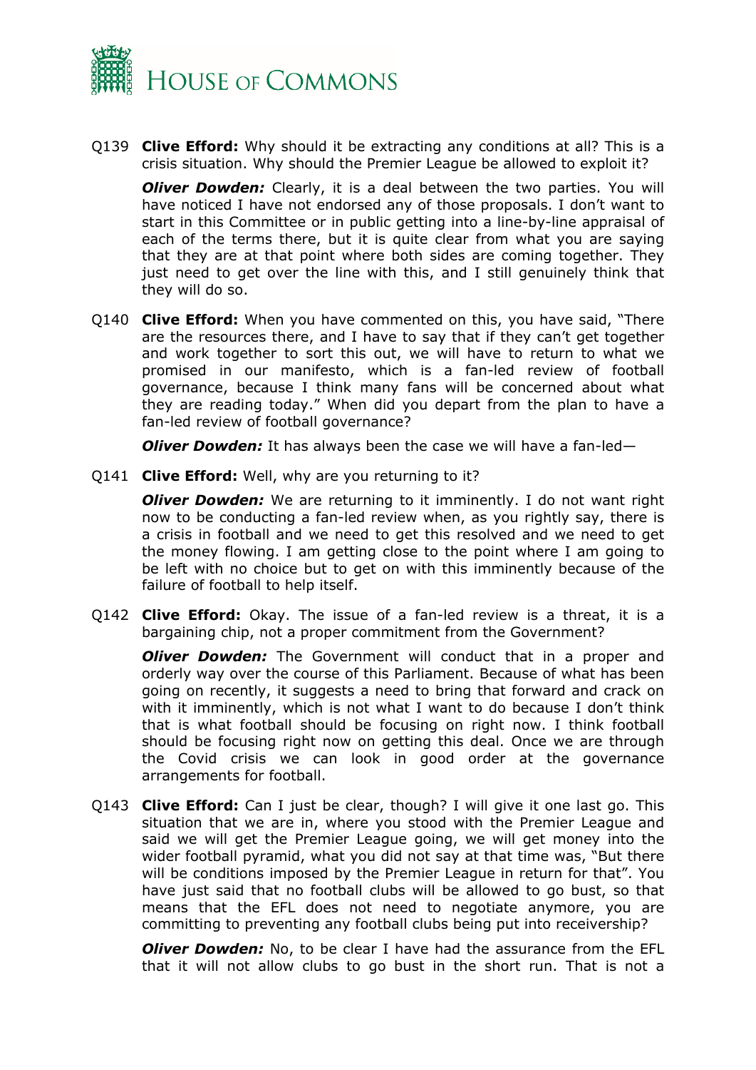Q139 **Clive Efford:** Why should it be extracting any conditions at all? This is a crisis situation. Why should the Premier League be allowed to exploit it?

***Oliver Dowden:*** Clearly, it is a deal between the two parties. You will have noticed I have not endorsed any of those proposals. I don't want to start in this Committee or in public getting into a line-by-line appraisal of each of the terms there, but it is quite clear from what you are saying that they are at that point where both sides are coming together. They just need to get over the line with this, and I still genuinely think that they will do so.

Q140 **Clive Efford:** When you have commented on this, you have said, "There are the resources there, and I have to say that if they can't get together and work together to sort this out, we will have to return to what we promised in our manifesto, which is a fan-led review of football governance, because I think many fans will be concerned about what they are reading today." When did you depart from the plan to have a fan-led review of football governance?

***Oliver Dowden:*** It has always been the case we will have a fan-led—

Q141 **Clive Efford:** Well, why are you returning to it?

***Oliver Dowden:*** We are returning to it imminently. I do not want right now to be conducting a fan-led review when, as you rightly say, there is a crisis in football and we need to get this resolved and we need to get the money flowing. I am getting close to the point where I am going to be left with no choice but to get on with this imminently because of the failure of football to help itself.

Q142 **Clive Efford:** Okay. The issue of a fan-led review is a threat, it is a bargaining chip, not a proper commitment from the Government?

***Oliver Dowden:*** The Government will conduct that in a proper and orderly way over the course of this Parliament. Because of what has been going on recently, it suggests a need to bring that forward and crack on with it imminently, which is not what I want to do because I don't think that is what football should be focusing on right now. I think football should be focusing right now on getting this deal. Once we are through the Covid crisis we can look in good order at the governance arrangements for football.

Q143 **Clive Efford:** Can I just be clear, though? I will give it one last go. This situation that we are in, where you stood with the Premier League and said we will get the Premier League going, we will get money into the wider football pyramid, what you did not say at that time was, "But there will be conditions imposed by the Premier League in return for that". You have just said that no football clubs will be allowed to go bust, so that means that the EFL does not need to negotiate anymore, you are committing to preventing any football clubs being put into receivership?

***Oliver Dowden:*** No, to be clear I have had the assurance from the EFL that it will not allow clubs to go bust in the short run. That is not a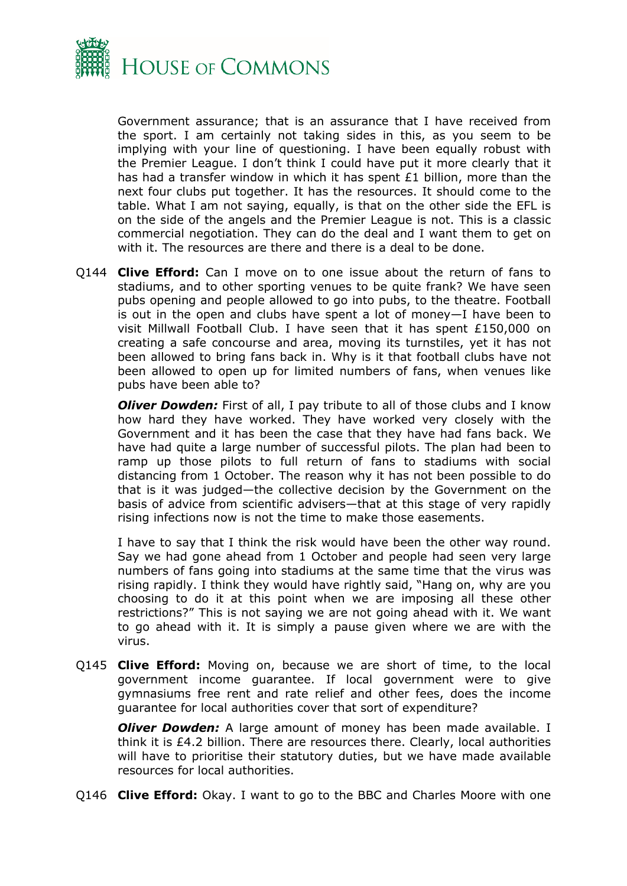Government assurance; that is an assurance that I have received from the sport. I am certainly not taking sides in this, as you seem to be implying with your line of questioning. I have been equally robust with the Premier League. I don't think I could have put it more clearly that it has had a transfer window in which it has spent £1 billion, more than the next four clubs put together. It has the resources. It should come to the table. What I am not saying, equally, is that on the other side the EFL is on the side of the angels and the Premier League is not. This is a classic commercial negotiation. They can do the deal and I want them to get on with it. The resources are there and there is a deal to be done.

Q144 **Clive Efford:** Can I move on to one issue about the return of fans to stadiums, and to other sporting venues to be quite frank? We have seen pubs opening and people allowed to go into pubs, to the theatre. Football is out in the open and clubs have spent a lot of money—I have been to visit Millwall Football Club. I have seen that it has spent £150,000 on creating a safe concourse and area, moving its turnstiles, yet it has not been allowed to bring fans back in. Why is it that football clubs have not been allowed to open up for limited numbers of fans, when venues like pubs have been able to?

***Oliver Dowden:*** First of all, I pay tribute to all of those clubs and I know how hard they have worked. They have worked very closely with the Government and it has been the case that they have had fans back. We have had quite a large number of successful pilots. The plan had been to ramp up those pilots to full return of fans to stadiums with social distancing from 1 October. The reason why it has not been possible to do that is it was judged—the collective decision by the Government on the basis of advice from scientific advisers—that at this stage of very rapidly rising infections now is not the time to make those easements.

I have to say that I think the risk would have been the other way round. Say we had gone ahead from 1 October and people had seen very large numbers of fans going into stadiums at the same time that the virus was rising rapidly. I think they would have rightly said, "Hang on, why are you choosing to do it at this point when we are imposing all these other restrictions?" This is not saying we are not going ahead with it. We want to go ahead with it. It is simply a pause given where we are with the virus.

Q145 **Clive Efford:** Moving on, because we are short of time, to the local government income guarantee. If local government were to give gymnasiums free rent and rate relief and other fees, does the income guarantee for local authorities cover that sort of expenditure?

***Oliver Dowden:*** A large amount of money has been made available. I think it is £4.2 billion. There are resources there. Clearly, local authorities will have to prioritise their statutory duties, but we have made available resources for local authorities.

Q146 **Clive Efford:** Okay. I want to go to the BBC and Charles Moore with one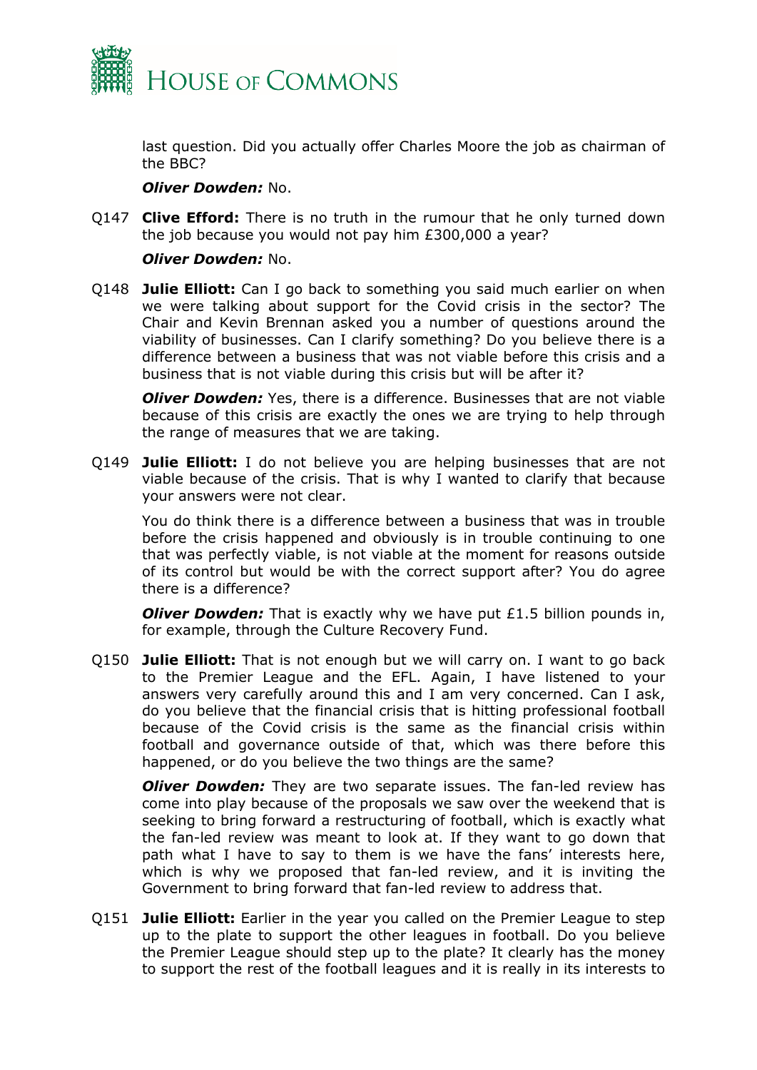last question. Did you actually offer Charles Moore the job as chairman of the BBC?

***Oliver Dowden:*** No.

Q147 **Clive Efford:** There is no truth in the rumour that he only turned down the job because you would not pay him £300,000 a year?

***Oliver Dowden:*** No.

Q148 **Julie Elliott:** Can I go back to something you said much earlier on when we were talking about support for the Covid crisis in the sector? The Chair and Kevin Brennan asked you a number of questions around the viability of businesses. Can I clarify something? Do you believe there is a difference between a business that was not viable before this crisis and a business that is not viable during this crisis but will be after it?

***Oliver Dowden:*** Yes, there is a difference. Businesses that are not viable because of this crisis are exactly the ones we are trying to help through the range of measures that we are taking.

Q149 **Julie Elliott:** I do not believe you are helping businesses that are not viable because of the crisis. That is why I wanted to clarify that because your answers were not clear.

You do think there is a difference between a business that was in trouble before the crisis happened and obviously is in trouble continuing to one that was perfectly viable, is not viable at the moment for reasons outside of its control but would be with the correct support after? You do agree there is a difference?

***Oliver Dowden:*** That is exactly why we have put £1.5 billion pounds in, for example, through the Culture Recovery Fund.

Q150 **Julie Elliott:** That is not enough but we will carry on. I want to go back to the Premier League and the EFL. Again, I have listened to your answers very carefully around this and I am very concerned. Can I ask, do you believe that the financial crisis that is hitting professional football because of the Covid crisis is the same as the financial crisis within football and governance outside of that, which was there before this happened, or do you believe the two things are the same?

***Oliver Dowden:*** They are two separate issues. The fan-led review has come into play because of the proposals we saw over the weekend that is seeking to bring forward a restructuring of football, which is exactly what the fan-led review was meant to look at. If they want to go down that path what I have to say to them is we have the fans' interests here, which is why we proposed that fan-led review, and it is inviting the Government to bring forward that fan-led review to address that.

Q151 **Julie Elliott:** Earlier in the year you called on the Premier League to step up to the plate to support the other leagues in football. Do you believe the Premier League should step up to the plate? It clearly has the money to support the rest of the football leagues and it is really in its interests to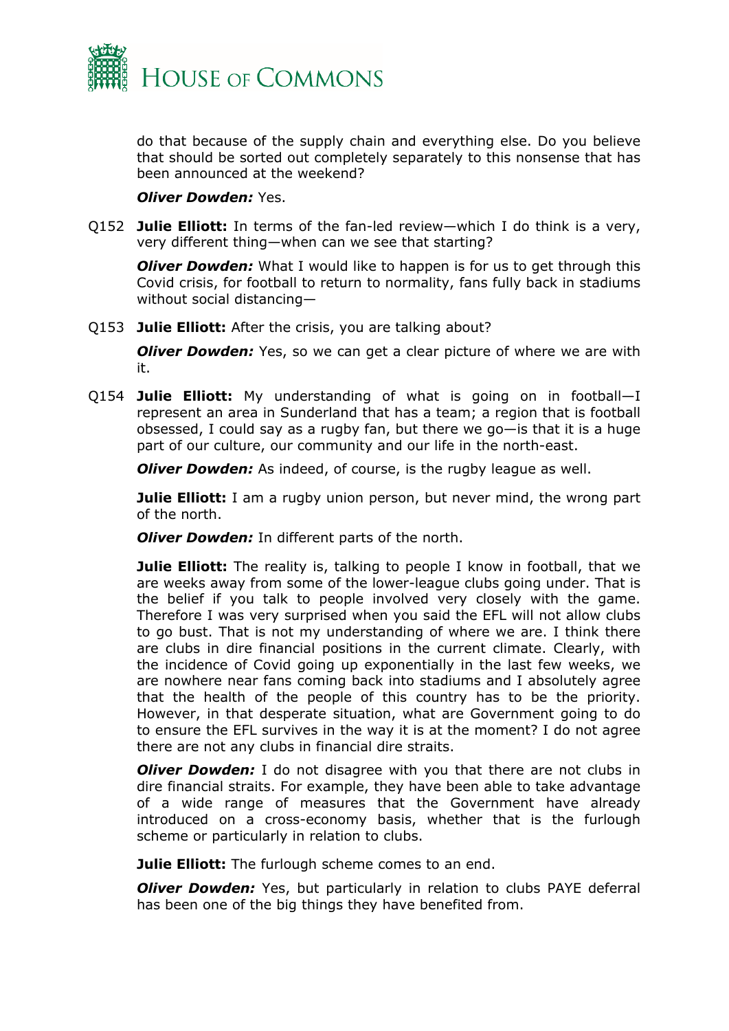do that because of the supply chain and everything else. Do you believe that should be sorted out completely separately to this nonsense that has been announced at the weekend?

***Oliver Dowden:*** Yes.

Q152 **Julie Elliott:** In terms of the fan-led review—which I do think is a very, very different thing—when can we see that starting?

***Oliver Dowden:*** What I would like to happen is for us to get through this Covid crisis, for football to return to normality, fans fully back in stadiums without social distancing—

Q153 **Julie Elliott:** After the crisis, you are talking about?

***Oliver Dowden:*** Yes, so we can get a clear picture of where we are with it.

Q154 **Julie Elliott:** My understanding of what is going on in football—I represent an area in Sunderland that has a team; a region that is football obsessed, I could say as a rugby fan, but there we go—is that it is a huge part of our culture, our community and our life in the north-east.

***Oliver Dowden:*** As indeed, of course, is the rugby league as well.

**Julie Elliott:** I am a rugby union person, but never mind, the wrong part of the north.

***Oliver Dowden:*** In different parts of the north.

**Julie Elliott:** The reality is, talking to people I know in football, that we are weeks away from some of the lower-league clubs going under. That is the belief if you talk to people involved very closely with the game. Therefore I was very surprised when you said the EFL will not allow clubs to go bust. That is not my understanding of where we are. I think there are clubs in dire financial positions in the current climate. Clearly, with the incidence of Covid going up exponentially in the last few weeks, we are nowhere near fans coming back into stadiums and I absolutely agree that the health of the people of this country has to be the priority. However, in that desperate situation, what are Government going to do to ensure the EFL survives in the way it is at the moment? I do not agree there are not any clubs in financial dire straits.

***Oliver Dowden:*** I do not disagree with you that there are not clubs in dire financial straits. For example, they have been able to take advantage of a wide range of measures that the Government have already introduced on a cross-economy basis, whether that is the furlough scheme or particularly in relation to clubs.

**Julie Elliott:** The furlough scheme comes to an end.

***Oliver Dowden:*** Yes, but particularly in relation to clubs PAYE deferral has been one of the big things they have benefited from.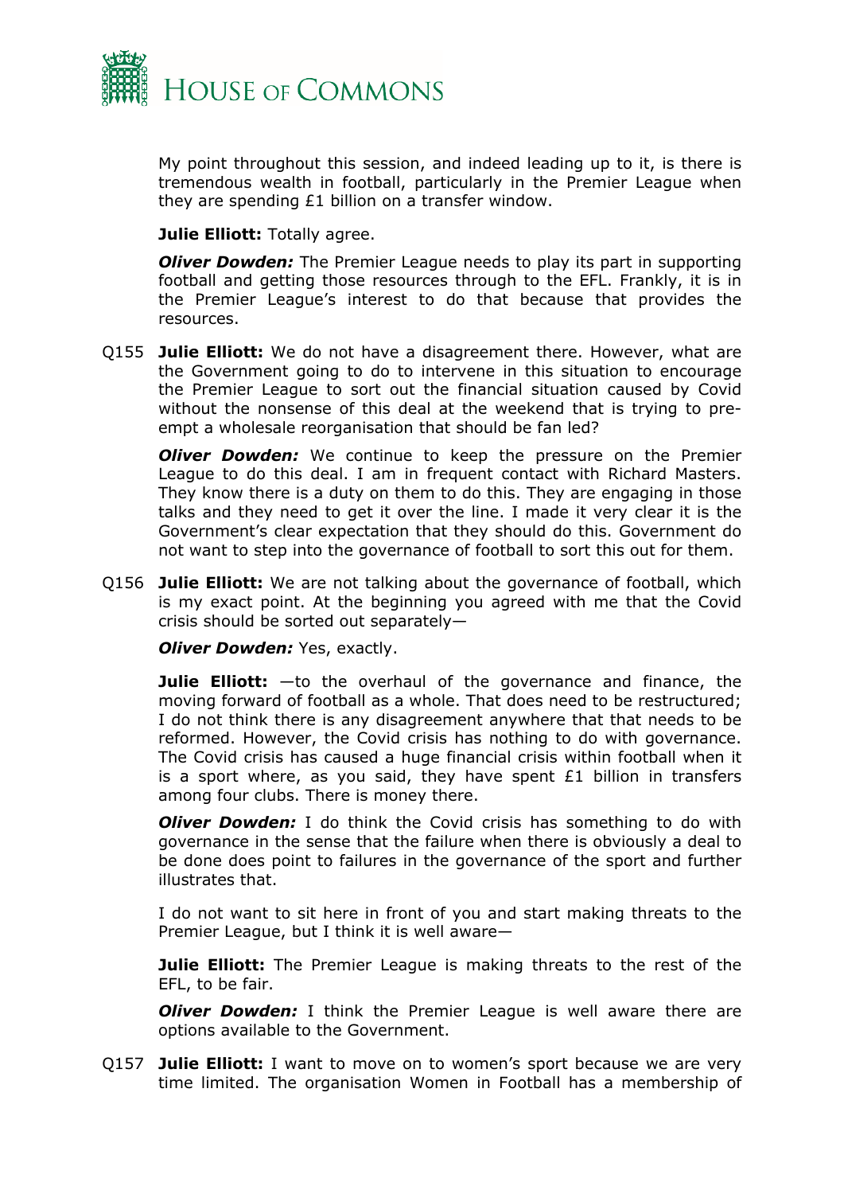My point throughout this session, and indeed leading up to it, is there is tremendous wealth in football, particularly in the Premier League when they are spending £1 billion on a transfer window.

**Julie Elliott:** Totally agree.

***Oliver Dowden:*** The Premier League needs to play its part in supporting football and getting those resources through to the EFL. Frankly, it is in the Premier League's interest to do that because that provides the resources.

Q155 **Julie Elliott:** We do not have a disagreement there. However, what are the Government going to do to intervene in this situation to encourage the Premier League to sort out the financial situation caused by Covid without the nonsense of this deal at the weekend that is trying to pre-empt a wholesale reorganisation that should be fan led?

***Oliver Dowden:*** We continue to keep the pressure on the Premier League to do this deal. I am in frequent contact with Richard Masters. They know there is a duty on them to do this. They are engaging in those talks and they need to get it over the line. I made it very clear it is the Government's clear expectation that they should do this. Government do not want to step into the governance of football to sort this out for them.

Q156 **Julie Elliott:** We are not talking about the governance of football, which is my exact point. At the beginning you agreed with me that the Covid crisis should be sorted out separately—

***Oliver Dowden:*** Yes, exactly.

**Julie Elliott:** —to the overhaul of the governance and finance, the moving forward of football as a whole. That does need to be restructured; I do not think there is any disagreement anywhere that that needs to be reformed. However, the Covid crisis has nothing to do with governance. The Covid crisis has caused a huge financial crisis within football when it is a sport where, as you said, they have spent £1 billion in transfers among four clubs. There is money there.

***Oliver Dowden:*** I do think the Covid crisis has something to do with governance in the sense that the failure when there is obviously a deal to be done does point to failures in the governance of the sport and further illustrates that.

I do not want to sit here in front of you and start making threats to the Premier League, but I think it is well aware—

**Julie Elliott:** The Premier League is making threats to the rest of the EFL, to be fair.

***Oliver Dowden:*** I think the Premier League is well aware there are options available to the Government.

Q157 **Julie Elliott:** I want to move on to women's sport because we are very time limited. The organisation Women in Football has a membership of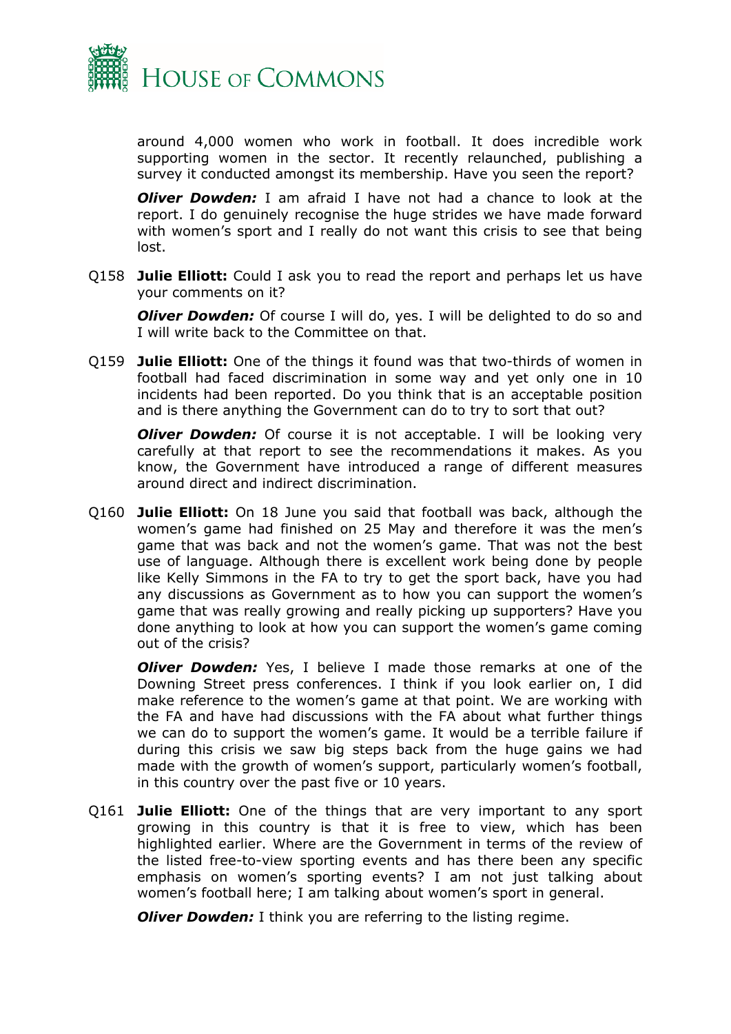around 4,000 women who work in football. It does incredible work supporting women in the sector. It recently relaunched, publishing a survey it conducted amongst its membership. Have you seen the report?

***Oliver Dowden:*** I am afraid I have not had a chance to look at the report. I do genuinely recognise the huge strides we have made forward with women's sport and I really do not want this crisis to see that being lost.

Q158 **Julie Elliott:** Could I ask you to read the report and perhaps let us have your comments on it?

***Oliver Dowden:*** Of course I will do, yes. I will be delighted to do so and I will write back to the Committee on that.

Q159 **Julie Elliott:** One of the things it found was that two-thirds of women in football had faced discrimination in some way and yet only one in 10 incidents had been reported. Do you think that is an acceptable position and is there anything the Government can do to try to sort that out?

***Oliver Dowden:*** Of course it is not acceptable. I will be looking very carefully at that report to see the recommendations it makes. As you know, the Government have introduced a range of different measures around direct and indirect discrimination.

Q160 **Julie Elliott:** On 18 June you said that football was back, although the women's game had finished on 25 May and therefore it was the men's game that was back and not the women's game. That was not the best use of language. Although there is excellent work being done by people like Kelly Simmons in the FA to try to get the sport back, have you had any discussions as Government as to how you can support the women's game that was really growing and really picking up supporters? Have you done anything to look at how you can support the women's game coming out of the crisis?

***Oliver Dowden:*** Yes, I believe I made those remarks at one of the Downing Street press conferences. I think if you look earlier on, I did make reference to the women's game at that point. We are working with the FA and have had discussions with the FA about what further things we can do to support the women's game. It would be a terrible failure if during this crisis we saw big steps back from the huge gains we had made with the growth of women's support, particularly women's football, in this country over the past five or 10 years.

Q161 **Julie Elliott:** One of the things that are very important to any sport growing in this country is that it is free to view, which has been highlighted earlier. Where are the Government in terms of the review of the listed free-to-view sporting events and has there been any specific emphasis on women's sporting events? I am not just talking about women's football here; I am talking about women's sport in general.

***Oliver Dowden:*** I think you are referring to the listing regime.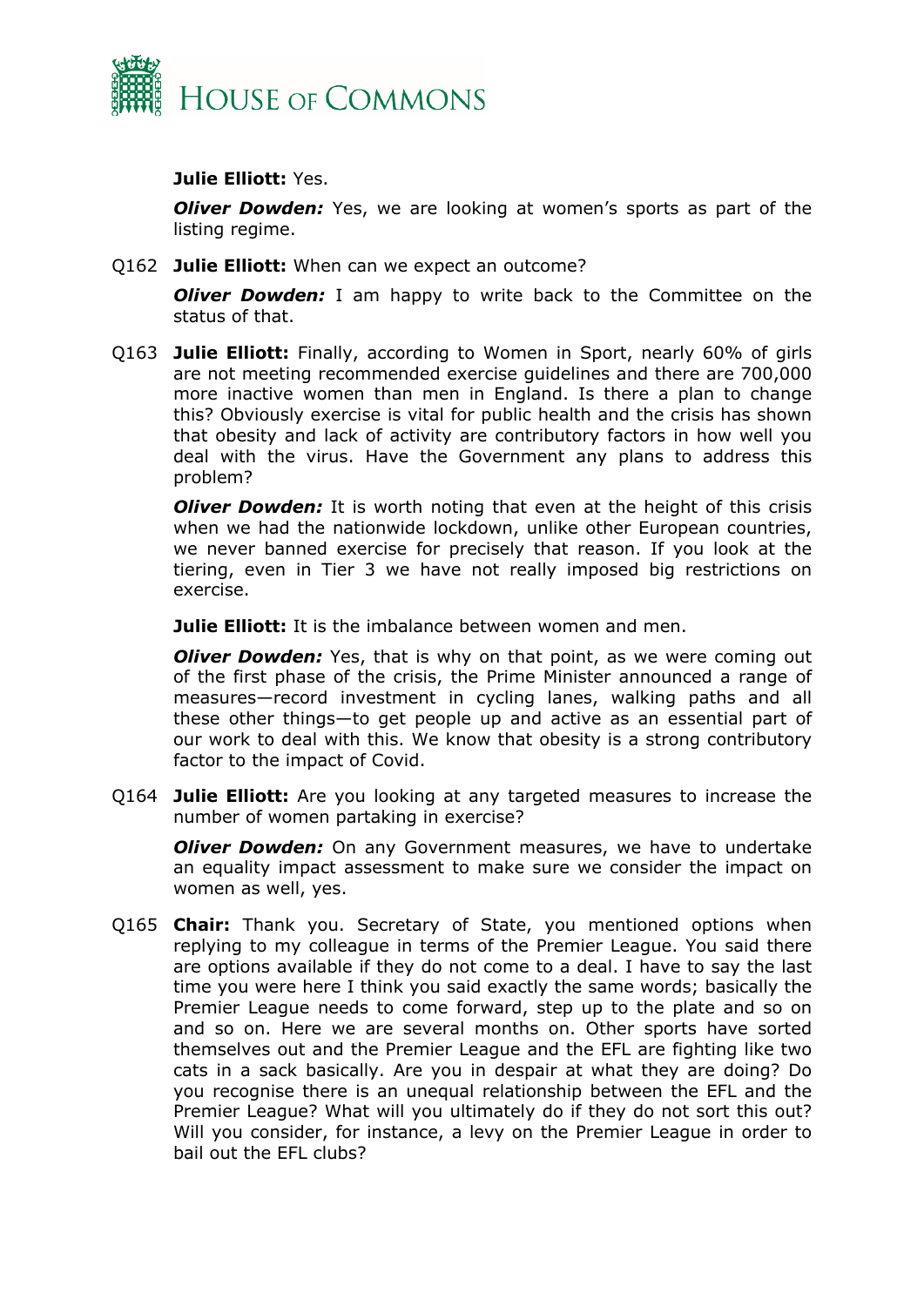**Julie Elliott:** Yes.

***Oliver Dowden:*** Yes, we are looking at women's sports as part of the listing regime.

Q162 **Julie Elliott:** When can we expect an outcome?

***Oliver Dowden:*** I am happy to write back to the Committee on the status of that.

Q163 **Julie Elliott:** Finally, according to Women in Sport, nearly 60% of girls are not meeting recommended exercise guidelines and there are 700,000 more inactive women than men in England. Is there a plan to change this? Obviously exercise is vital for public health and the crisis has shown that obesity and lack of activity are contributory factors in how well you deal with the virus. Have the Government any plans to address this problem?

***Oliver Dowden:*** It is worth noting that even at the height of this crisis when we had the nationwide lockdown, unlike other European countries, we never banned exercise for precisely that reason. If you look at the tiering, even in Tier 3 we have not really imposed big restrictions on exercise.

**Julie Elliott:** It is the imbalance between women and men.

***Oliver Dowden:*** Yes, that is why on that point, as we were coming out of the first phase of the crisis, the Prime Minister announced a range of measures—record investment in cycling lanes, walking paths and all these other things—to get people up and active as an essential part of our work to deal with this. We know that obesity is a strong contributory factor to the impact of Covid.

Q164 **Julie Elliott:** Are you looking at any targeted measures to increase the number of women partaking in exercise?

***Oliver Dowden:*** On any Government measures, we have to undertake an equality impact assessment to make sure we consider the impact on women as well, yes.

Q165 **Chair:** Thank you. Secretary of State, you mentioned options when replying to my colleague in terms of the Premier League. You said there are options available if they do not come to a deal. I have to say the last time you were here I think you said exactly the same words; basically the Premier League needs to come forward, step up to the plate and so on and so on. Here we are several months on. Other sports have sorted themselves out and the Premier League and the EFL are fighting like two cats in a sack basically. Are you in despair at what they are doing? Do you recognise there is an unequal relationship between the EFL and the Premier League? What will you ultimately do if they do not sort this out? Will you consider, for instance, a levy on the Premier League in order to bail out the EFL clubs?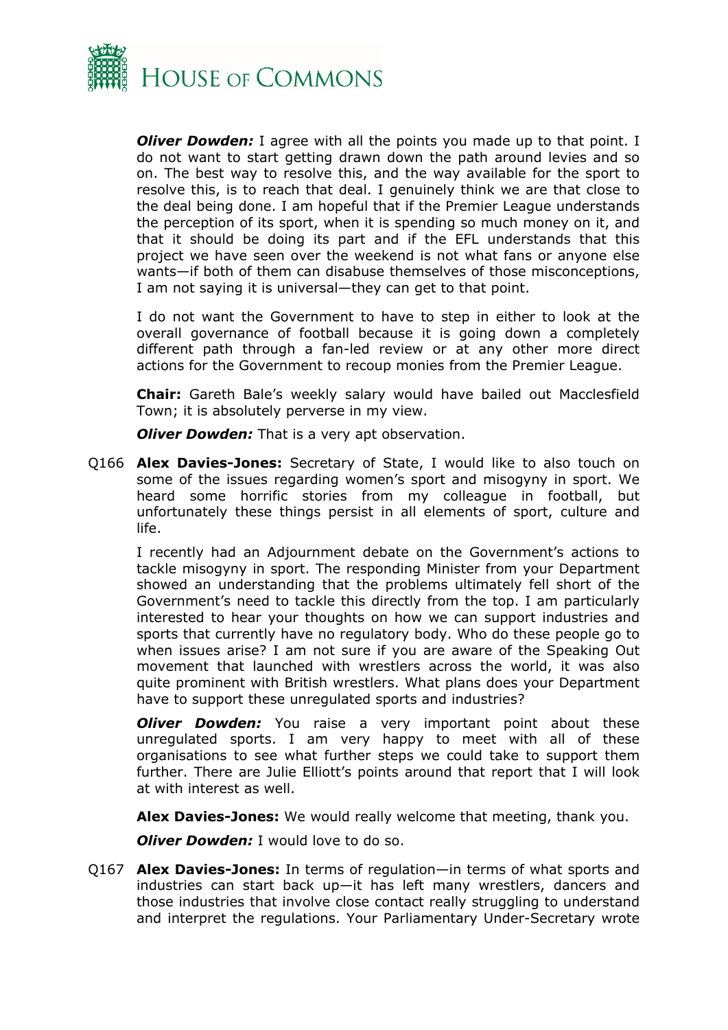***Oliver Dowden:*** I agree with all the points you made up to that point. I do not want to start getting drawn down the path around levies and so on. The best way to resolve this, and the way available for the sport to resolve this, is to reach that deal. I genuinely think we are that close to the deal being done. I am hopeful that if the Premier League understands the perception of its sport, when it is spending so much money on it, and that it should be doing its part and if the EFL understands that this project we have seen over the weekend is not what fans or anyone else wants—if both of them can disabuse themselves of those misconceptions, I am not saying it is universal—they can get to that point.

I do not want the Government to have to step in either to look at the overall governance of football because it is going down a completely different path through a fan-led review or at any other more direct actions for the Government to recoup monies from the Premier League.

**Chair:** Gareth Bale's weekly salary would have bailed out Macclesfield Town; it is absolutely perverse in my view.

***Oliver Dowden:*** That is a very apt observation.

Q166 **Alex Davies-Jones:** Secretary of State, I would like to also touch on some of the issues regarding women's sport and misogyny in sport. We heard some horrific stories from my colleague in football, but unfortunately these things persist in all elements of sport, culture and life.

I recently had an Adjournment debate on the Government's actions to tackle misogyny in sport. The responding Minister from your Department showed an understanding that the problems ultimately fell short of the Government's need to tackle this directly from the top. I am particularly interested to hear your thoughts on how we can support industries and sports that currently have no regulatory body. Who do these people go to when issues arise? I am not sure if you are aware of the Speaking Out movement that launched with wrestlers across the world, it was also quite prominent with British wrestlers. What plans does your Department have to support these unregulated sports and industries?

***Oliver Dowden:*** You raise a very important point about these unregulated sports. I am very happy to meet with all of these organisations to see what further steps we could take to support them further. There are Julie Elliott's points around that report that I will look at with interest as well.

**Alex Davies-Jones:** We would really welcome that meeting, thank you.

***Oliver Dowden:*** I would love to do so.

Q167 **Alex Davies-Jones:** In terms of regulation—in terms of what sports and industries can start back up—it has left many wrestlers, dancers and those industries that involve close contact really struggling to understand and interpret the regulations. Your Parliamentary Under-Secretary wrote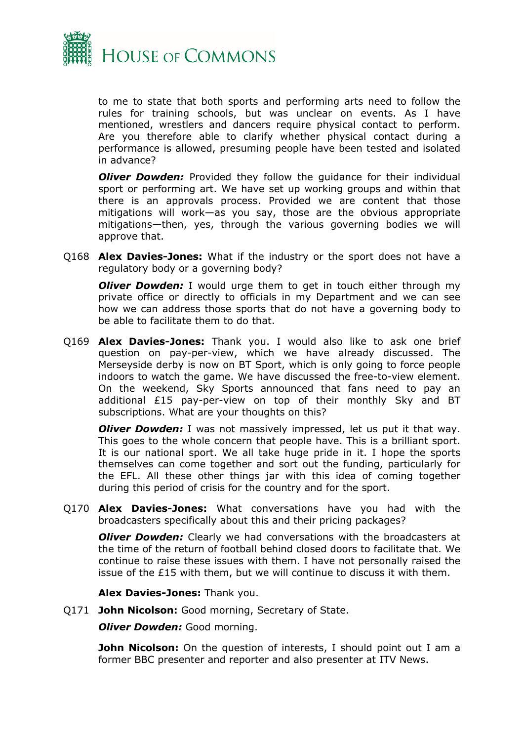to me to state that both sports and performing arts need to follow the rules for training schools, but was unclear on events. As I have mentioned, wrestlers and dancers require physical contact to perform. Are you therefore able to clarify whether physical contact during a performance is allowed, presuming people have been tested and isolated in advance?

***Oliver Dowden:*** Provided they follow the guidance for their individual sport or performing art. We have set up working groups and within that there is an approvals process. Provided we are content that those mitigations will work—as you say, those are the obvious appropriate mitigations—then, yes, through the various governing bodies we will approve that.

Q168 **Alex Davies-Jones:** What if the industry or the sport does not have a regulatory body or a governing body?

***Oliver Dowden:*** I would urge them to get in touch either through my private office or directly to officials in my Department and we can see how we can address those sports that do not have a governing body to be able to facilitate them to do that.

Q169 **Alex Davies-Jones:** Thank you. I would also like to ask one brief question on pay-per-view, which we have already discussed. The Merseyside derby is now on BT Sport, which is only going to force people indoors to watch the game. We have discussed the free-to-view element. On the weekend, Sky Sports announced that fans need to pay an additional £15 pay-per-view on top of their monthly Sky and BT subscriptions. What are your thoughts on this?

***Oliver Dowden:*** I was not massively impressed, let us put it that way. This goes to the whole concern that people have. This is a brilliant sport. It is our national sport. We all take huge pride in it. I hope the sports themselves can come together and sort out the funding, particularly for the EFL. All these other things jar with this idea of coming together during this period of crisis for the country and for the sport.

Q170 **Alex Davies-Jones:** What conversations have you had with the broadcasters specifically about this and their pricing packages?

***Oliver Dowden:*** Clearly we had conversations with the broadcasters at the time of the return of football behind closed doors to facilitate that. We continue to raise these issues with them. I have not personally raised the issue of the £15 with them, but we will continue to discuss it with them.

**Alex Davies-Jones:** Thank you.

Q171 **John Nicolson:** Good morning, Secretary of State.

***Oliver Dowden:*** Good morning.

**John Nicolson:** On the question of interests, I should point out I am a former BBC presenter and reporter and also presenter at ITV News.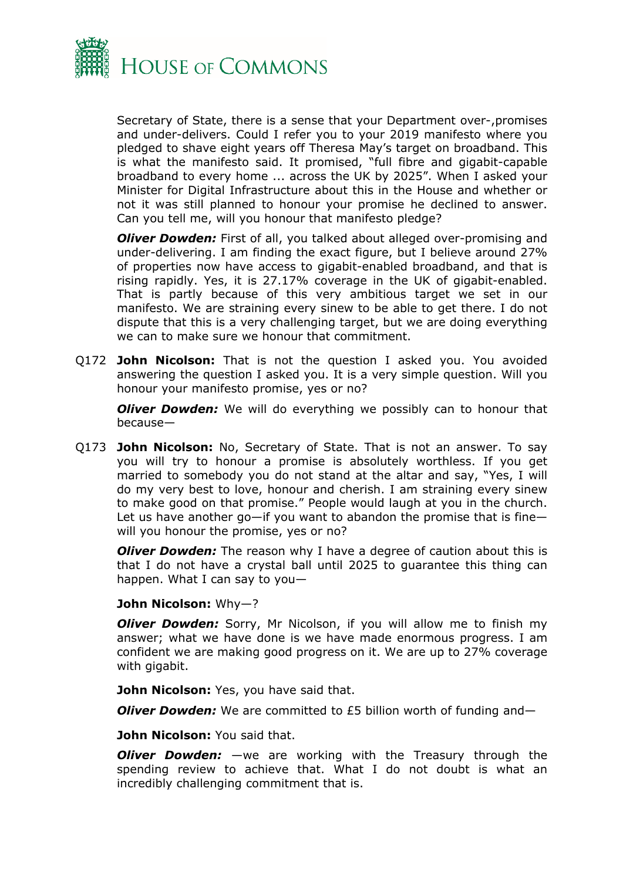Secretary of State, there is a sense that your Department over-,promises and under-delivers. Could I refer you to your 2019 manifesto where you pledged to shave eight years off Theresa May's target on broadband. This is what the manifesto said. It promised, "full fibre and gigabit-capable broadband to every home ... across the UK by 2025". When I asked your Minister for Digital Infrastructure about this in the House and whether or not it was still planned to honour your promise he declined to answer. Can you tell me, will you honour that manifesto pledge?

***Oliver Dowden:*** First of all, you talked about alleged over-promising and under-delivering. I am finding the exact figure, but I believe around 27% of properties now have access to gigabit-enabled broadband, and that is rising rapidly. Yes, it is 27.17% coverage in the UK of gigabit-enabled. That is partly because of this very ambitious target we set in our manifesto. We are straining every sinew to be able to get there. I do not dispute that this is a very challenging target, but we are doing everything we can to make sure we honour that commitment.

Q172 **John Nicolson:** That is not the question I asked you. You avoided answering the question I asked you. It is a very simple question. Will you honour your manifesto promise, yes or no?

***Oliver Dowden:*** We will do everything we possibly can to honour that because—

Q173 **John Nicolson:** No, Secretary of State. That is not an answer. To say you will try to honour a promise is absolutely worthless. If you get married to somebody you do not stand at the altar and say, "Yes, I will do my very best to love, honour and cherish. I am straining every sinew to make good on that promise." People would laugh at you in the church. Let us have another go—if you want to abandon the promise that is fine—will you honour the promise, yes or no?

***Oliver Dowden:*** The reason why I have a degree of caution about this is that I do not have a crystal ball until 2025 to guarantee this thing can happen. What I can say to you—

**John Nicolson:** Why—?

***Oliver Dowden:*** Sorry, Mr Nicolson, if you will allow me to finish my answer; what we have done is we have made enormous progress. I am confident we are making good progress on it. We are up to 27% coverage with gigabit.

**John Nicolson:** Yes, you have said that.

***Oliver Dowden:*** We are committed to £5 billion worth of funding and—

**John Nicolson:** You said that.

***Oliver Dowden:*** —we are working with the Treasury through the spending review to achieve that. What I do not doubt is what an incredibly challenging commitment that is.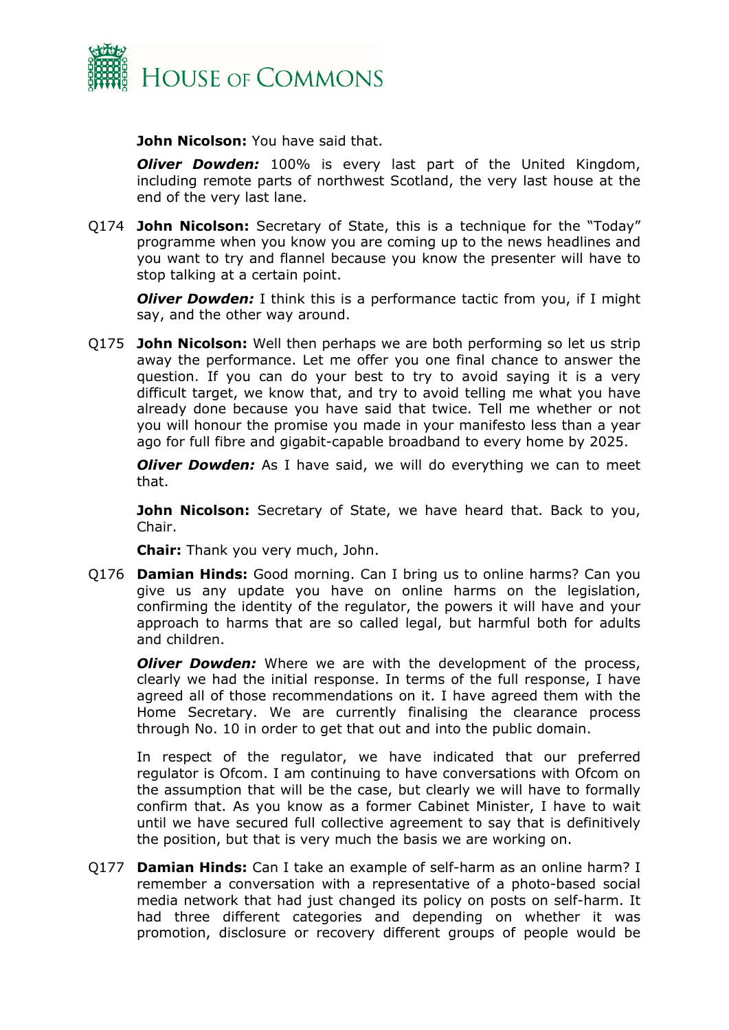**John Nicolson:** You have said that.

***Oliver Dowden:*** 100% is every last part of the United Kingdom, including remote parts of northwest Scotland, the very last house at the end of the very last lane.

Q174 **John Nicolson:** Secretary of State, this is a technique for the "Today" programme when you know you are coming up to the news headlines and you want to try and flannel because you know the presenter will have to stop talking at a certain point.

***Oliver Dowden:*** I think this is a performance tactic from you, if I might say, and the other way around.

Q175 **John Nicolson:** Well then perhaps we are both performing so let us strip away the performance. Let me offer you one final chance to answer the question. If you can do your best to try to avoid saying it is a very difficult target, we know that, and try to avoid telling me what you have already done because you have said that twice. Tell me whether or not you will honour the promise you made in your manifesto less than a year ago for full fibre and gigabit-capable broadband to every home by 2025.

***Oliver Dowden:*** As I have said, we will do everything we can to meet that.

**John Nicolson:** Secretary of State, we have heard that. Back to you, Chair.

**Chair:** Thank you very much, John.

Q176 **Damian Hinds:** Good morning. Can I bring us to online harms? Can you give us any update you have on online harms on the legislation, confirming the identity of the regulator, the powers it will have and your approach to harms that are so called legal, but harmful both for adults and children.

***Oliver Dowden:*** Where we are with the development of the process, clearly we had the initial response. In terms of the full response, I have agreed all of those recommendations on it. I have agreed them with the Home Secretary. We are currently finalising the clearance process through No. 10 in order to get that out and into the public domain.

In respect of the regulator, we have indicated that our preferred regulator is Ofcom. I am continuing to have conversations with Ofcom on the assumption that will be the case, but clearly we will have to formally confirm that. As you know as a former Cabinet Minister, I have to wait until we have secured full collective agreement to say that is definitively the position, but that is very much the basis we are working on.

Q177 **Damian Hinds:** Can I take an example of self-harm as an online harm? I remember a conversation with a representative of a photo-based social media network that had just changed its policy on posts on self-harm. It had three different categories and depending on whether it was promotion, disclosure or recovery different groups of people would be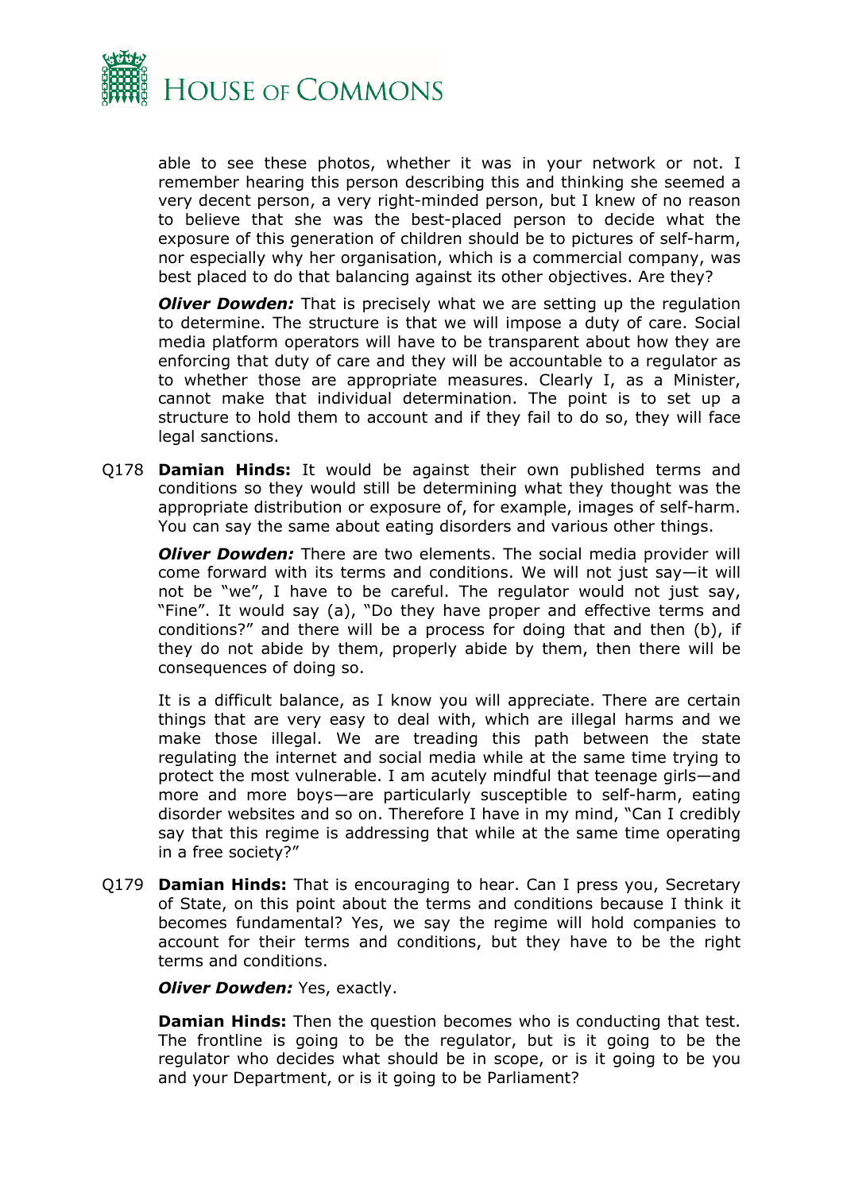able to see these photos, whether it was in your network or not. I remember hearing this person describing this and thinking she seemed a very decent person, a very right-minded person, but I knew of no reason to believe that she was the best-placed person to decide what the exposure of this generation of children should be to pictures of self-harm, nor especially why her organisation, which is a commercial company, was best placed to do that balancing against its other objectives. Are they?

***Oliver Dowden:*** That is precisely what we are setting up the regulation to determine. The structure is that we will impose a duty of care. Social media platform operators will have to be transparent about how they are enforcing that duty of care and they will be accountable to a regulator as to whether those are appropriate measures. Clearly I, as a Minister, cannot make that individual determination. The point is to set up a structure to hold them to account and if they fail to do so, they will face legal sanctions.

Q178 **Damian Hinds:** It would be against their own published terms and conditions so they would still be determining what they thought was the appropriate distribution or exposure of, for example, images of self-harm. You can say the same about eating disorders and various other things.

***Oliver Dowden:*** There are two elements. The social media provider will come forward with its terms and conditions. We will not just say—it will not be "we", I have to be careful. The regulator would not just say, "Fine". It would say (a), "Do they have proper and effective terms and conditions?" and there will be a process for doing that and then (b), if they do not abide by them, properly abide by them, then there will be consequences of doing so.

It is a difficult balance, as I know you will appreciate. There are certain things that are very easy to deal with, which are illegal harms and we make those illegal. We are treading this path between the state regulating the internet and social media while at the same time trying to protect the most vulnerable. I am acutely mindful that teenage girls—and more and more boys—are particularly susceptible to self-harm, eating disorder websites and so on. Therefore I have in my mind, "Can I credibly say that this regime is addressing that while at the same time operating in a free society?"

Q179 **Damian Hinds:** That is encouraging to hear. Can I press you, Secretary of State, on this point about the terms and conditions because I think it becomes fundamental? Yes, we say the regime will hold companies to account for their terms and conditions, but they have to be the right terms and conditions.

***Oliver Dowden:*** Yes, exactly.

**Damian Hinds:** Then the question becomes who is conducting that test. The frontline is going to be the regulator, but is it going to be the regulator who decides what should be in scope, or is it going to be you and your Department, or is it going to be Parliament?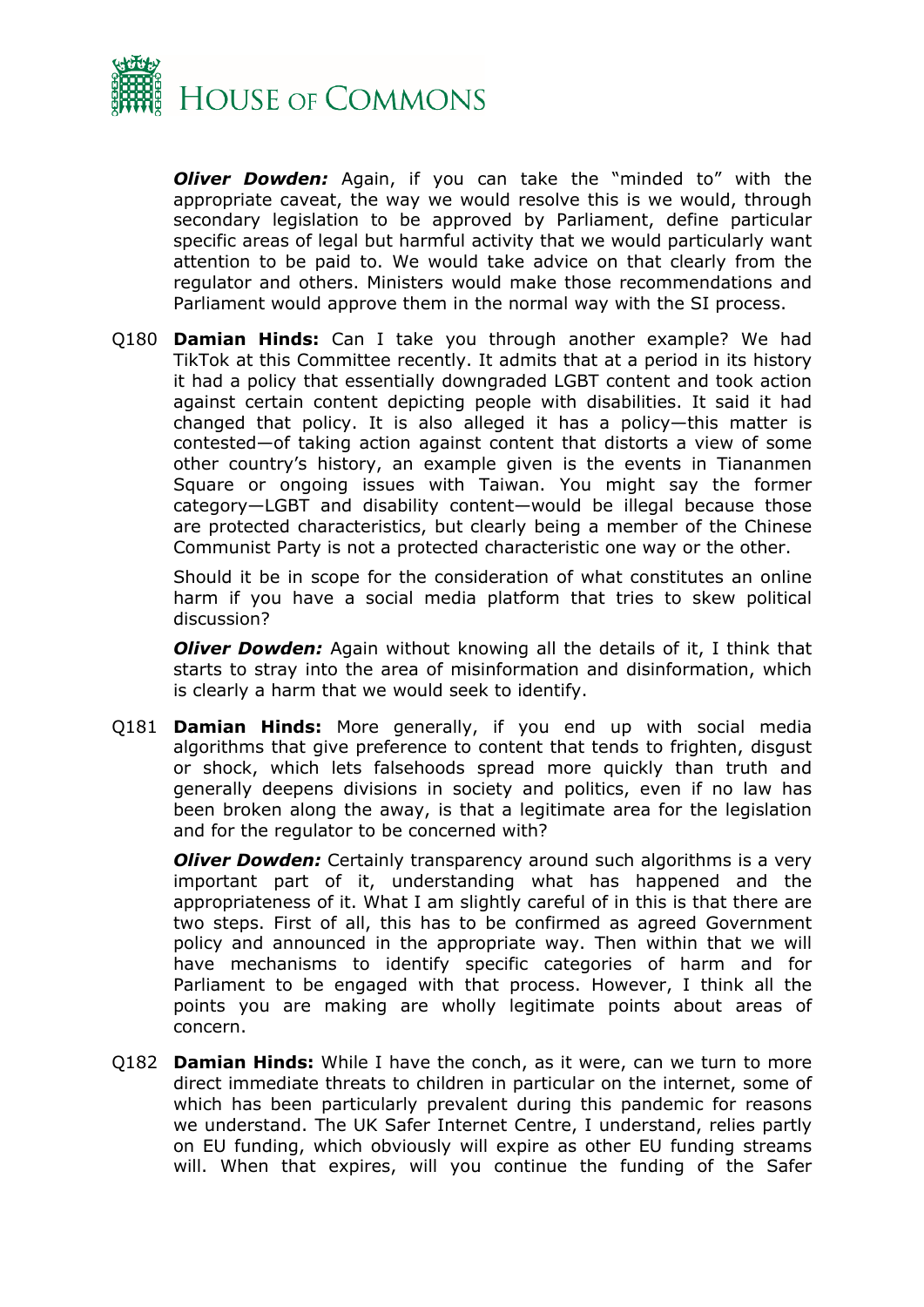***Oliver Dowden:*** Again, if you can take the "minded to" with the appropriate caveat, the way we would resolve this is we would, through secondary legislation to be approved by Parliament, define particular specific areas of legal but harmful activity that we would particularly want attention to be paid to. We would take advice on that clearly from the regulator and others. Ministers would make those recommendations and Parliament would approve them in the normal way with the SI process.

Q180 **Damian Hinds:** Can I take you through another example? We had TikTok at this Committee recently. It admits that at a period in its history it had a policy that essentially downgraded LGBT content and took action against certain content depicting people with disabilities. It said it had changed that policy. It is also alleged it has a policy—this matter is contested—of taking action against content that distorts a view of some other country's history, an example given is the events in Tiananmen Square or ongoing issues with Taiwan. You might say the former category—LGBT and disability content—would be illegal because those are protected characteristics, but clearly being a member of the Chinese Communist Party is not a protected characteristic one way or the other.

Should it be in scope for the consideration of what constitutes an online harm if you have a social media platform that tries to skew political discussion?

***Oliver Dowden:*** Again without knowing all the details of it, I think that starts to stray into the area of misinformation and disinformation, which is clearly a harm that we would seek to identify.

Q181 **Damian Hinds:** More generally, if you end up with social media algorithms that give preference to content that tends to frighten, disgust or shock, which lets falsehoods spread more quickly than truth and generally deepens divisions in society and politics, even if no law has been broken along the away, is that a legitimate area for the legislation and for the regulator to be concerned with?

***Oliver Dowden:*** Certainly transparency around such algorithms is a very important part of it, understanding what has happened and the appropriateness of it. What I am slightly careful of in this is that there are two steps. First of all, this has to be confirmed as agreed Government policy and announced in the appropriate way. Then within that we will have mechanisms to identify specific categories of harm and for Parliament to be engaged with that process. However, I think all the points you are making are wholly legitimate points about areas of concern.

Q182 **Damian Hinds:** While I have the conch, as it were, can we turn to more direct immediate threats to children in particular on the internet, some of which has been particularly prevalent during this pandemic for reasons we understand. The UK Safer Internet Centre, I understand, relies partly on EU funding, which obviously will expire as other EU funding streams will. When that expires, will you continue the funding of the Safer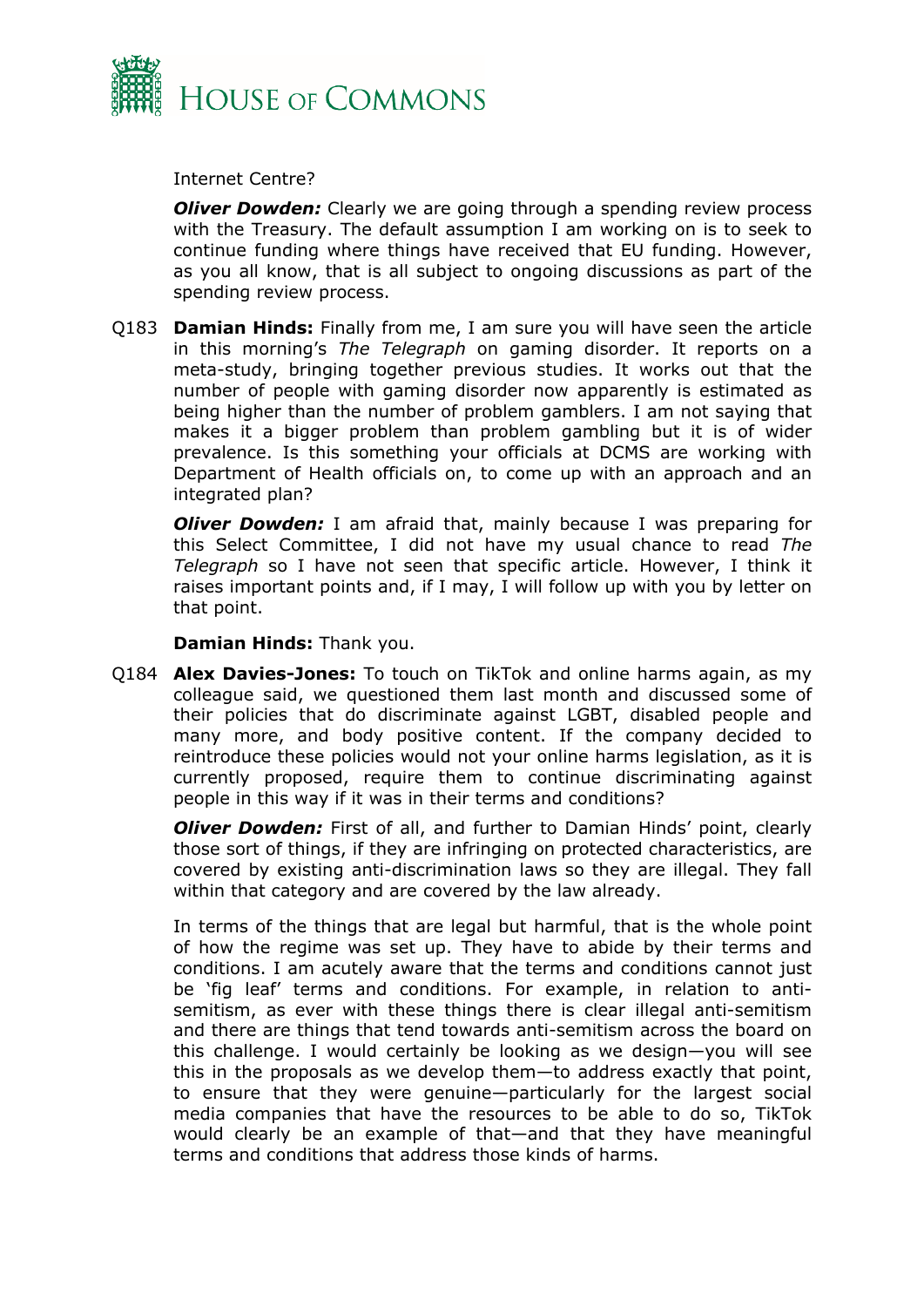Internet Centre?

***Oliver Dowden:*** Clearly we are going through a spending review process with the Treasury. The default assumption I am working on is to seek to continue funding where things have received that EU funding. However, as you all know, that is all subject to ongoing discussions as part of the spending review process.

Q183 **Damian Hinds:** Finally from me, I am sure you will have seen the article in this morning's *The Telegraph* on gaming disorder. It reports on a meta-study, bringing together previous studies. It works out that the number of people with gaming disorder now apparently is estimated as being higher than the number of problem gamblers. I am not saying that makes it a bigger problem than problem gambling but it is of wider prevalence. Is this something your officials at DCMS are working with Department of Health officials on, to come up with an approach and an integrated plan?

***Oliver Dowden:*** I am afraid that, mainly because I was preparing for this Select Committee, I did not have my usual chance to read *The Telegraph* so I have not seen that specific article. However, I think it raises important points and, if I may, I will follow up with you by letter on that point.

**Damian Hinds:** Thank you.

Q184 **Alex Davies-Jones:** To touch on TikTok and online harms again, as my colleague said, we questioned them last month and discussed some of their policies that do discriminate against LGBT, disabled people and many more, and body positive content. If the company decided to reintroduce these policies would not your online harms legislation, as it is currently proposed, require them to continue discriminating against people in this way if it was in their terms and conditions?

***Oliver Dowden:*** First of all, and further to Damian Hinds' point, clearly those sort of things, if they are infringing on protected characteristics, are covered by existing anti-discrimination laws so they are illegal. They fall within that category and are covered by the law already.

In terms of the things that are legal but harmful, that is the whole point of how the regime was set up. They have to abide by their terms and conditions. I am acutely aware that the terms and conditions cannot just be 'fig leaf' terms and conditions. For example, in relation to anti-semitism, as ever with these things there is clear illegal anti-semitism and there are things that tend towards anti-semitism across the board on this challenge. I would certainly be looking as we design—you will see this in the proposals as we develop them—to address exactly that point, to ensure that they were genuine—particularly for the largest social media companies that have the resources to be able to do so, TikTok would clearly be an example of that—and that they have meaningful terms and conditions that address those kinds of harms.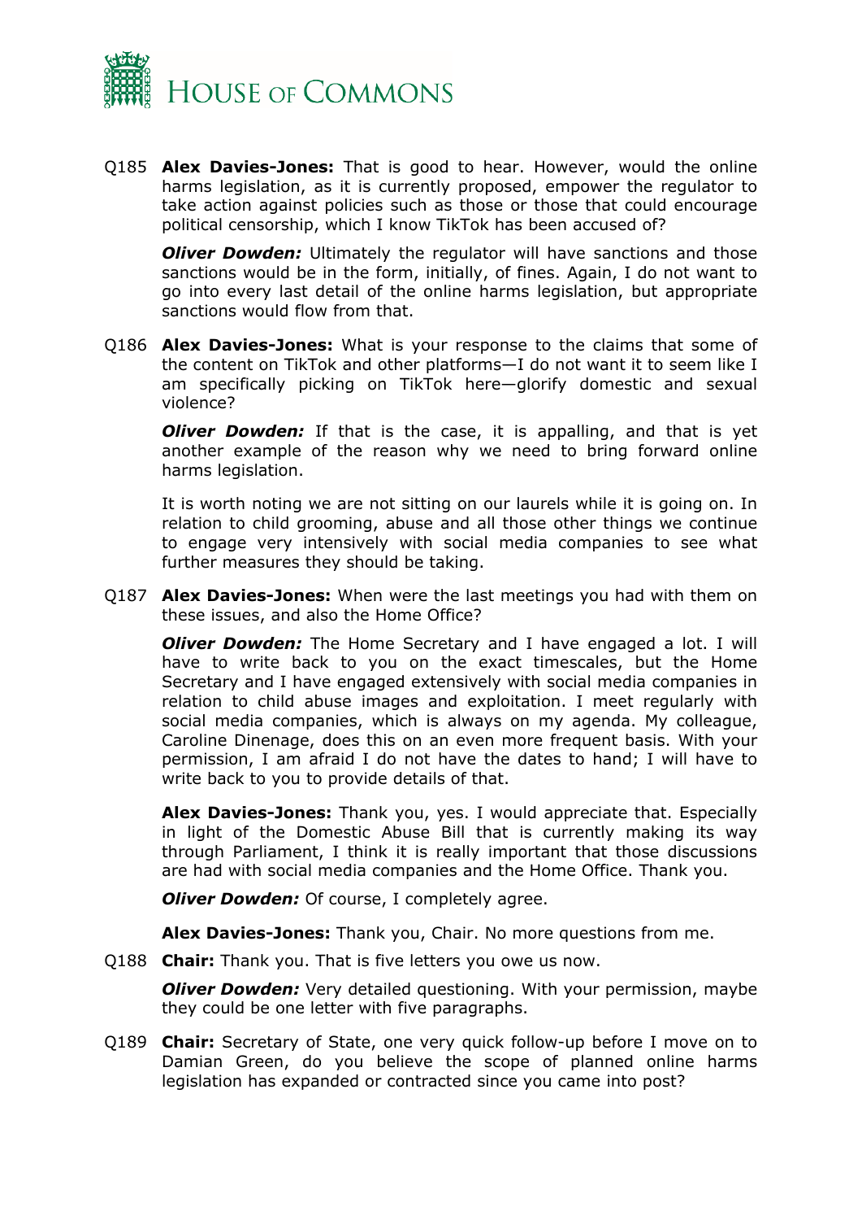Q185 **Alex Davies-Jones:** That is good to hear. However, would the online harms legislation, as it is currently proposed, empower the regulator to take action against policies such as those or those that could encourage political censorship, which I know TikTok has been accused of?

***Oliver Dowden:*** Ultimately the regulator will have sanctions and those sanctions would be in the form, initially, of fines. Again, I do not want to go into every last detail of the online harms legislation, but appropriate sanctions would flow from that.

Q186 **Alex Davies-Jones:** What is your response to the claims that some of the content on TikTok and other platforms—I do not want it to seem like I am specifically picking on TikTok here—glorify domestic and sexual violence?

***Oliver Dowden:*** If that is the case, it is appalling, and that is yet another example of the reason why we need to bring forward online harms legislation.

It is worth noting we are not sitting on our laurels while it is going on. In relation to child grooming, abuse and all those other things we continue to engage very intensively with social media companies to see what further measures they should be taking.

Q187 **Alex Davies-Jones:** When were the last meetings you had with them on these issues, and also the Home Office?

***Oliver Dowden:*** The Home Secretary and I have engaged a lot. I will have to write back to you on the exact timescales, but the Home Secretary and I have engaged extensively with social media companies in relation to child abuse images and exploitation. I meet regularly with social media companies, which is always on my agenda. My colleague, Caroline Dinenage, does this on an even more frequent basis. With your permission, I am afraid I do not have the dates to hand; I will have to write back to you to provide details of that.

**Alex Davies-Jones:** Thank you, yes. I would appreciate that. Especially in light of the Domestic Abuse Bill that is currently making its way through Parliament, I think it is really important that those discussions are had with social media companies and the Home Office. Thank you.

***Oliver Dowden:*** Of course, I completely agree.

**Alex Davies-Jones:** Thank you, Chair. No more questions from me.

Q188 **Chair:** Thank you. That is five letters you owe us now.

***Oliver Dowden:*** Very detailed questioning. With your permission, maybe they could be one letter with five paragraphs.

Q189 **Chair:** Secretary of State, one very quick follow-up before I move on to Damian Green, do you believe the scope of planned online harms legislation has expanded or contracted since you came into post?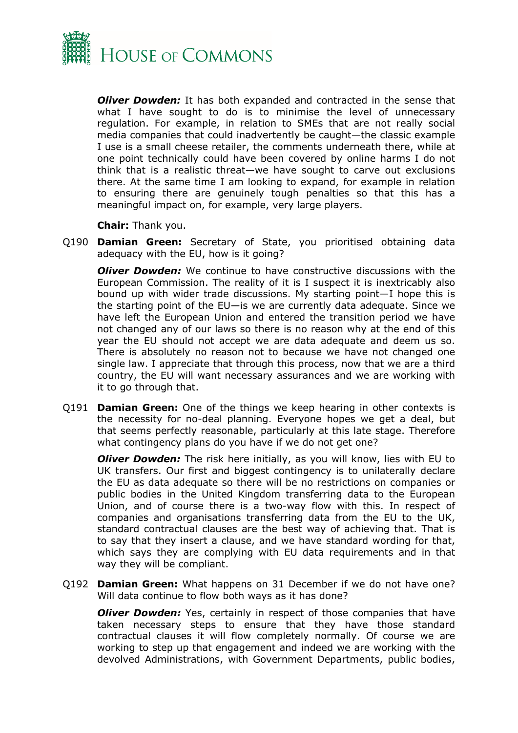***Oliver Dowden:*** It has both expanded and contracted in the sense that what I have sought to do is to minimise the level of unnecessary regulation. For example, in relation to SMEs that are not really social media companies that could inadvertently be caught—the classic example I use is a small cheese retailer, the comments underneath there, while at one point technically could have been covered by online harms I do not think that is a realistic threat—we have sought to carve out exclusions there. At the same time I am looking to expand, for example in relation to ensuring there are genuinely tough penalties so that this has a meaningful impact on, for example, very large players.

**Chair:** Thank you.

Q190 **Damian Green:** Secretary of State, you prioritised obtaining data adequacy with the EU, how is it going?

***Oliver Dowden:*** We continue to have constructive discussions with the European Commission. The reality of it is I suspect it is inextricably also bound up with wider trade discussions. My starting point—I hope this is the starting point of the EU—is we are currently data adequate. Since we have left the European Union and entered the transition period we have not changed any of our laws so there is no reason why at the end of this year the EU should not accept we are data adequate and deem us so. There is absolutely no reason not to because we have not changed one single law. I appreciate that through this process, now that we are a third country, the EU will want necessary assurances and we are working with it to go through that.

Q191 **Damian Green:** One of the things we keep hearing in other contexts is the necessity for no-deal planning. Everyone hopes we get a deal, but that seems perfectly reasonable, particularly at this late stage. Therefore what contingency plans do you have if we do not get one?

***Oliver Dowden:*** The risk here initially, as you will know, lies with EU to UK transfers. Our first and biggest contingency is to unilaterally declare the EU as data adequate so there will be no restrictions on companies or public bodies in the United Kingdom transferring data to the European Union, and of course there is a two-way flow with this. In respect of companies and organisations transferring data from the EU to the UK, standard contractual clauses are the best way of achieving that. That is to say that they insert a clause, and we have standard wording for that, which says they are complying with EU data requirements and in that way they will be compliant.

Q192 **Damian Green:** What happens on 31 December if we do not have one? Will data continue to flow both ways as it has done?

***Oliver Dowden:*** Yes, certainly in respect of those companies that have taken necessary steps to ensure that they have those standard contractual clauses it will flow completely normally. Of course we are working to step up that engagement and indeed we are working with the devolved Administrations, with Government Departments, public bodies,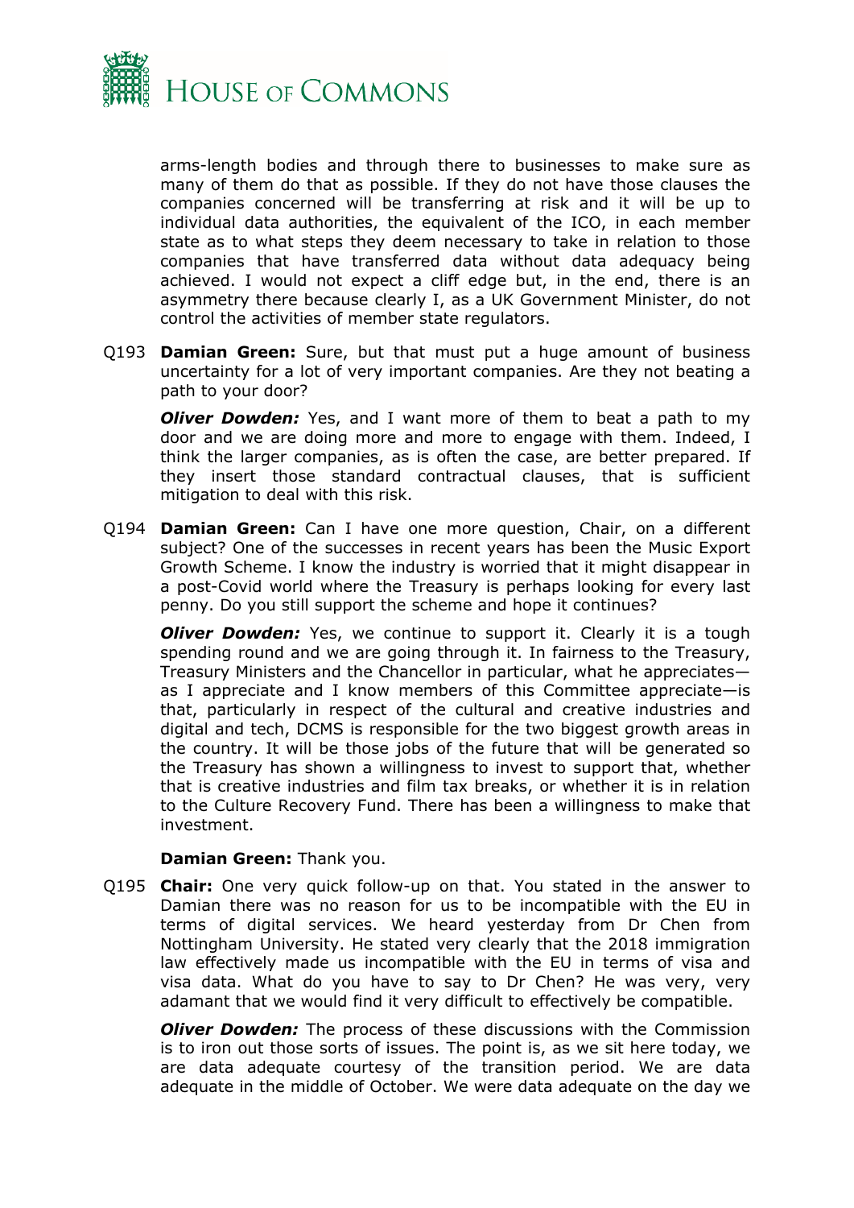arms-length bodies and through there to businesses to make sure as many of them do that as possible. If they do not have those clauses the companies concerned will be transferring at risk and it will be up to individual data authorities, the equivalent of the ICO, in each member state as to what steps they deem necessary to take in relation to those companies that have transferred data without data adequacy being achieved. I would not expect a cliff edge but, in the end, there is an asymmetry there because clearly I, as a UK Government Minister, do not control the activities of member state regulators.

Q193 **Damian Green:** Sure, but that must put a huge amount of business uncertainty for a lot of very important companies. Are they not beating a path to your door?

***Oliver Dowden:*** Yes, and I want more of them to beat a path to my door and we are doing more and more to engage with them. Indeed, I think the larger companies, as is often the case, are better prepared. If they insert those standard contractual clauses, that is sufficient mitigation to deal with this risk.

Q194 **Damian Green:** Can I have one more question, Chair, on a different subject? One of the successes in recent years has been the Music Export Growth Scheme. I know the industry is worried that it might disappear in a post-Covid world where the Treasury is perhaps looking for every last penny. Do you still support the scheme and hope it continues?

***Oliver Dowden:*** Yes, we continue to support it. Clearly it is a tough spending round and we are going through it. In fairness to the Treasury, Treasury Ministers and the Chancellor in particular, what he appreciates—as I appreciate and I know members of this Committee appreciate—is that, particularly in respect of the cultural and creative industries and digital and tech, DCMS is responsible for the two biggest growth areas in the country. It will be those jobs of the future that will be generated so the Treasury has shown a willingness to invest to support that, whether that is creative industries and film tax breaks, or whether it is in relation to the Culture Recovery Fund. There has been a willingness to make that investment.

**Damian Green:** Thank you.

Q195 **Chair:** One very quick follow-up on that. You stated in the answer to Damian there was no reason for us to be incompatible with the EU in terms of digital services. We heard yesterday from Dr Chen from Nottingham University. He stated very clearly that the 2018 immigration law effectively made us incompatible with the EU in terms of visa and visa data. What do you have to say to Dr Chen? He was very, very adamant that we would find it very difficult to effectively be compatible.

***Oliver Dowden:*** The process of these discussions with the Commission is to iron out those sorts of issues. The point is, as we sit here today, we are data adequate courtesy of the transition period. We are data adequate in the middle of October. We were data adequate on the day we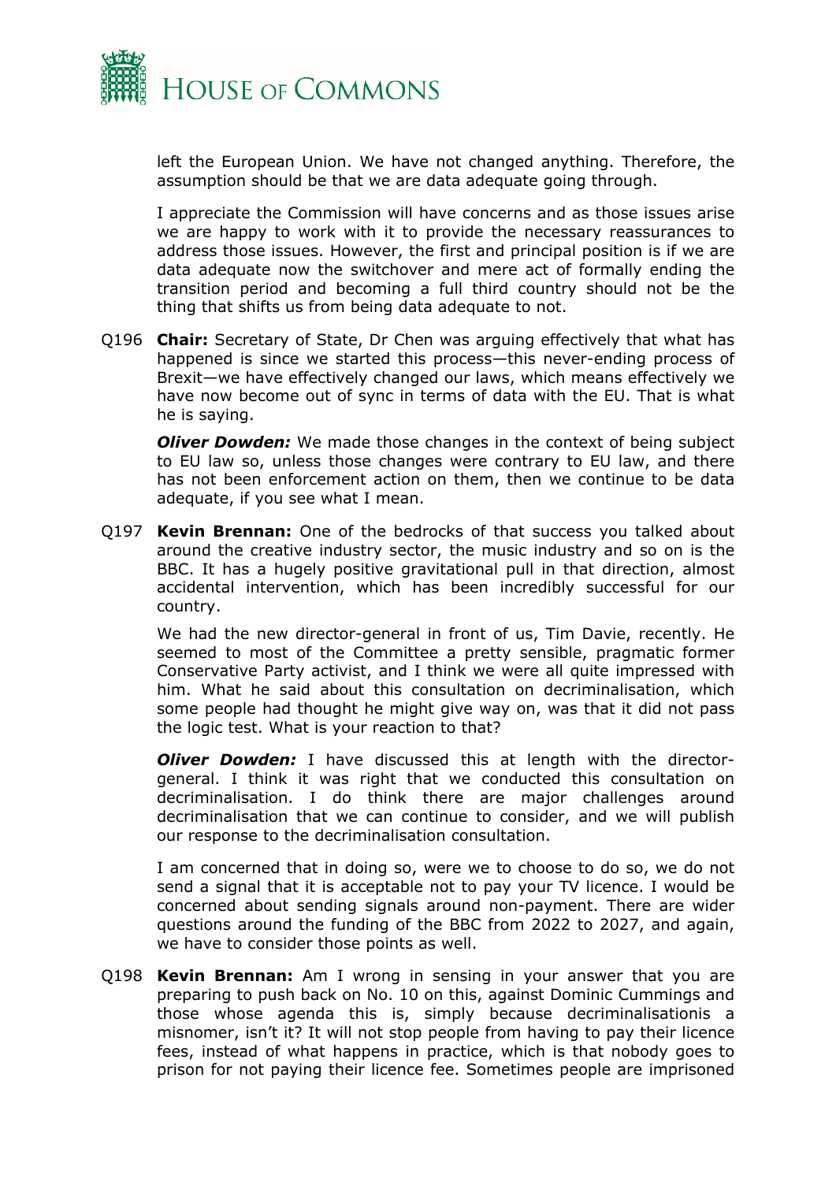left the European Union. We have not changed anything. Therefore, the assumption should be that we are data adequate going through.

I appreciate the Commission will have concerns and as those issues arise we are happy to work with it to provide the necessary reassurances to address those issues. However, the first and principal position is if we are data adequate now the switchover and mere act of formally ending the transition period and becoming a full third country should not be the thing that shifts us from being data adequate to not.

Q196 **Chair:** Secretary of State, Dr Chen was arguing effectively that what has happened is since we started this process—this never-ending process of Brexit—we have effectively changed our laws, which means effectively we have now become out of sync in terms of data with the EU. That is what he is saying.

***Oliver Dowden:*** We made those changes in the context of being subject to EU law so, unless those changes were contrary to EU law, and there has not been enforcement action on them, then we continue to be data adequate, if you see what I mean.

Q197 **Kevin Brennan:** One of the bedrocks of that success you talked about around the creative industry sector, the music industry and so on is the BBC. It has a hugely positive gravitational pull in that direction, almost accidental intervention, which has been incredibly successful for our country.

We had the new director-general in front of us, Tim Davie, recently. He seemed to most of the Committee a pretty sensible, pragmatic former Conservative Party activist, and I think we were all quite impressed with him. What he said about this consultation on decriminalisation, which some people had thought he might give way on, was that it did not pass the logic test. What is your reaction to that?

***Oliver Dowden:*** I have discussed this at length with the director-general. I think it was right that we conducted this consultation on decriminalisation. I do think there are major challenges around decriminalisation that we can continue to consider, and we will publish our response to the decriminalisation consultation.

I am concerned that in doing so, were we to choose to do so, we do not send a signal that it is acceptable not to pay your TV licence. I would be concerned about sending signals around non-payment. There are wider questions around the funding of the BBC from 2022 to 2027, and again, we have to consider those points as well.

Q198 **Kevin Brennan:** Am I wrong in sensing in your answer that you are preparing to push back on No. 10 on this, against Dominic Cummings and those whose agenda this is, simply because decriminalisationis a misnomer, isn't it? It will not stop people from having to pay their licence fees, instead of what happens in practice, which is that nobody goes to prison for not paying their licence fee. Sometimes people are imprisoned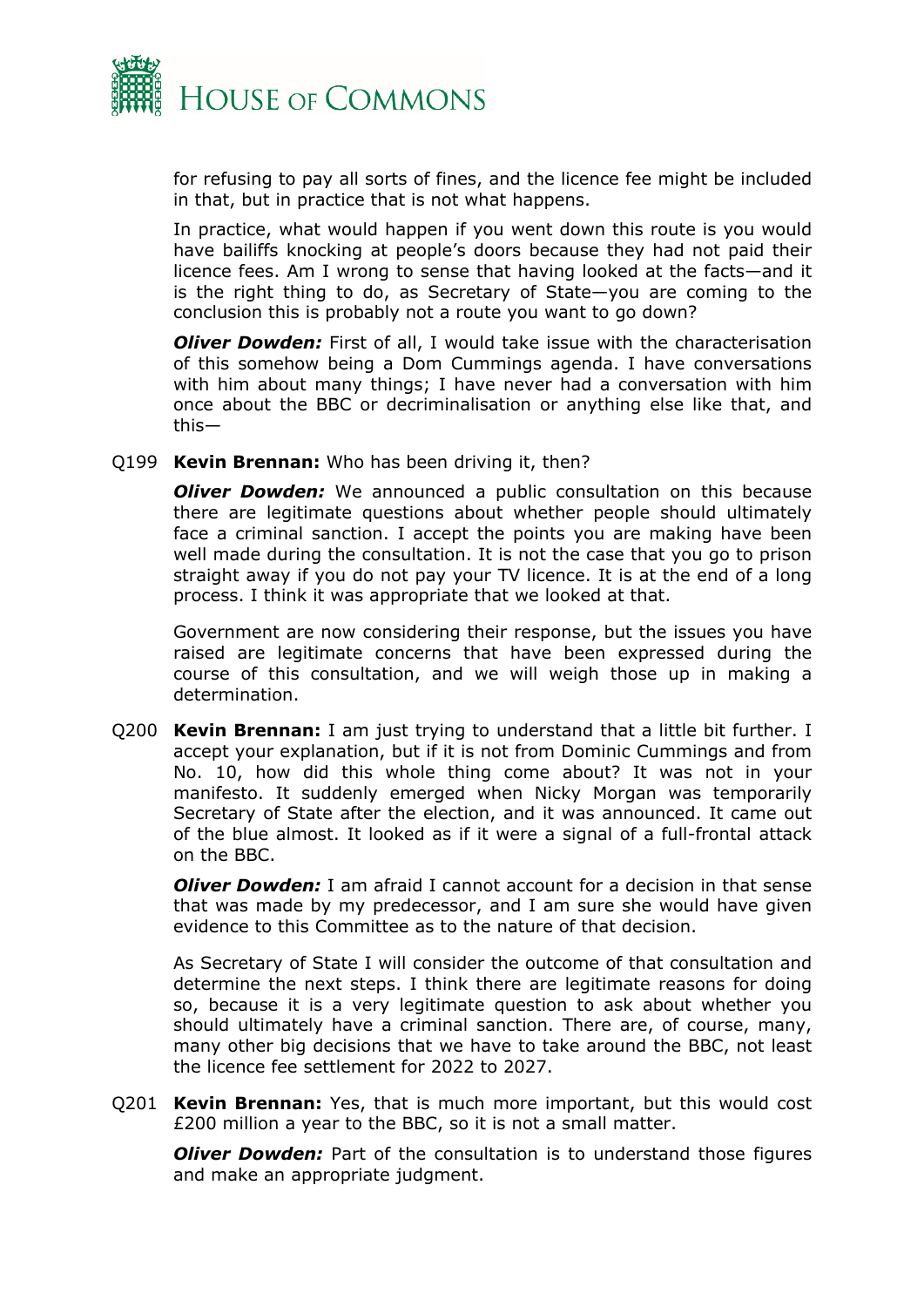for refusing to pay all sorts of fines, and the licence fee might be included in that, but in practice that is not what happens.

In practice, what would happen if you went down this route is you would have bailiffs knocking at people's doors because they had not paid their licence fees. Am I wrong to sense that having looked at the facts—and it is the right thing to do, as Secretary of State—you are coming to the conclusion this is probably not a route you want to go down?

***Oliver Dowden:*** First of all, I would take issue with the characterisation of this somehow being a Dom Cummings agenda. I have conversations with him about many things; I have never had a conversation with him once about the BBC or decriminalisation or anything else like that, and this—

Q199 **Kevin Brennan:** Who has been driving it, then?

***Oliver Dowden:*** We announced a public consultation on this because there are legitimate questions about whether people should ultimately face a criminal sanction. I accept the points you are making have been well made during the consultation. It is not the case that you go to prison straight away if you do not pay your TV licence. It is at the end of a long process. I think it was appropriate that we looked at that.

Government are now considering their response, but the issues you have raised are legitimate concerns that have been expressed during the course of this consultation, and we will weigh those up in making a determination.

Q200 **Kevin Brennan:** I am just trying to understand that a little bit further. I accept your explanation, but if it is not from Dominic Cummings and from No. 10, how did this whole thing come about? It was not in your manifesto. It suddenly emerged when Nicky Morgan was temporarily Secretary of State after the election, and it was announced. It came out of the blue almost. It looked as if it were a signal of a full-frontal attack on the BBC.

***Oliver Dowden:*** I am afraid I cannot account for a decision in that sense that was made by my predecessor, and I am sure she would have given evidence to this Committee as to the nature of that decision.

As Secretary of State I will consider the outcome of that consultation and determine the next steps. I think there are legitimate reasons for doing so, because it is a very legitimate question to ask about whether you should ultimately have a criminal sanction. There are, of course, many, many other big decisions that we have to take around the BBC, not least the licence fee settlement for 2022 to 2027.

Q201 **Kevin Brennan:** Yes, that is much more important, but this would cost £200 million a year to the BBC, so it is not a small matter.

***Oliver Dowden:*** Part of the consultation is to understand those figures and make an appropriate judgment.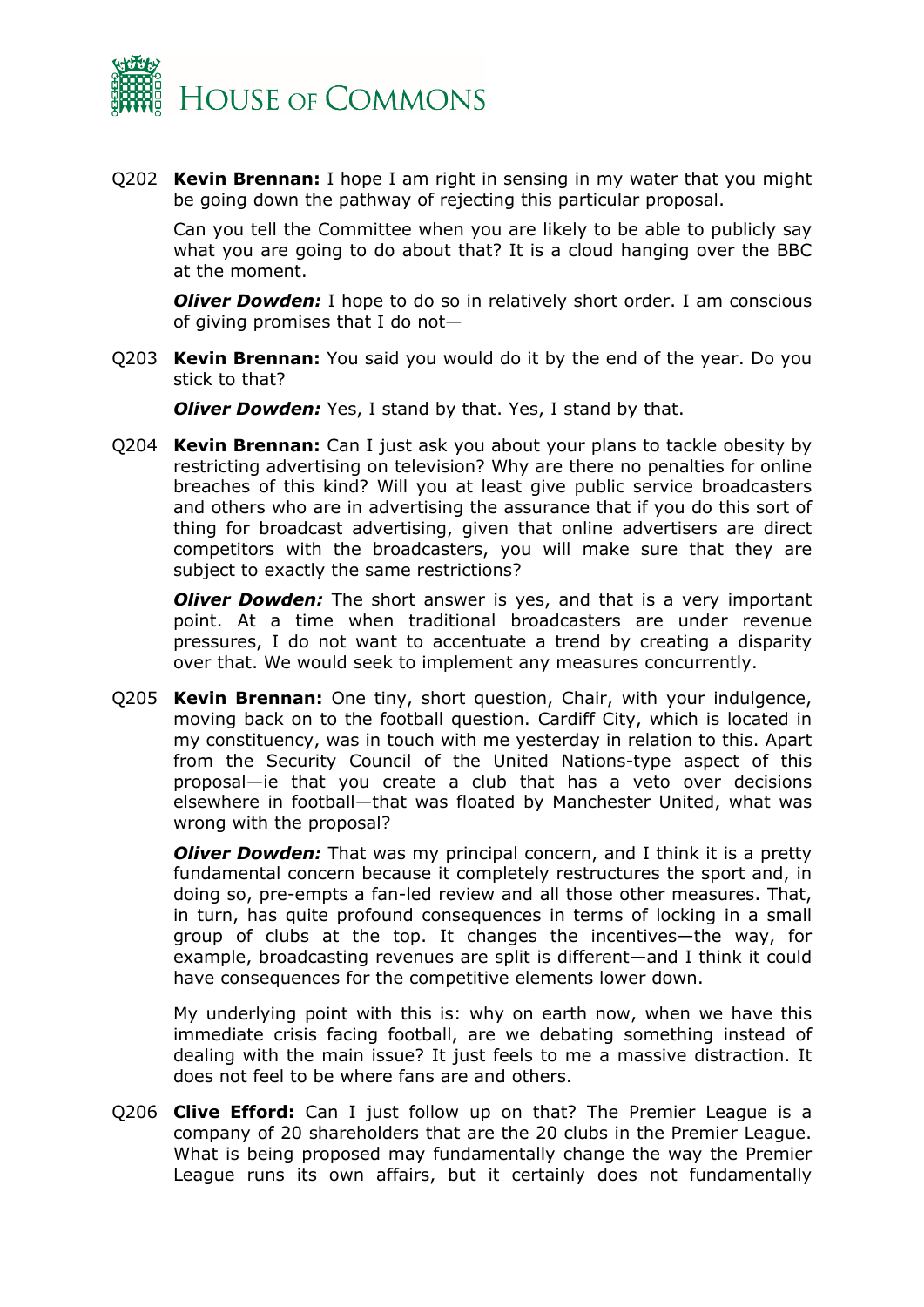Q202 **Kevin Brennan:** I hope I am right in sensing in my water that you might be going down the pathway of rejecting this particular proposal.

Can you tell the Committee when you are likely to be able to publicly say what you are going to do about that? It is a cloud hanging over the BBC at the moment.

***Oliver Dowden:*** I hope to do so in relatively short order. I am conscious of giving promises that I do not—

Q203 **Kevin Brennan:** You said you would do it by the end of the year. Do you stick to that?

***Oliver Dowden:*** Yes, I stand by that. Yes, I stand by that.

Q204 **Kevin Brennan:** Can I just ask you about your plans to tackle obesity by restricting advertising on television? Why are there no penalties for online breaches of this kind? Will you at least give public service broadcasters and others who are in advertising the assurance that if you do this sort of thing for broadcast advertising, given that online advertisers are direct competitors with the broadcasters, you will make sure that they are subject to exactly the same restrictions?

***Oliver Dowden:*** The short answer is yes, and that is a very important point. At a time when traditional broadcasters are under revenue pressures, I do not want to accentuate a trend by creating a disparity over that. We would seek to implement any measures concurrently.

Q205 **Kevin Brennan:** One tiny, short question, Chair, with your indulgence, moving back on to the football question. Cardiff City, which is located in my constituency, was in touch with me yesterday in relation to this. Apart from the Security Council of the United Nations-type aspect of this proposal—ie that you create a club that has a veto over decisions elsewhere in football—that was floated by Manchester United, what was wrong with the proposal?

***Oliver Dowden:*** That was my principal concern, and I think it is a pretty fundamental concern because it completely restructures the sport and, in doing so, pre-empts a fan-led review and all those other measures. That, in turn, has quite profound consequences in terms of locking in a small group of clubs at the top. It changes the incentives—the way, for example, broadcasting revenues are split is different—and I think it could have consequences for the competitive elements lower down.

My underlying point with this is: why on earth now, when we have this immediate crisis facing football, are we debating something instead of dealing with the main issue? It just feels to me a massive distraction. It does not feel to be where fans are and others.

Q206 **Clive Efford:** Can I just follow up on that? The Premier League is a company of 20 shareholders that are the 20 clubs in the Premier League. What is being proposed may fundamentally change the way the Premier League runs its own affairs, but it certainly does not fundamentally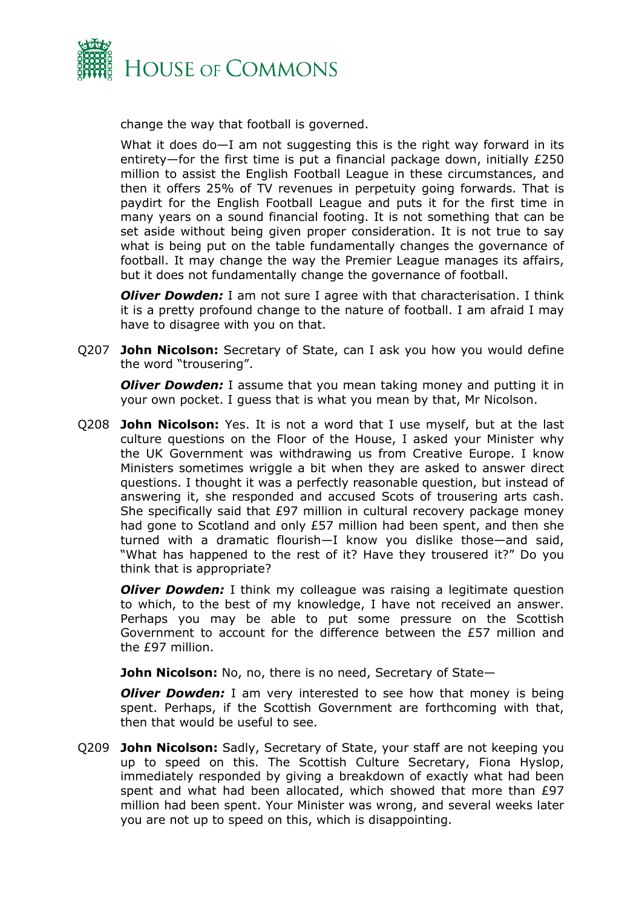change the way that football is governed.

What it does do—I am not suggesting this is the right way forward in its entirety—for the first time is put a financial package down, initially £250 million to assist the English Football League in these circumstances, and then it offers 25% of TV revenues in perpetuity going forwards. That is paydirt for the English Football League and puts it for the first time in many years on a sound financial footing. It is not something that can be set aside without being given proper consideration. It is not true to say what is being put on the table fundamentally changes the governance of football. It may change the way the Premier League manages its affairs, but it does not fundamentally change the governance of football.

***Oliver Dowden:*** I am not sure I agree with that characterisation. I think it is a pretty profound change to the nature of football. I am afraid I may have to disagree with you on that.

Q207 **John Nicolson:** Secretary of State, can I ask you how you would define the word "trousering".

***Oliver Dowden:*** I assume that you mean taking money and putting it in your own pocket. I guess that is what you mean by that, Mr Nicolson.

Q208 **John Nicolson:** Yes. It is not a word that I use myself, but at the last culture questions on the Floor of the House, I asked your Minister why the UK Government was withdrawing us from Creative Europe. I know Ministers sometimes wriggle a bit when they are asked to answer direct questions. I thought it was a perfectly reasonable question, but instead of answering it, she responded and accused Scots of trousering arts cash. She specifically said that £97 million in cultural recovery package money had gone to Scotland and only £57 million had been spent, and then she turned with a dramatic flourish—I know you dislike those—and said, "What has happened to the rest of it? Have they trousered it?" Do you think that is appropriate?

***Oliver Dowden:*** I think my colleague was raising a legitimate question to which, to the best of my knowledge, I have not received an answer. Perhaps you may be able to put some pressure on the Scottish Government to account for the difference between the £57 million and the £97 million.

**John Nicolson:** No, no, there is no need, Secretary of State—

***Oliver Dowden:*** I am very interested to see how that money is being spent. Perhaps, if the Scottish Government are forthcoming with that, then that would be useful to see.

Q209 **John Nicolson:** Sadly, Secretary of State, your staff are not keeping you up to speed on this. The Scottish Culture Secretary, Fiona Hyslop, immediately responded by giving a breakdown of exactly what had been spent and what had been allocated, which showed that more than £97 million had been spent. Your Minister was wrong, and several weeks later you are not up to speed on this, which is disappointing.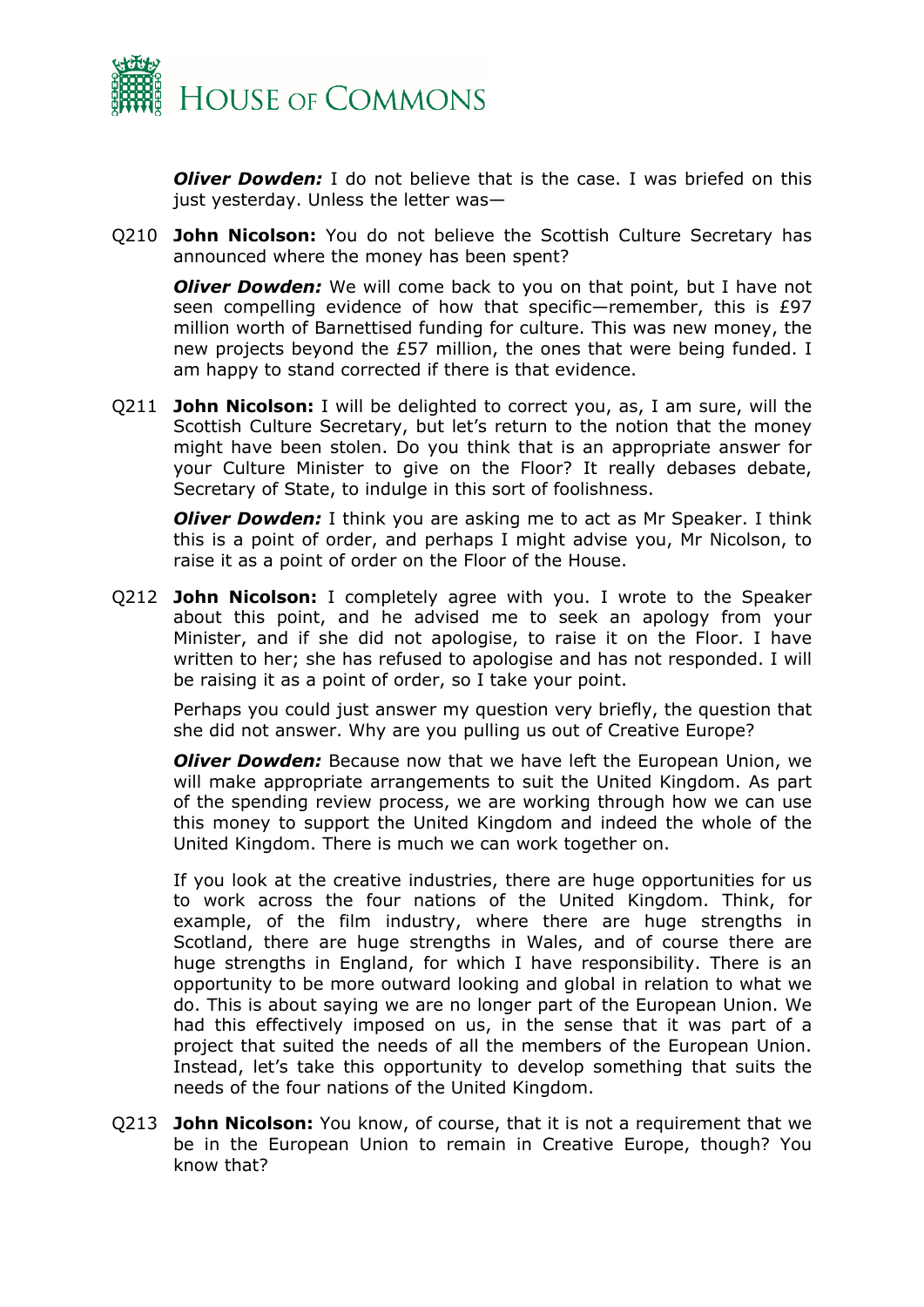***Oliver Dowden:*** I do not believe that is the case. I was briefed on this just yesterday. Unless the letter was—

Q210 **John Nicolson:** You do not believe the Scottish Culture Secretary has announced where the money has been spent?

***Oliver Dowden:*** We will come back to you on that point, but I have not seen compelling evidence of how that specific—remember, this is £97 million worth of Barnettised funding for culture. This was new money, the new projects beyond the £57 million, the ones that were being funded. I am happy to stand corrected if there is that evidence.

Q211 **John Nicolson:** I will be delighted to correct you, as, I am sure, will the Scottish Culture Secretary, but let's return to the notion that the money might have been stolen. Do you think that is an appropriate answer for your Culture Minister to give on the Floor? It really debases debate, Secretary of State, to indulge in this sort of foolishness.

***Oliver Dowden:*** I think you are asking me to act as Mr Speaker. I think this is a point of order, and perhaps I might advise you, Mr Nicolson, to raise it as a point of order on the Floor of the House.

Q212 **John Nicolson:** I completely agree with you. I wrote to the Speaker about this point, and he advised me to seek an apology from your Minister, and if she did not apologise, to raise it on the Floor. I have written to her; she has refused to apologise and has not responded. I will be raising it as a point of order, so I take your point.

Perhaps you could just answer my question very briefly, the question that she did not answer. Why are you pulling us out of Creative Europe?

***Oliver Dowden:*** Because now that we have left the European Union, we will make appropriate arrangements to suit the United Kingdom. As part of the spending review process, we are working through how we can use this money to support the United Kingdom and indeed the whole of the United Kingdom. There is much we can work together on.

If you look at the creative industries, there are huge opportunities for us to work across the four nations of the United Kingdom. Think, for example, of the film industry, where there are huge strengths in Scotland, there are huge strengths in Wales, and of course there are huge strengths in England, for which I have responsibility. There is an opportunity to be more outward looking and global in relation to what we do. This is about saying we are no longer part of the European Union. We had this effectively imposed on us, in the sense that it was part of a project that suited the needs of all the members of the European Union. Instead, let's take this opportunity to develop something that suits the needs of the four nations of the United Kingdom.

Q213 **John Nicolson:** You know, of course, that it is not a requirement that we be in the European Union to remain in Creative Europe, though? You know that?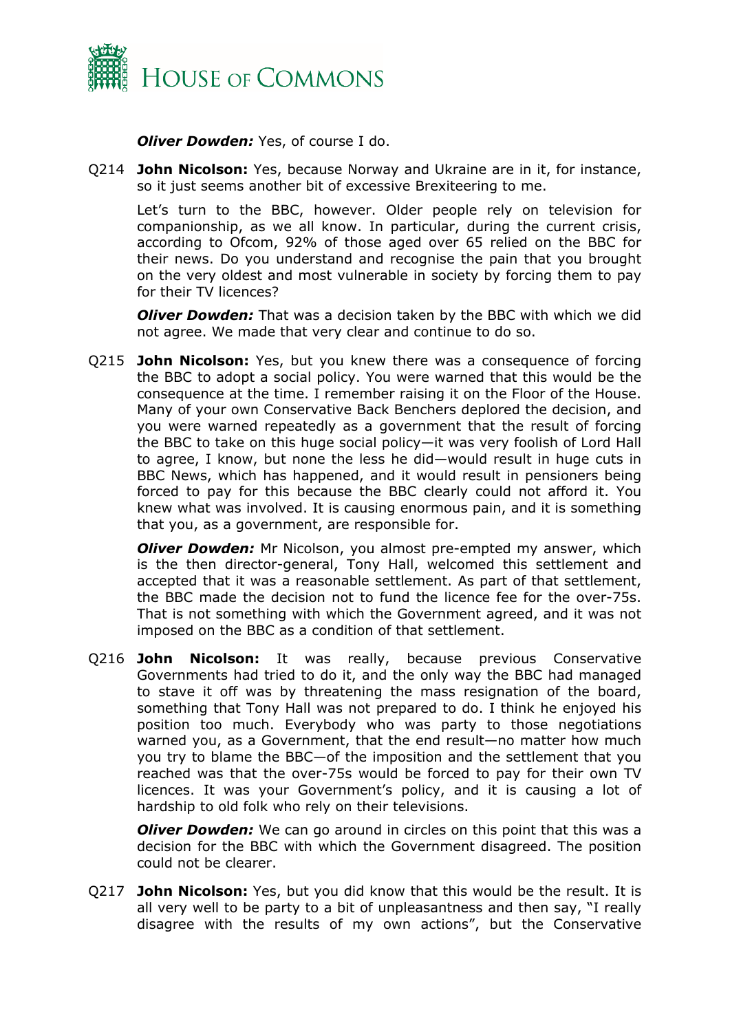***Oliver Dowden:*** Yes, of course I do.

Q214 **John Nicolson:** Yes, because Norway and Ukraine are in it, for instance, so it just seems another bit of excessive Brexiteering to me.

Let's turn to the BBC, however. Older people rely on television for companionship, as we all know. In particular, during the current crisis, according to Ofcom, 92% of those aged over 65 relied on the BBC for their news. Do you understand and recognise the pain that you brought on the very oldest and most vulnerable in society by forcing them to pay for their TV licences?

***Oliver Dowden:*** That was a decision taken by the BBC with which we did not agree. We made that very clear and continue to do so.

Q215 **John Nicolson:** Yes, but you knew there was a consequence of forcing the BBC to adopt a social policy. You were warned that this would be the consequence at the time. I remember raising it on the Floor of the House. Many of your own Conservative Back Benchers deplored the decision, and you were warned repeatedly as a government that the result of forcing the BBC to take on this huge social policy—it was very foolish of Lord Hall to agree, I know, but none the less he did—would result in huge cuts in BBC News, which has happened, and it would result in pensioners being forced to pay for this because the BBC clearly could not afford it. You knew what was involved. It is causing enormous pain, and it is something that you, as a government, are responsible for.

***Oliver Dowden:*** Mr Nicolson, you almost pre-empted my answer, which is the then director-general, Tony Hall, welcomed this settlement and accepted that it was a reasonable settlement. As part of that settlement, the BBC made the decision not to fund the licence fee for the over-75s. That is not something with which the Government agreed, and it was not imposed on the BBC as a condition of that settlement.

Q216 **John Nicolson:** It was really, because previous Conservative Governments had tried to do it, and the only way the BBC had managed to stave it off was by threatening the mass resignation of the board, something that Tony Hall was not prepared to do. I think he enjoyed his position too much. Everybody who was party to those negotiations warned you, as a Government, that the end result—no matter how much you try to blame the BBC—of the imposition and the settlement that you reached was that the over-75s would be forced to pay for their own TV licences. It was your Government's policy, and it is causing a lot of hardship to old folk who rely on their televisions.

***Oliver Dowden:*** We can go around in circles on this point that this was a decision for the BBC with which the Government disagreed. The position could not be clearer.

Q217 **John Nicolson:** Yes, but you did know that this would be the result. It is all very well to be party to a bit of unpleasantness and then say, "I really disagree with the results of my own actions", but the Conservative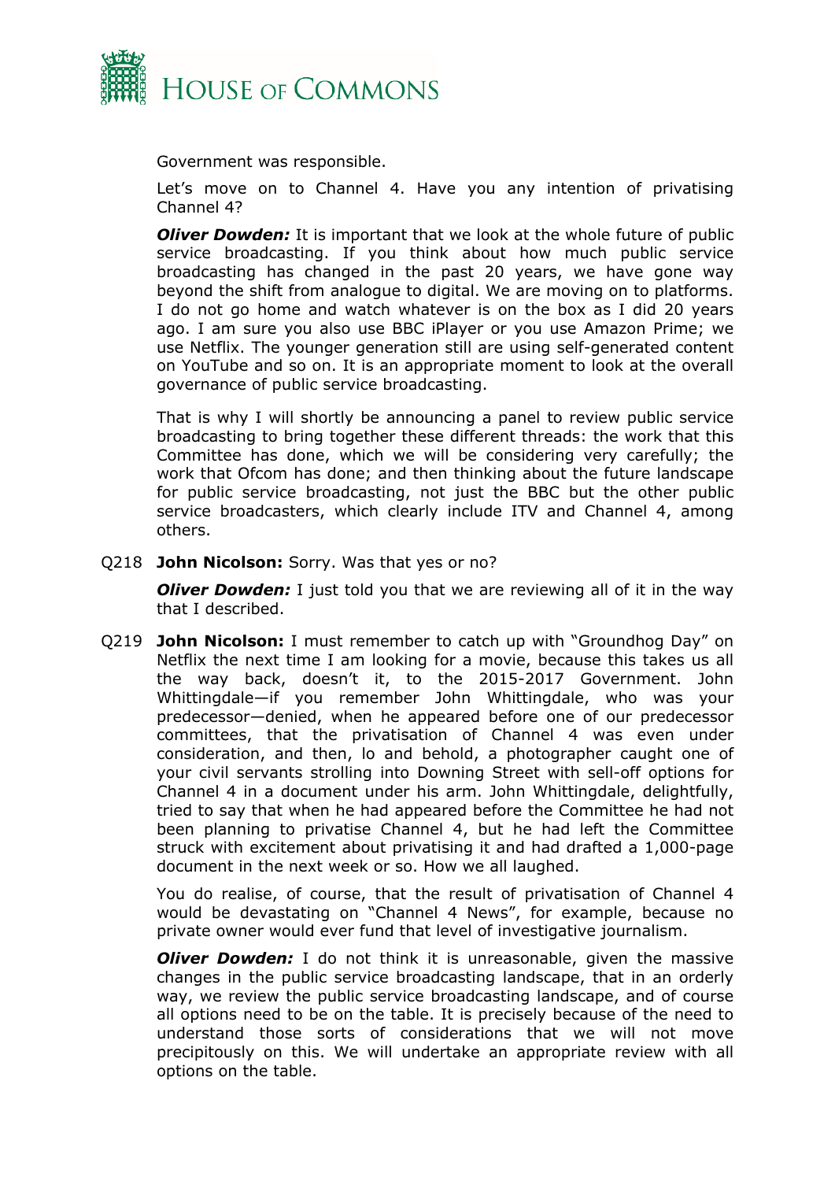Government was responsible.

Let's move on to Channel 4. Have you any intention of privatising Channel 4?

***Oliver Dowden:*** It is important that we look at the whole future of public service broadcasting. If you think about how much public service broadcasting has changed in the past 20 years, we have gone way beyond the shift from analogue to digital. We are moving on to platforms. I do not go home and watch whatever is on the box as I did 20 years ago. I am sure you also use BBC iPlayer or you use Amazon Prime; we use Netflix. The younger generation still are using self-generated content on YouTube and so on. It is an appropriate moment to look at the overall governance of public service broadcasting.

That is why I will shortly be announcing a panel to review public service broadcasting to bring together these different threads: the work that this Committee has done, which we will be considering very carefully; the work that Ofcom has done; and then thinking about the future landscape for public service broadcasting, not just the BBC but the other public service broadcasters, which clearly include ITV and Channel 4, among others.

Q218 **John Nicolson:** Sorry. Was that yes or no?

***Oliver Dowden:*** I just told you that we are reviewing all of it in the way that I described.

Q219 **John Nicolson:** I must remember to catch up with "Groundhog Day" on Netflix the next time I am looking for a movie, because this takes us all the way back, doesn't it, to the 2015-2017 Government. John Whittingdale—if you remember John Whittingdale, who was your predecessor—denied, when he appeared before one of our predecessor committees, that the privatisation of Channel 4 was even under consideration, and then, lo and behold, a photographer caught one of your civil servants strolling into Downing Street with sell-off options for Channel 4 in a document under his arm. John Whittingdale, delightfully, tried to say that when he had appeared before the Committee he had not been planning to privatise Channel 4, but he had left the Committee struck with excitement about privatising it and had drafted a 1,000-page document in the next week or so. How we all laughed.

You do realise, of course, that the result of privatisation of Channel 4 would be devastating on "Channel 4 News", for example, because no private owner would ever fund that level of investigative journalism.

***Oliver Dowden:*** I do not think it is unreasonable, given the massive changes in the public service broadcasting landscape, that in an orderly way, we review the public service broadcasting landscape, and of course all options need to be on the table. It is precisely because of the need to understand those sorts of considerations that we will not move precipitously on this. We will undertake an appropriate review with all options on the table.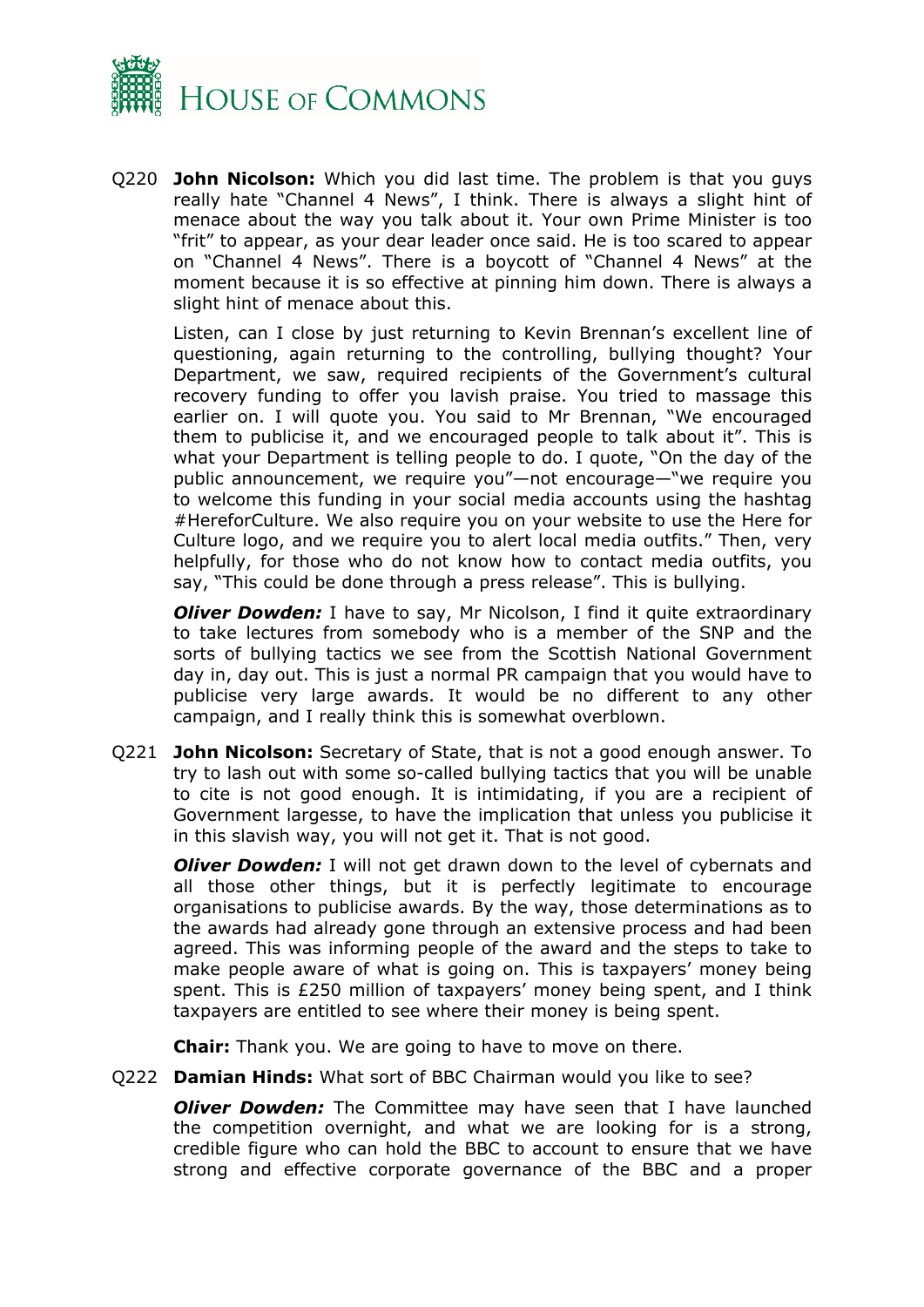Q220 **John Nicolson:** Which you did last time. The problem is that you guys really hate "Channel 4 News", I think. There is always a slight hint of menace about the way you talk about it. Your own Prime Minister is too "frit" to appear, as your dear leader once said. He is too scared to appear on "Channel 4 News". There is a boycott of "Channel 4 News" at the moment because it is so effective at pinning him down. There is always a slight hint of menace about this.

Listen, can I close by just returning to Kevin Brennan's excellent line of questioning, again returning to the controlling, bullying thought? Your Department, we saw, required recipients of the Government's cultural recovery funding to offer you lavish praise. You tried to massage this earlier on. I will quote you. You said to Mr Brennan, "We encouraged them to publicise it, and we encouraged people to talk about it". This is what your Department is telling people to do. I quote, "On the day of the public announcement, we require you"—not encourage—"we require you to welcome this funding in your social media accounts using the hashtag #HereforCulture. We also require you on your website to use the Here for Culture logo, and we require you to alert local media outfits." Then, very helpfully, for those who do not know how to contact media outfits, you say, "This could be done through a press release". This is bullying.

***Oliver Dowden:*** I have to say, Mr Nicolson, I find it quite extraordinary to take lectures from somebody who is a member of the SNP and the sorts of bullying tactics we see from the Scottish National Government day in, day out. This is just a normal PR campaign that you would have to publicise very large awards. It would be no different to any other campaign, and I really think this is somewhat overblown.

Q221 **John Nicolson:** Secretary of State, that is not a good enough answer. To try to lash out with some so-called bullying tactics that you will be unable to cite is not good enough. It is intimidating, if you are a recipient of Government largesse, to have the implication that unless you publicise it in this slavish way, you will not get it. That is not good.

***Oliver Dowden:*** I will not get drawn down to the level of cybernats and all those other things, but it is perfectly legitimate to encourage organisations to publicise awards. By the way, those determinations as to the awards had already gone through an extensive process and had been agreed. This was informing people of the award and the steps to take to make people aware of what is going on. This is taxpayers' money being spent. This is £250 million of taxpayers' money being spent, and I think taxpayers are entitled to see where their money is being spent.

**Chair:** Thank you. We are going to have to move on there.

Q222 **Damian Hinds:** What sort of BBC Chairman would you like to see?

***Oliver Dowden:*** The Committee may have seen that I have launched the competition overnight, and what we are looking for is a strong, credible figure who can hold the BBC to account to ensure that we have strong and effective corporate governance of the BBC and a proper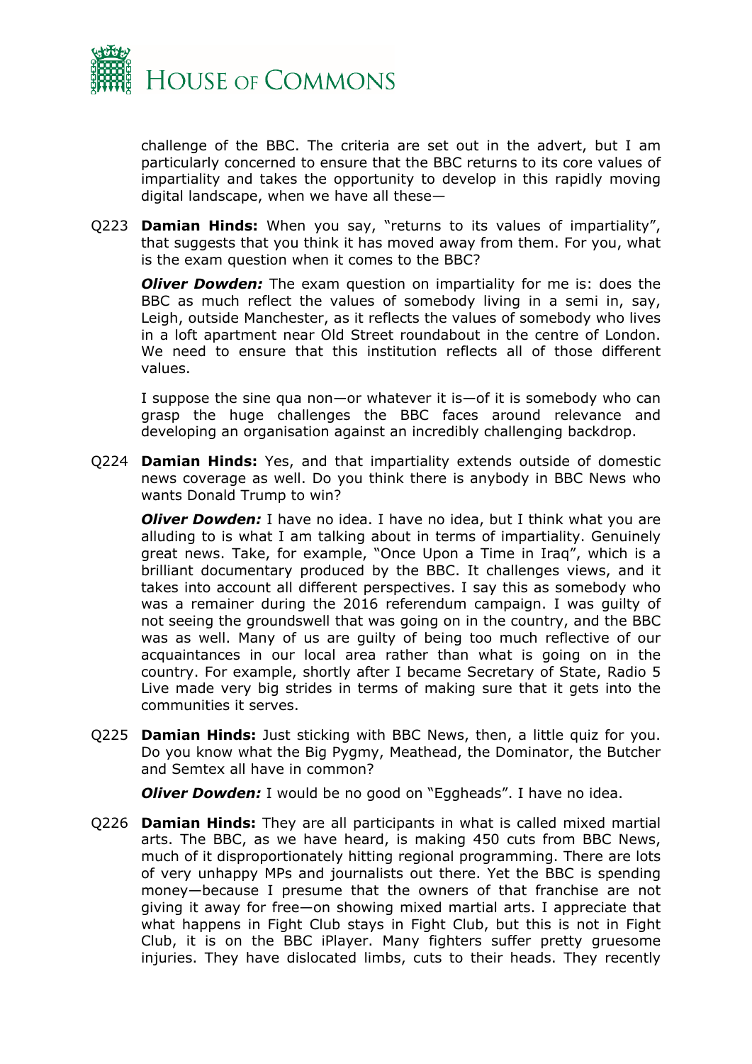challenge of the BBC. The criteria are set out in the advert, but I am particularly concerned to ensure that the BBC returns to its core values of impartiality and takes the opportunity to develop in this rapidly moving digital landscape, when we have all these—

Q223 **Damian Hinds:** When you say, "returns to its values of impartiality", that suggests that you think it has moved away from them. For you, what is the exam question when it comes to the BBC?

***Oliver Dowden:*** The exam question on impartiality for me is: does the BBC as much reflect the values of somebody living in a semi in, say, Leigh, outside Manchester, as it reflects the values of somebody who lives in a loft apartment near Old Street roundabout in the centre of London. We need to ensure that this institution reflects all of those different values.

I suppose the sine qua non—or whatever it is—of it is somebody who can grasp the huge challenges the BBC faces around relevance and developing an organisation against an incredibly challenging backdrop.

Q224 **Damian Hinds:** Yes, and that impartiality extends outside of domestic news coverage as well. Do you think there is anybody in BBC News who wants Donald Trump to win?

***Oliver Dowden:*** I have no idea. I have no idea, but I think what you are alluding to is what I am talking about in terms of impartiality. Genuinely great news. Take, for example, "Once Upon a Time in Iraq", which is a brilliant documentary produced by the BBC. It challenges views, and it takes into account all different perspectives. I say this as somebody who was a remainer during the 2016 referendum campaign. I was guilty of not seeing the groundswell that was going on in the country, and the BBC was as well. Many of us are guilty of being too much reflective of our acquaintances in our local area rather than what is going on in the country. For example, shortly after I became Secretary of State, Radio 5 Live made very big strides in terms of making sure that it gets into the communities it serves.

Q225 **Damian Hinds:** Just sticking with BBC News, then, a little quiz for you. Do you know what the Big Pygmy, Meathead, the Dominator, the Butcher and Semtex all have in common?

***Oliver Dowden:*** I would be no good on "Eggheads". I have no idea.

Q226 **Damian Hinds:** They are all participants in what is called mixed martial arts. The BBC, as we have heard, is making 450 cuts from BBC News, much of it disproportionately hitting regional programming. There are lots of very unhappy MPs and journalists out there. Yet the BBC is spending money—because I presume that the owners of that franchise are not giving it away for free—on showing mixed martial arts. I appreciate that what happens in Fight Club stays in Fight Club, but this is not in Fight Club, it is on the BBC iPlayer. Many fighters suffer pretty gruesome injuries. They have dislocated limbs, cuts to their heads. They recently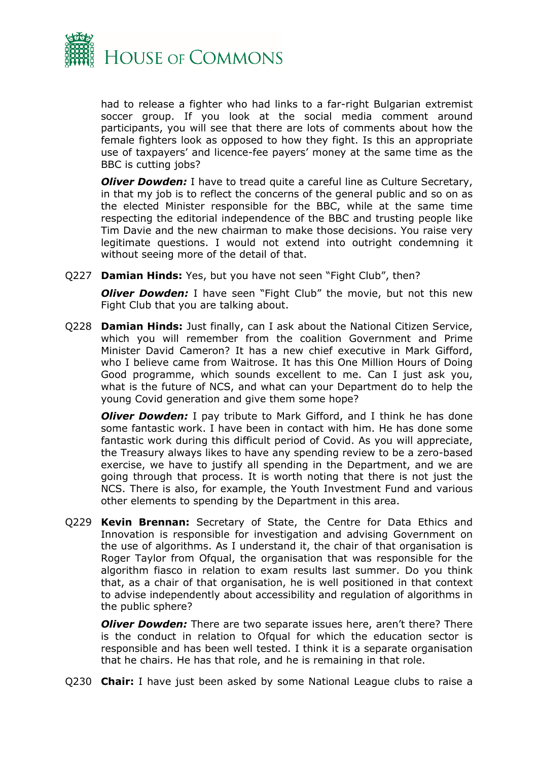had to release a fighter who had links to a far-right Bulgarian extremist soccer group. If you look at the social media comment around participants, you will see that there are lots of comments about how the female fighters look as opposed to how they fight. Is this an appropriate use of taxpayers' and licence-fee payers' money at the same time as the BBC is cutting jobs?

***Oliver Dowden:*** I have to tread quite a careful line as Culture Secretary, in that my job is to reflect the concerns of the general public and so on as the elected Minister responsible for the BBC, while at the same time respecting the editorial independence of the BBC and trusting people like Tim Davie and the new chairman to make those decisions. You raise very legitimate questions. I would not extend into outright condemning it without seeing more of the detail of that.

Q227 **Damian Hinds:** Yes, but you have not seen "Fight Club", then?

***Oliver Dowden:*** I have seen "Fight Club" the movie, but not this new Fight Club that you are talking about.

Q228 **Damian Hinds:** Just finally, can I ask about the National Citizen Service, which you will remember from the coalition Government and Prime Minister David Cameron? It has a new chief executive in Mark Gifford, who I believe came from Waitrose. It has this One Million Hours of Doing Good programme, which sounds excellent to me. Can I just ask you, what is the future of NCS, and what can your Department do to help the young Covid generation and give them some hope?

***Oliver Dowden:*** I pay tribute to Mark Gifford, and I think he has done some fantastic work. I have been in contact with him. He has done some fantastic work during this difficult period of Covid. As you will appreciate, the Treasury always likes to have any spending review to be a zero-based exercise, we have to justify all spending in the Department, and we are going through that process. It is worth noting that there is not just the NCS. There is also, for example, the Youth Investment Fund and various other elements to spending by the Department in this area.

Q229 **Kevin Brennan:** Secretary of State, the Centre for Data Ethics and Innovation is responsible for investigation and advising Government on the use of algorithms. As I understand it, the chair of that organisation is Roger Taylor from Ofqual, the organisation that was responsible for the algorithm fiasco in relation to exam results last summer. Do you think that, as a chair of that organisation, he is well positioned in that context to advise independently about accessibility and regulation of algorithms in the public sphere?

***Oliver Dowden:*** There are two separate issues here, aren't there? There is the conduct in relation to Ofqual for which the education sector is responsible and has been well tested. I think it is a separate organisation that he chairs. He has that role, and he is remaining in that role.

Q230 **Chair:** I have just been asked by some National League clubs to raise a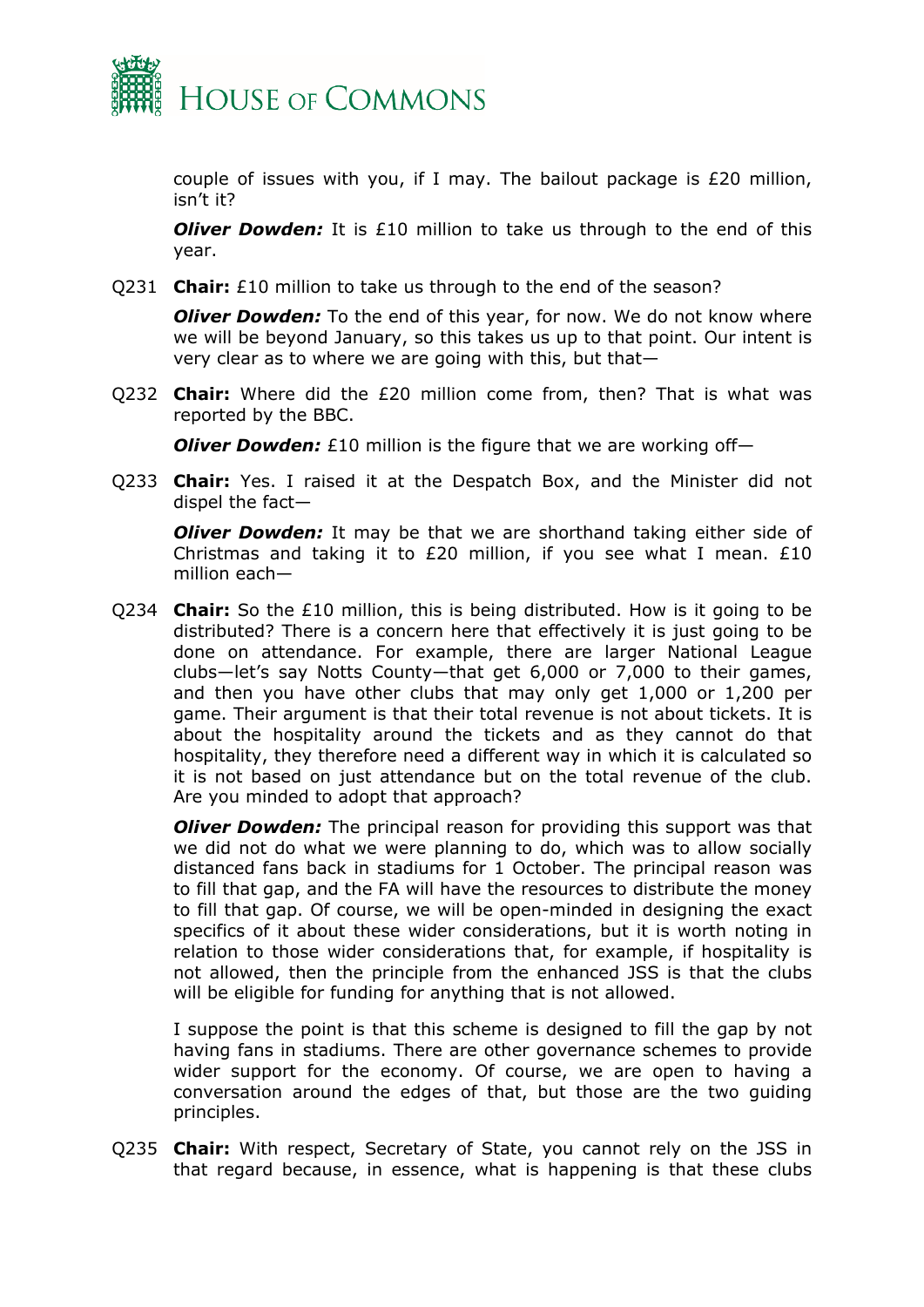couple of issues with you, if I may. The bailout package is £20 million, isn't it?

***Oliver Dowden:*** It is £10 million to take us through to the end of this year.

Q231 **Chair:** £10 million to take us through to the end of the season?

***Oliver Dowden:*** To the end of this year, for now. We do not know where we will be beyond January, so this takes us up to that point. Our intent is very clear as to where we are going with this, but that—

Q232 **Chair:** Where did the £20 million come from, then? That is what was reported by the BBC.

***Oliver Dowden:*** £10 million is the figure that we are working off—

Q233 **Chair:** Yes. I raised it at the Despatch Box, and the Minister did not dispel the fact—

***Oliver Dowden:*** It may be that we are shorthand taking either side of Christmas and taking it to £20 million, if you see what I mean. £10 million each—

Q234 **Chair:** So the £10 million, this is being distributed. How is it going to be distributed? There is a concern here that effectively it is just going to be done on attendance. For example, there are larger National League clubs—let's say Notts County—that get 6,000 or 7,000 to their games, and then you have other clubs that may only get 1,000 or 1,200 per game. Their argument is that their total revenue is not about tickets. It is about the hospitality around the tickets and as they cannot do that hospitality, they therefore need a different way in which it is calculated so it is not based on just attendance but on the total revenue of the club. Are you minded to adopt that approach?

***Oliver Dowden:*** The principal reason for providing this support was that we did not do what we were planning to do, which was to allow socially distanced fans back in stadiums for 1 October. The principal reason was to fill that gap, and the FA will have the resources to distribute the money to fill that gap. Of course, we will be open-minded in designing the exact specifics of it about these wider considerations, but it is worth noting in relation to those wider considerations that, for example, if hospitality is not allowed, then the principle from the enhanced JSS is that the clubs will be eligible for funding for anything that is not allowed.

I suppose the point is that this scheme is designed to fill the gap by not having fans in stadiums. There are other governance schemes to provide wider support for the economy. Of course, we are open to having a conversation around the edges of that, but those are the two guiding principles.

Q235 **Chair:** With respect, Secretary of State, you cannot rely on the JSS in that regard because, in essence, what is happening is that these clubs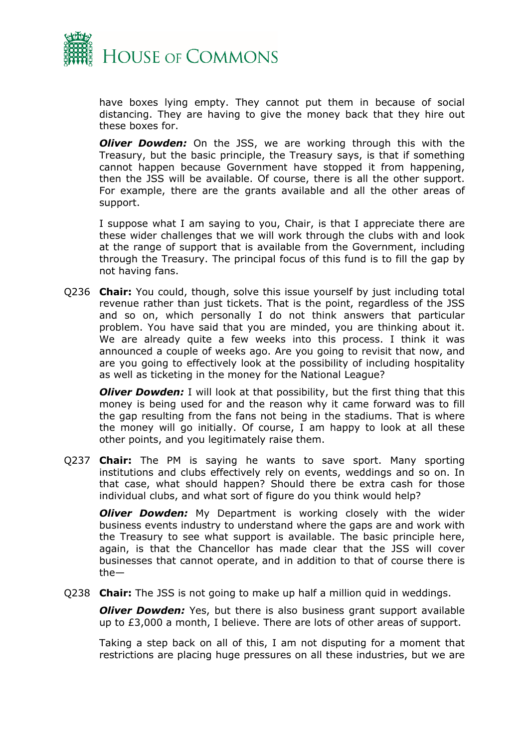have boxes lying empty. They cannot put them in because of social distancing. They are having to give the money back that they hire out these boxes for.

***Oliver Dowden:*** On the JSS, we are working through this with the Treasury, but the basic principle, the Treasury says, is that if something cannot happen because Government have stopped it from happening, then the JSS will be available. Of course, there is all the other support. For example, there are the grants available and all the other areas of support.

I suppose what I am saying to you, Chair, is that I appreciate there are these wider challenges that we will work through the clubs with and look at the range of support that is available from the Government, including through the Treasury. The principal focus of this fund is to fill the gap by not having fans.

Q236 **Chair:** You could, though, solve this issue yourself by just including total revenue rather than just tickets. That is the point, regardless of the JSS and so on, which personally I do not think answers that particular problem. You have said that you are minded, you are thinking about it. We are already quite a few weeks into this process. I think it was announced a couple of weeks ago. Are you going to revisit that now, and are you going to effectively look at the possibility of including hospitality as well as ticketing in the money for the National League?

***Oliver Dowden:*** I will look at that possibility, but the first thing that this money is being used for and the reason why it came forward was to fill the gap resulting from the fans not being in the stadiums. That is where the money will go initially. Of course, I am happy to look at all these other points, and you legitimately raise them.

Q237 **Chair:** The PM is saying he wants to save sport. Many sporting institutions and clubs effectively rely on events, weddings and so on. In that case, what should happen? Should there be extra cash for those individual clubs, and what sort of figure do you think would help?

***Oliver Dowden:*** My Department is working closely with the wider business events industry to understand where the gaps are and work with the Treasury to see what support is available. The basic principle here, again, is that the Chancellor has made clear that the JSS will cover businesses that cannot operate, and in addition to that of course there is the—

Q238 **Chair:** The JSS is not going to make up half a million quid in weddings.

***Oliver Dowden:*** Yes, but there is also business grant support available up to £3,000 a month, I believe. There are lots of other areas of support.

Taking a step back on all of this, I am not disputing for a moment that restrictions are placing huge pressures on all these industries, but we are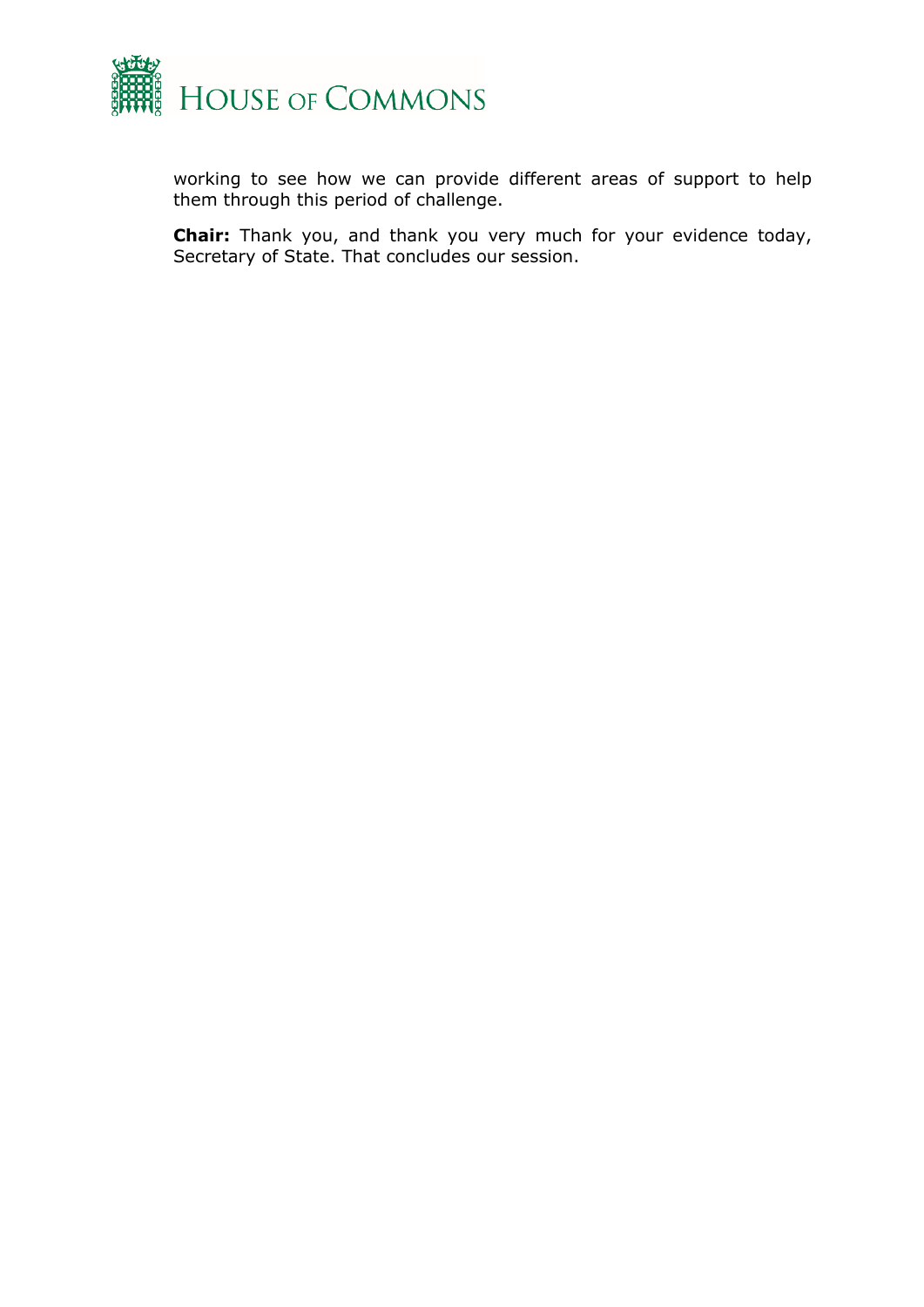working to see how we can provide different areas of support to help them through this period of challenge.

**Chair:** Thank you, and thank you very much for your evidence today, Secretary of State. That concludes our session.